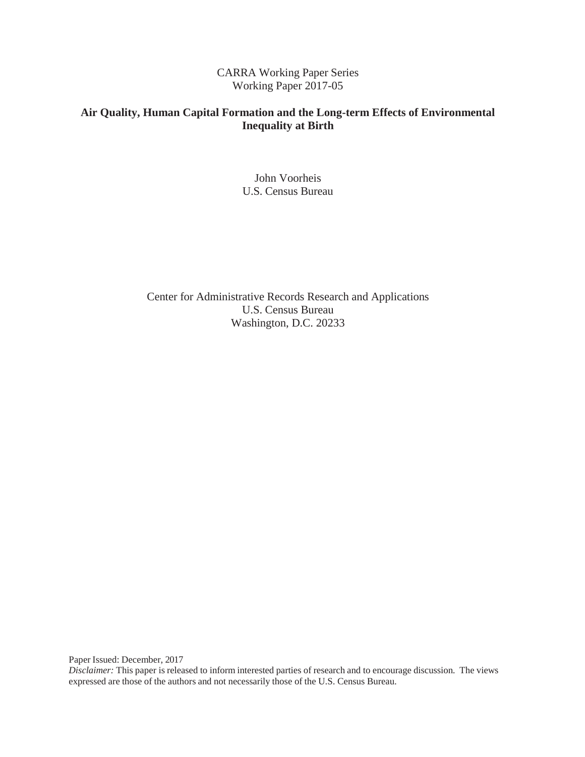CARRA Working Paper Series
Working Paper 2017-05

# Air Quality, Human Capital Formation and the Long-term Effects of Environmental Inequality at Birth

John Voorheis
U.S. Census Bureau

Center for Administrative Records Research and Applications
U.S. Census Bureau
Washington, D.C. 20233

Paper Issued: December, 2017

*Disclaimer:* This paper is released to inform interested parties of research and to encourage discussion. The views expressed are those of the authors and not necessarily those of the U.S. Census Bureau.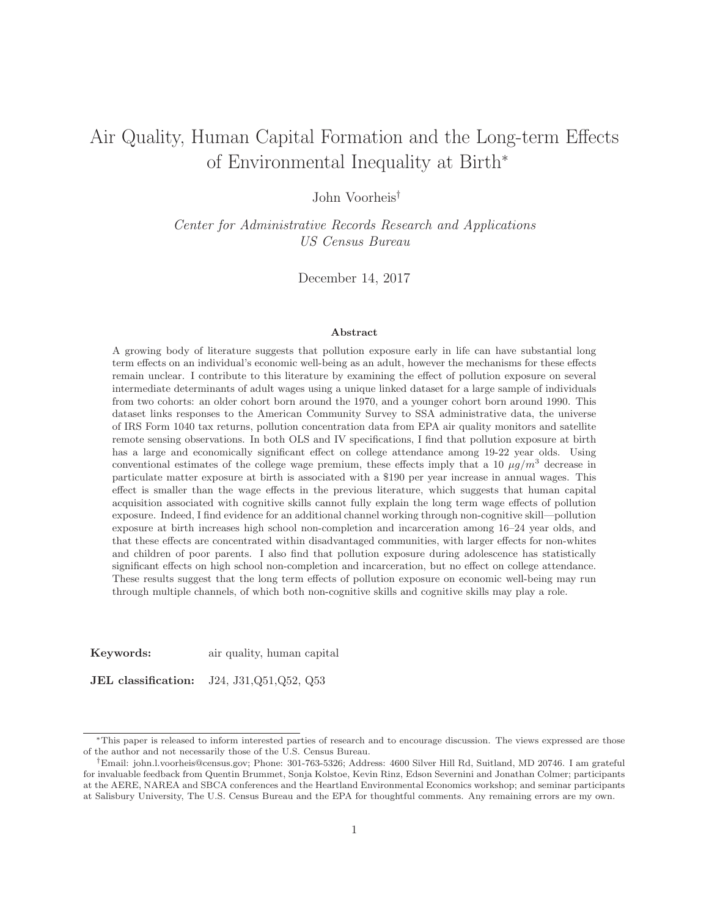# Air Quality, Human Capital Formation and the Long-term Effects of Environmental Inequality at Birth[*]

John Voorheis[†]

*Center for Administrative Records Research and Applications*
*US Census Bureau*

December 14, 2017

### Abstract

A growing body of literature suggests that pollution exposure early in life can have substantial long term effects on an individual's economic well-being as an adult, however the mechanisms for these effects remain unclear. I contribute to this literature by examining the effect of pollution exposure on several intermediate determinants of adult wages using a unique linked dataset for a large sample of individuals from two cohorts: an older cohort born around the 1970, and a younger cohort born around 1990. This dataset links responses to the American Community Survey to SSA administrative data, the universe of IRS Form 1040 tax returns, pollution concentration data from EPA air quality monitors and satellite remote sensing observations. In both OLS and IV specifications, I find that pollution exposure at birth has a large and economically significant effect on college attendance among 19-22 year olds. Using conventional estimates of the college wage premium, these effects imply that a 10 $\mu g/m^3$ decrease in particulate matter exposure at birth is associated with a \$190 per year increase in annual wages. This effect is smaller than the wage effects in the previous literature, which suggests that human capital acquisition associated with cognitive skills cannot fully explain the long term wage effects of pollution exposure. Indeed, I find evidence for an additional channel working through non-cognitive skill—pollution exposure at birth increases high school non-completion and incarceration among 16–24 year olds, and that these effects are concentrated within disadvantaged communities, with larger effects for non-whites and children of poor parents. I also find that pollution exposure during adolescence has statistically significant effects on high school non-completion and incarceration, but no effect on college attendance. These results suggest that the long term effects of pollution exposure on economic well-being may run through multiple channels, of which both non-cognitive skills and cognitive skills may play a role.

**Keywords:** air quality, human capital

**JEL classification:** J24, J31,Q51,Q52, Q53

---

[*]This paper is released to inform interested parties of research and to encourage discussion. The views expressed are those of the author and not necessarily those of the U.S. Census Bureau.

[†]Email: john.l.voorheis@census.gov; Phone: 301-763-5326; Address: 4600 Silver Hill Rd, Suitland, MD 20746. I am grateful for invaluable feedback from Quentin Brummet, Sonja Kolstoe, Kevin Rinz, Edson Severnini and Jonathan Colmer; participants at the AERE, NAREA and SBCA conferences and the Heartland Environmental Economics workshop; and seminar participants at Salisbury University, The U.S. Census Bureau and the EPA for thoughtful comments. Any remaining errors are my own.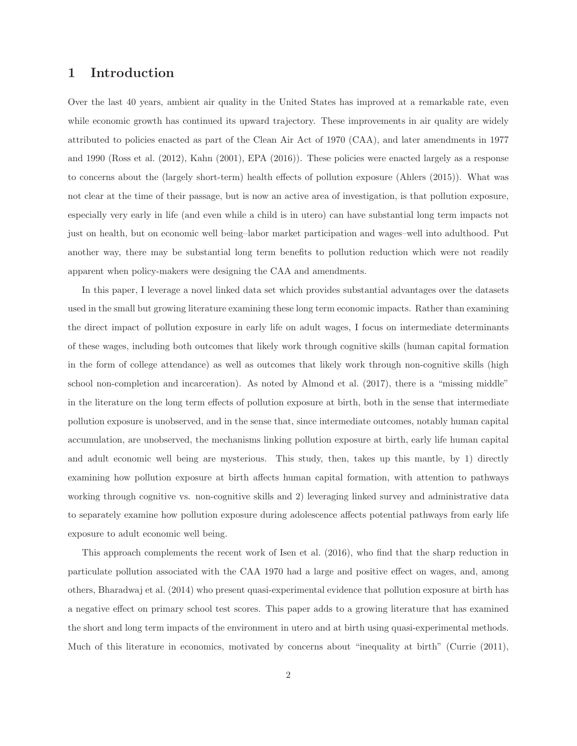# 1 Introduction

Over the last 40 years, ambient air quality in the United States has improved at a remarkable rate, even while economic growth has continued its upward trajectory. These improvements in air quality are widely attributed to policies enacted as part of the Clean Air Act of 1970 (CAA), and later amendments in 1977 and 1990 (Ross et al. (2012), Kahn (2001), EPA (2016)). These policies were enacted largely as a response to concerns about the (largely short-term) health effects of pollution exposure (Ahlers (2015)). What was not clear at the time of their passage, but is now an active area of investigation, is that pollution exposure, especially very early in life (and even while a child is in utero) can have substantial long term impacts not just on health, but on economic well being–labor market participation and wages–well into adulthood. Put another way, there may be substantial long term benefits to pollution reduction which were not readily apparent when policy-makers were designing the CAA and amendments.

In this paper, I leverage a novel linked data set which provides substantial advantages over the datasets used in the small but growing literature examining these long term economic impacts. Rather than examining the direct impact of pollution exposure in early life on adult wages, I focus on intermediate determinants of these wages, including both outcomes that likely work through cognitive skills (human capital formation in the form of college attendance) as well as outcomes that likely work through non-cognitive skills (high school non-completion and incarceration). As noted by Almond et al. (2017), there is a "missing middle" in the literature on the long term effects of pollution exposure at birth, both in the sense that intermediate pollution exposure is unobserved, and in the sense that, since intermediate outcomes, notably human capital accumulation, are unobserved, the mechanisms linking pollution exposure at birth, early life human capital and adult economic well being are mysterious. This study, then, takes up this mantle, by 1) directly examining how pollution exposure at birth affects human capital formation, with attention to pathways working through cognitive vs. non-cognitive skills and 2) leveraging linked survey and administrative data to separately examine how pollution exposure during adolescence affects potential pathways from early life exposure to adult economic well being.

This approach complements the recent work of Isen et al. (2016), who find that the sharp reduction in particulate pollution associated with the CAA 1970 had a large and positive effect on wages, and, among others, Bharadwaj et al. (2014) who present quasi-experimental evidence that pollution exposure at birth has a negative effect on primary school test scores. This paper adds to a growing literature that has examined the short and long term impacts of the environment in utero and at birth using quasi-experimental methods. Much of this literature in economics, motivated by concerns about "inequality at birth" (Currie (2011),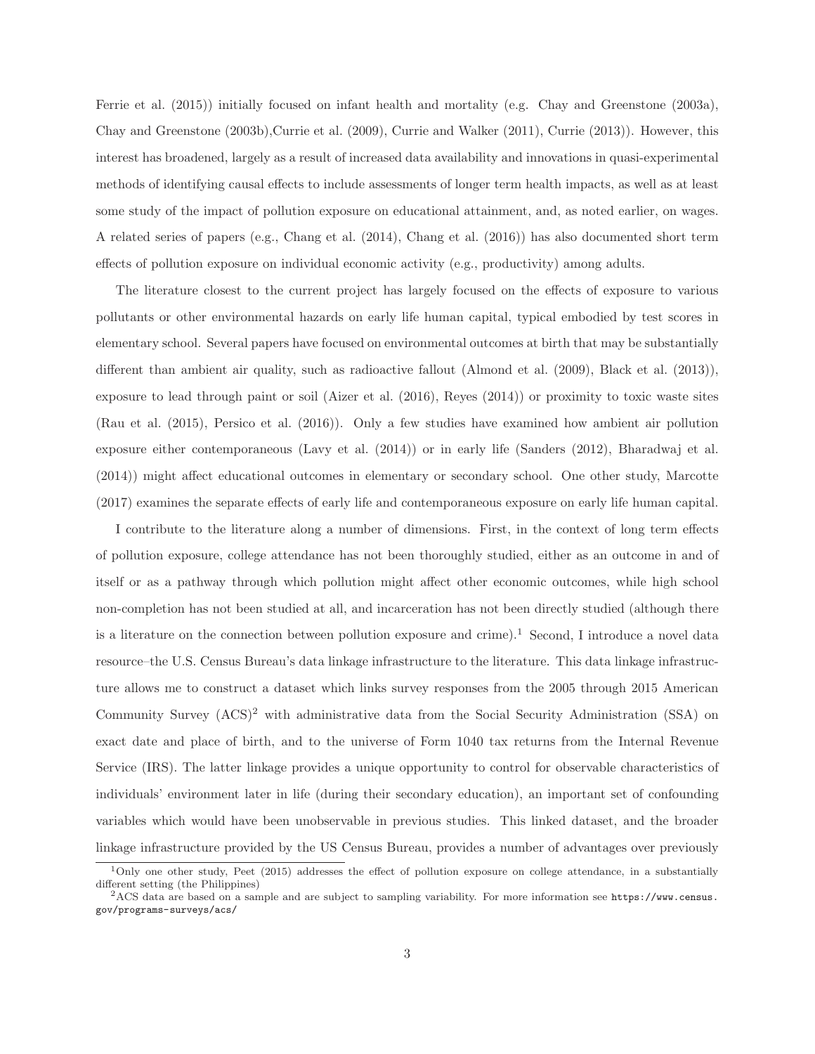Ferrie et al. (2015)) initially focused on infant health and mortality (e.g. Chay and Greenstone (2003a), Chay and Greenstone (2003b),Currie et al. (2009), Currie and Walker (2011), Currie (2013)). However, this interest has broadened, largely as a result of increased data availability and innovations in quasi-experimental methods of identifying causal effects to include assessments of longer term health impacts, as well as at least some study of the impact of pollution exposure on educational attainment, and, as noted earlier, on wages. A related series of papers (e.g., Chang et al. (2014), Chang et al. (2016)) has also documented short term effects of pollution exposure on individual economic activity (e.g., productivity) among adults.

The literature closest to the current project has largely focused on the effects of exposure to various pollutants or other environmental hazards on early life human capital, typical embodied by test scores in elementary school. Several papers have focused on environmental outcomes at birth that may be substantially different than ambient air quality, such as radioactive fallout (Almond et al. (2009), Black et al. (2013)), exposure to lead through paint or soil (Aizer et al. (2016), Reyes (2014)) or proximity to toxic waste sites (Rau et al. (2015), Persico et al. (2016)). Only a few studies have examined how ambient air pollution exposure either contemporaneous (Lavy et al. (2014)) or in early life (Sanders (2012), Bharadwaj et al. (2014)) might affect educational outcomes in elementary or secondary school. One other study, Marcotte (2017) examines the separate effects of early life and contemporaneous exposure on early life human capital.

I contribute to the literature along a number of dimensions. First, in the context of long term effects of pollution exposure, college attendance has not been thoroughly studied, either as an outcome in and of itself or as a pathway through which pollution might affect other economic outcomes, while high school non-completion has not been studied at all, and incarceration has not been directly studied (although there is a literature on the connection between pollution exposure and crime).[1] Second, I introduce a novel data resource–the U.S. Census Bureau's data linkage infrastructure to the literature. This data linkage infrastructure allows me to construct a dataset which links survey responses from the 2005 through 2015 American Community Survey (ACS)[2] with administrative data from the Social Security Administration (SSA) on exact date and place of birth, and to the universe of Form 1040 tax returns from the Internal Revenue Service (IRS). The latter linkage provides a unique opportunity to control for observable characteristics of individuals' environment later in life (during their secondary education), an important set of confounding variables which would have been unobservable in previous studies. This linked dataset, and the broader linkage infrastructure provided by the US Census Bureau, provides a number of advantages over previously

[1] Only one other study, Peet (2015) addresses the effect of pollution exposure on college attendance, in a substantially different setting (the Philippines)

[2] ACS data are based on a sample and are subject to sampling variability. For more information see https://www.census.gov/programs-surveys/acs/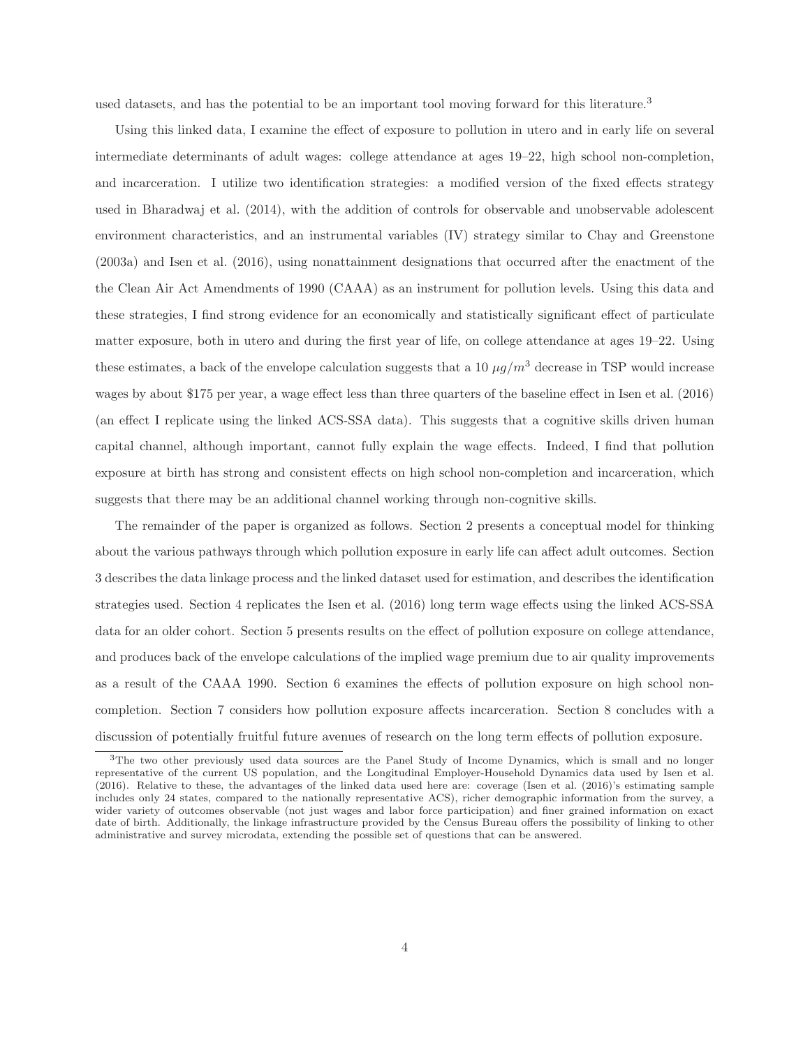used datasets, and has the potential to be an important tool moving forward for this literature.[3]

Using this linked data, I examine the effect of exposure to pollution in utero and in early life on several intermediate determinants of adult wages: college attendance at ages 19–22, high school non-completion, and incarceration. I utilize two identification strategies: a modified version of the fixed effects strategy used in Bharadwaj et al. (2014), with the addition of controls for observable and unobservable adolescent environment characteristics, and an instrumental variables (IV) strategy similar to Chay and Greenstone (2003a) and Isen et al. (2016), using nonattainment designations that occurred after the enactment of the the Clean Air Act Amendments of 1990 (CAAA) as an instrument for pollution levels. Using this data and these strategies, I find strong evidence for an economically and statistically significant effect of particulate matter exposure, both in utero and during the first year of life, on college attendance at ages 19–22. Using these estimates, a back of the envelope calculation suggests that a 10 $\mu g/m^3$ decrease in TSP would increase wages by about \$175 per year, a wage effect less than three quarters of the baseline effect in Isen et al. (2016) (an effect I replicate using the linked ACS-SSA data). This suggests that a cognitive skills driven human capital channel, although important, cannot fully explain the wage effects. Indeed, I find that pollution exposure at birth has strong and consistent effects on high school non-completion and incarceration, which suggests that there may be an additional channel working through non-cognitive skills.

The remainder of the paper is organized as follows. Section 2 presents a conceptual model for thinking about the various pathways through which pollution exposure in early life can affect adult outcomes. Section 3 describes the data linkage process and the linked dataset used for estimation, and describes the identification strategies used. Section 4 replicates the Isen et al. (2016) long term wage effects using the linked ACS-SSA data for an older cohort. Section 5 presents results on the effect of pollution exposure on college attendance, and produces back of the envelope calculations of the implied wage premium due to air quality improvements as a result of the CAAA 1990. Section 6 examines the effects of pollution exposure on high school non-completion. Section 7 considers how pollution exposure affects incarceration. Section 8 concludes with a discussion of potentially fruitful future avenues of research on the long term effects of pollution exposure.

[3] The two other previously used data sources are the Panel Study of Income Dynamics, which is small and no longer representative of the current US population, and the Longitudinal Employer-Household Dynamics data used by Isen et al. (2016). Relative to these, the advantages of the linked data used here are: coverage (Isen et al. (2016)'s estimating sample includes only 24 states, compared to the nationally representative ACS), richer demographic information from the survey, a wider variety of outcomes observable (not just wages and labor force participation) and finer grained information on exact date of birth. Additionally, the linkage infrastructure provided by the Census Bureau offers the possibility of linking to other administrative and survey microdata, extending the possible set of questions that can be answered.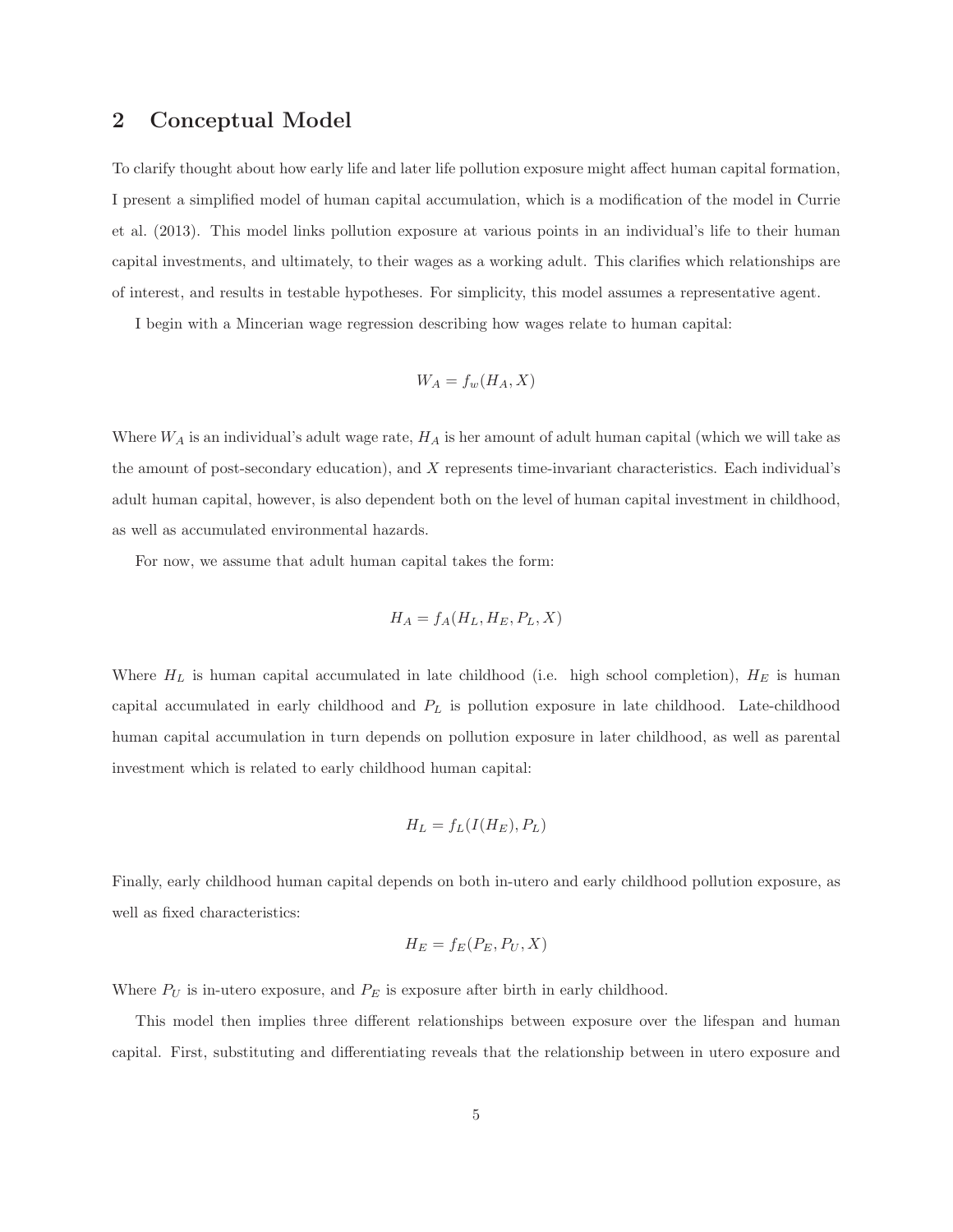## 2 Conceptual Model

To clarify thought about how early life and later life pollution exposure might affect human capital formation, I present a simplified model of human capital accumulation, which is a modification of the model in Currie et al. (2013). This model links pollution exposure at various points in an individual's life to their human capital investments, and ultimately, to their wages as a working adult. This clarifies which relationships are of interest, and results in testable hypotheses. For simplicity, this model assumes a representative agent.

I begin with a Mincerian wage regression describing how wages relate to human capital:

$$W_A = f_w(H_A, X)$$

Where $W_A$ is an individual's adult wage rate, $H_A$ is her amount of adult human capital (which we will take as the amount of post-secondary education), and $X$ represents time-invariant characteristics. Each individual's adult human capital, however, is also dependent both on the level of human capital investment in childhood, as well as accumulated environmental hazards.

For now, we assume that adult human capital takes the form:

$$H_A = f_A(H_L, H_E, P_L, X)$$

Where $H_L$ is human capital accumulated in late childhood (i.e. high school completion), $H_E$ is human capital accumulated in early childhood and $P_L$ is pollution exposure in late childhood. Late-childhood human capital accumulation in turn depends on pollution exposure in later childhood, as well as parental investment which is related to early childhood human capital:

$$H_L = f_L(I(H_E), P_L)$$

Finally, early childhood human capital depends on both in-utero and early childhood pollution exposure, as well as fixed characteristics:

$$H_E = f_E(P_E, P_U, X)$$

Where $P_U$ is in-utero exposure, and $P_E$ is exposure after birth in early childhood.

This model then implies three different relationships between exposure over the lifespan and human capital. First, substituting and differentiating reveals that the relationship between in utero exposure and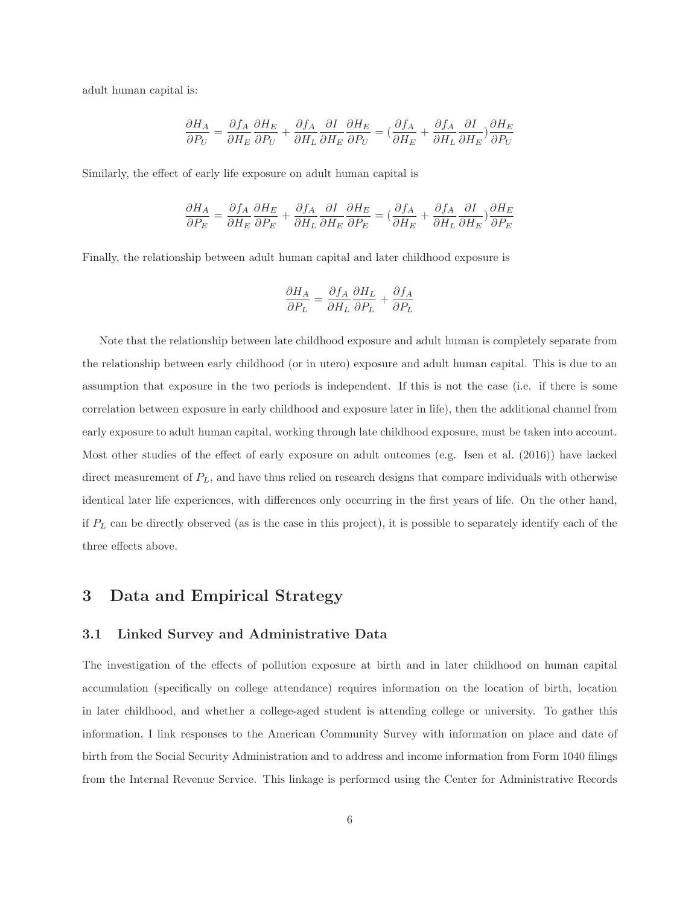adult human capital is:

$$\frac{\partial H_A}{\partial P_U} = \frac{\partial f_A}{\partial H_E}\frac{\partial H_E}{\partial P_U} + \frac{\partial f_A}{\partial H_L}\frac{\partial I}{\partial H_E}\frac{\partial H_E}{\partial P_U} = (\frac{\partial f_A}{\partial H_E} + \frac{\partial f_A}{\partial H_L}\frac{\partial I}{\partial H_E})\frac{\partial H_E}{\partial P_U}$$

Similarly, the effect of early life exposure on adult human capital is

$$\frac{\partial H_A}{\partial P_E} = \frac{\partial f_A}{\partial H_E}\frac{\partial H_E}{\partial P_E} + \frac{\partial f_A}{\partial H_L}\frac{\partial I}{\partial H_E}\frac{\partial H_E}{\partial P_E} = (\frac{\partial f_A}{\partial H_E} + \frac{\partial f_A}{\partial H_L}\frac{\partial I}{\partial H_E})\frac{\partial H_E}{\partial P_E}$$

Finally, the relationship between adult human capital and later childhood exposure is

$$\frac{\partial H_A}{\partial P_L} = \frac{\partial f_A}{\partial H_L}\frac{\partial H_L}{\partial P_L} + \frac{\partial f_A}{\partial P_L}$$

Note that the relationship between late childhood exposure and adult human is completely separate from the relationship between early childhood (or in utero) exposure and adult human capital. This is due to an assumption that exposure in the two periods is independent. If this is not the case (i.e. if there is some correlation between exposure in early childhood and exposure later in life), then the additional channel from early exposure to adult human capital, working through late childhood exposure, must be taken into account. Most other studies of the effect of early exposure on adult outcomes (e.g. Isen et al. (2016)) have lacked direct measurement of $P_L$, and have thus relied on research designs that compare individuals with otherwise identical later life experiences, with differences only occurring in the first years of life. On the other hand, if $P_L$ can be directly observed (as is the case in this project), it is possible to separately identify each of the three effects above.

# 3 Data and Empirical Strategy

## 3.1 Linked Survey and Administrative Data

The investigation of the effects of pollution exposure at birth and in later childhood on human capital accumulation (specifically on college attendance) requires information on the location of birth, location in later childhood, and whether a college-aged student is attending college or university. To gather this information, I link responses to the American Community Survey with information on place and date of birth from the Social Security Administration and to address and income information from Form 1040 filings from the Internal Revenue Service. This linkage is performed using the Center for Administrative Records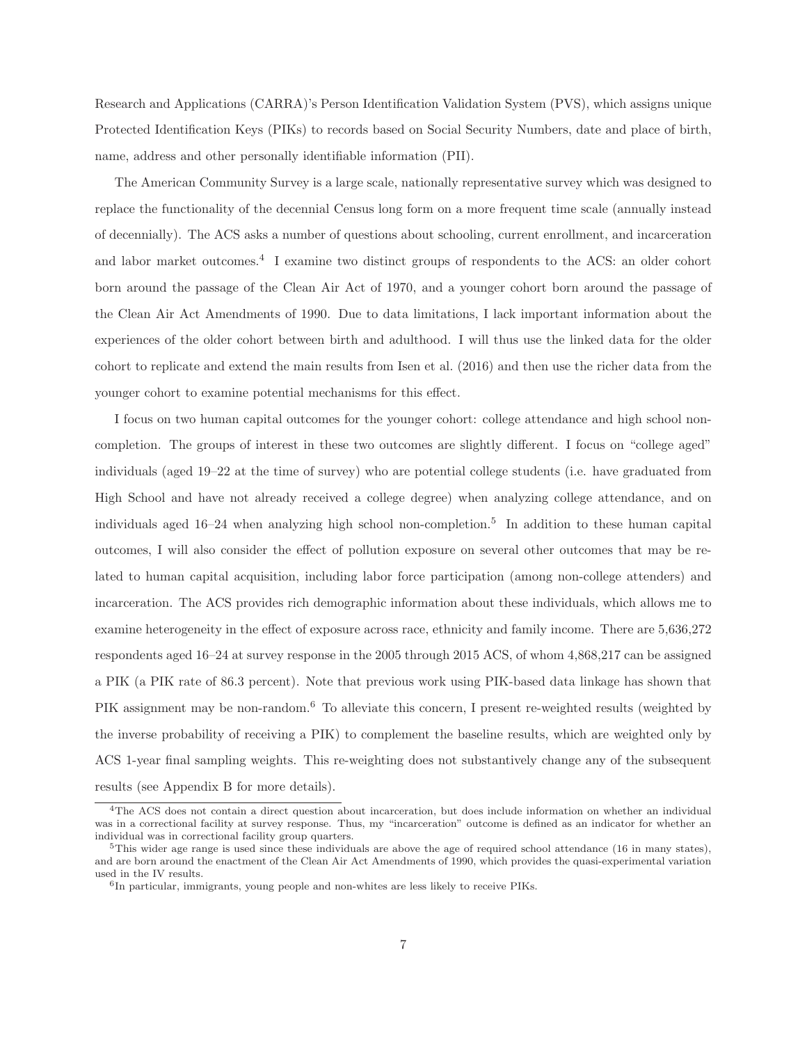Research and Applications (CARRA)'s Person Identification Validation System (PVS), which assigns unique Protected Identification Keys (PIKs) to records based on Social Security Numbers, date and place of birth, name, address and other personally identifiable information (PII).

The American Community Survey is a large scale, nationally representative survey which was designed to replace the functionality of the decennial Census long form on a more frequent time scale (annually instead of decennially). The ACS asks a number of questions about schooling, current enrollment, and incarceration and labor market outcomes.[4] I examine two distinct groups of respondents to the ACS: an older cohort born around the passage of the Clean Air Act of 1970, and a younger cohort born around the passage of the Clean Air Act Amendments of 1990. Due to data limitations, I lack important information about the experiences of the older cohort between birth and adulthood. I will thus use the linked data for the older cohort to replicate and extend the main results from Isen et al. (2016) and then use the richer data from the younger cohort to examine potential mechanisms for this effect.

I focus on two human capital outcomes for the younger cohort: college attendance and high school non-completion. The groups of interest in these two outcomes are slightly different. I focus on "college aged" individuals (aged 19–22 at the time of survey) who are potential college students (i.e. have graduated from High School and have not already received a college degree) when analyzing college attendance, and on individuals aged 16–24 when analyzing high school non-completion.[5] In addition to these human capital outcomes, I will also consider the effect of pollution exposure on several other outcomes that may be related to human capital acquisition, including labor force participation (among non-college attenders) and incarceration. The ACS provides rich demographic information about these individuals, which allows me to examine heterogeneity in the effect of exposure across race, ethnicity and family income. There are 5,636,272 respondents aged 16–24 at survey response in the 2005 through 2015 ACS, of whom 4,868,217 can be assigned a PIK (a PIK rate of 86.3 percent). Note that previous work using PIK-based data linkage has shown that PIK assignment may be non-random.[6] To alleviate this concern, I present re-weighted results (weighted by the inverse probability of receiving a PIK) to complement the baseline results, which are weighted only by ACS 1-year final sampling weights. This re-weighting does not substantively change any of the subsequent results (see Appendix B for more details).

[4] The ACS does not contain a direct question about incarceration, but does include information on whether an individual was in a correctional facility at survey response. Thus, my "incarceration" outcome is defined as an indicator for whether an individual was in correctional facility group quarters.

[5] This wider age range is used since these individuals are above the age of required school attendance (16 in many states), and are born around the enactment of the Clean Air Act Amendments of 1990, which provides the quasi-experimental variation used in the IV results.

[6] In particular, immigrants, young people and non-whites are less likely to receive PIKs.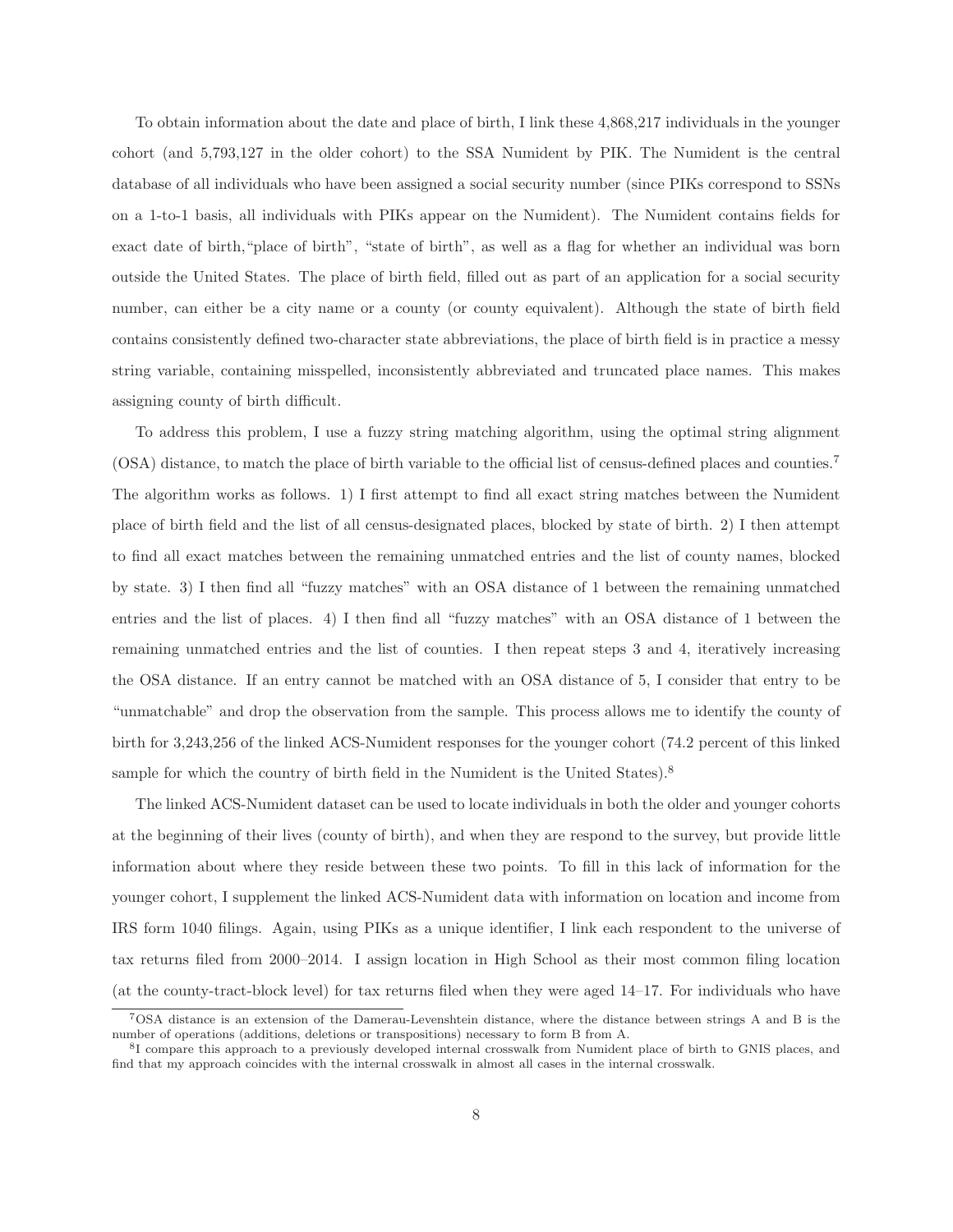To obtain information about the date and place of birth, I link these 4,868,217 individuals in the younger cohort (and 5,793,127 in the older cohort) to the SSA Numident by PIK. The Numident is the central database of all individuals who have been assigned a social security number (since PIKs correspond to SSNs on a 1-to-1 basis, all individuals with PIKs appear on the Numident). The Numident contains fields for exact date of birth,"place of birth", "state of birth", as well as a flag for whether an individual was born outside the United States. The place of birth field, filled out as part of an application for a social security number, can either be a city name or a county (or county equivalent). Although the state of birth field contains consistently defined two-character state abbreviations, the place of birth field is in practice a messy string variable, containing misspelled, inconsistently abbreviated and truncated place names. This makes assigning county of birth difficult.

To address this problem, I use a fuzzy string matching algorithm, using the optimal string alignment (OSA) distance, to match the place of birth variable to the official list of census-defined places and counties.[7] The algorithm works as follows. 1) I first attempt to find all exact string matches between the Numident place of birth field and the list of all census-designated places, blocked by state of birth. 2) I then attempt to find all exact matches between the remaining unmatched entries and the list of county names, blocked by state. 3) I then find all "fuzzy matches" with an OSA distance of 1 between the remaining unmatched entries and the list of places. 4) I then find all "fuzzy matches" with an OSA distance of 1 between the remaining unmatched entries and the list of counties. I then repeat steps 3 and 4, iteratively increasing the OSA distance. If an entry cannot be matched with an OSA distance of 5, I consider that entry to be "unmatchable" and drop the observation from the sample. This process allows me to identify the county of birth for 3,243,256 of the linked ACS-Numident responses for the younger cohort (74.2 percent of this linked sample for which the country of birth field in the Numident is the United States).[8]

The linked ACS-Numident dataset can be used to locate individuals in both the older and younger cohorts at the beginning of their lives (county of birth), and when they are respond to the survey, but provide little information about where they reside between these two points. To fill in this lack of information for the younger cohort, I supplement the linked ACS-Numident data with information on location and income from IRS form 1040 filings. Again, using PIKs as a unique identifier, I link each respondent to the universe of tax returns filed from 2000–2014. I assign location in High School as their most common filing location (at the county-tract-block level) for tax returns filed when they were aged 14–17. For individuals who have

[7] OSA distance is an extension of the Damerau-Levenshtein distance, where the distance between strings A and B is the number of operations (additions, deletions or transpositions) necessary to form B from A.

[8] I compare this approach to a previously developed internal crosswalk from Numident place of birth to GNIS places, and find that my approach coincides with the internal crosswalk in almost all cases in the internal crosswalk.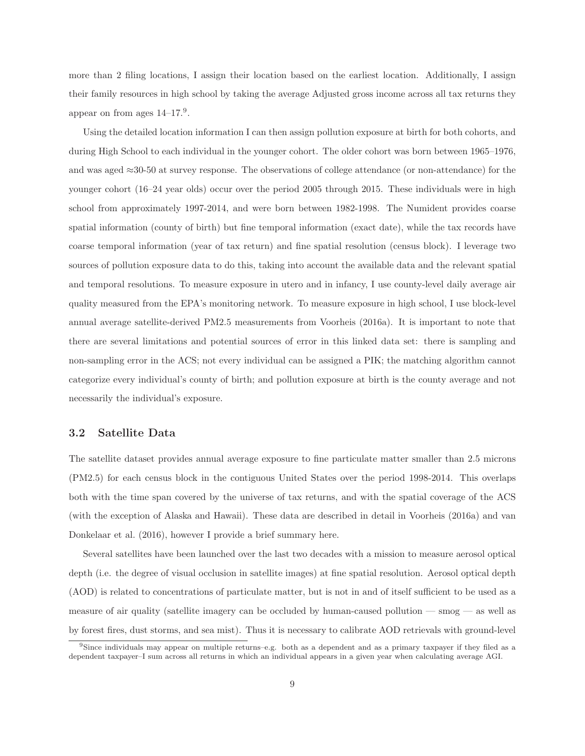more than 2 filing locations, I assign their location based on the earliest location. Additionally, I assign their family resources in high school by taking the average Adjusted gross income across all tax returns they appear on from ages 14–17.[9].

Using the detailed location information I can then assign pollution exposure at birth for both cohorts, and during High School to each individual in the younger cohort. The older cohort was born between 1965–1976, and was aged ≈30-50 at survey response. The observations of college attendance (or non-attendance) for the younger cohort (16–24 year olds) occur over the period 2005 through 2015. These individuals were in high school from approximately 1997-2014, and were born between 1982-1998. The Numident provides coarse spatial information (county of birth) but fine temporal information (exact date), while the tax records have coarse temporal information (year of tax return) and fine spatial resolution (census block). I leverage two sources of pollution exposure data to do this, taking into account the available data and the relevant spatial and temporal resolutions. To measure exposure in utero and in infancy, I use county-level daily average air quality measured from the EPA's monitoring network. To measure exposure in high school, I use block-level annual average satellite-derived PM2.5 measurements from Voorheis (2016a). It is important to note that there are several limitations and potential sources of error in this linked data set: there is sampling and non-sampling error in the ACS; not every individual can be assigned a PIK; the matching algorithm cannot categorize every individual's county of birth; and pollution exposure at birth is the county average and not necessarily the individual's exposure.

### 3.2 Satellite Data

The satellite dataset provides annual average exposure to fine particulate matter smaller than 2.5 microns (PM2.5) for each census block in the contiguous United States over the period 1998-2014. This overlaps both with the time span covered by the universe of tax returns, and with the spatial coverage of the ACS (with the exception of Alaska and Hawaii). These data are described in detail in Voorheis (2016a) and van Donkelaar et al. (2016), however I provide a brief summary here.

Several satellites have been launched over the last two decades with a mission to measure aerosol optical depth (i.e. the degree of visual occlusion in satellite images) at fine spatial resolution. Aerosol optical depth (AOD) is related to concentrations of particulate matter, but is not in and of itself sufficient to be used as a measure of air quality (satellite imagery can be occluded by human-caused pollution — smog — as well as by forest fires, dust storms, and sea mist). Thus it is necessary to calibrate AOD retrievals with ground-level

[9]Since individuals may appear on multiple returns–e.g. both as a dependent and as a primary taxpayer if they filed as a dependent taxpayer–I sum across all returns in which an individual appears in a given year when calculating average AGI.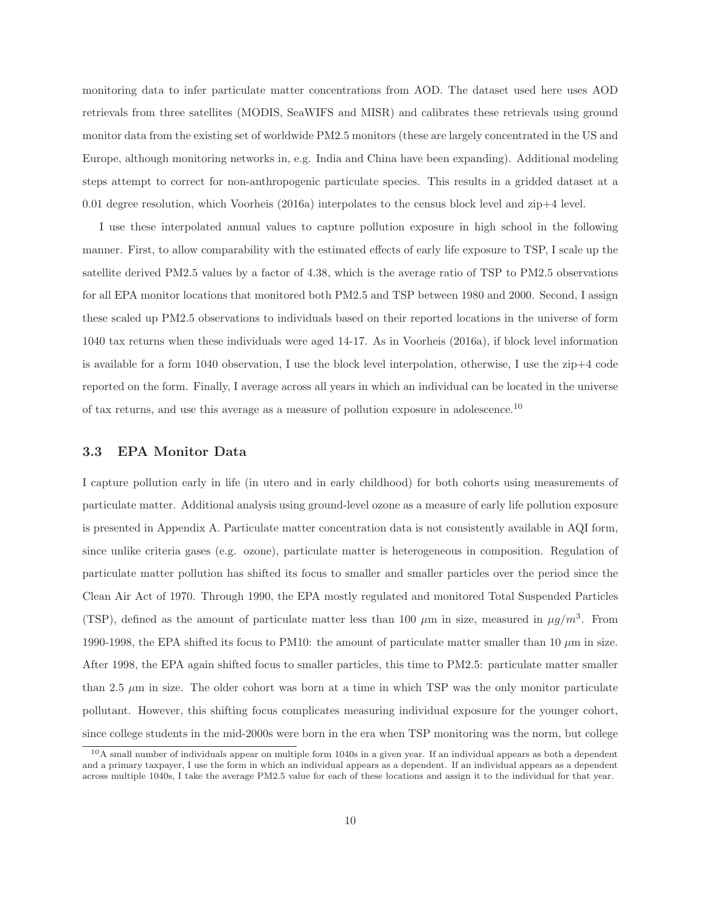monitoring data to infer particulate matter concentrations from AOD. The dataset used here uses AOD retrievals from three satellites (MODIS, SeaWIFS and MISR) and calibrates these retrievals using ground monitor data from the existing set of worldwide PM2.5 monitors (these are largely concentrated in the US and Europe, although monitoring networks in, e.g. India and China have been expanding). Additional modeling steps attempt to correct for non-anthropogenic particulate species. This results in a gridded dataset at a 0.01 degree resolution, which Voorheis (2016a) interpolates to the census block level and zip+4 level.

I use these interpolated annual values to capture pollution exposure in high school in the following manner. First, to allow comparability with the estimated effects of early life exposure to TSP, I scale up the satellite derived PM2.5 values by a factor of 4.38, which is the average ratio of TSP to PM2.5 observations for all EPA monitor locations that monitored both PM2.5 and TSP between 1980 and 2000. Second, I assign these scaled up PM2.5 observations to individuals based on their reported locations in the universe of form 1040 tax returns when these individuals were aged 14-17. As in Voorheis (2016a), if block level information is available for a form 1040 observation, I use the block level interpolation, otherwise, I use the zip+4 code reported on the form. Finally, I average across all years in which an individual can be located in the universe of tax returns, and use this average as a measure of pollution exposure in adolescence.[10]

### 3.3 EPA Monitor Data

I capture pollution early in life (in utero and in early childhood) for both cohorts using measurements of particulate matter. Additional analysis using ground-level ozone as a measure of early life pollution exposure is presented in Appendix A. Particulate matter concentration data is not consistently available in AQI form, since unlike criteria gases (e.g. ozone), particulate matter is heterogeneous in composition. Regulation of particulate matter pollution has shifted its focus to smaller and smaller particles over the period since the Clean Air Act of 1970. Through 1990, the EPA mostly regulated and monitored Total Suspended Particles (TSP), defined as the amount of particulate matter less than 100 $\mu$m in size, measured in $\mu g/m^3$. From 1990-1998, the EPA shifted its focus to PM10: the amount of particulate matter smaller than 10 $\mu$m in size. After 1998, the EPA again shifted focus to smaller particles, this time to PM2.5: particulate matter smaller than 2.5 $\mu$m in size. The older cohort was born at a time in which TSP was the only monitor particulate pollutant. However, this shifting focus complicates measuring individual exposure for the younger cohort, since college students in the mid-2000s were born in the era when TSP monitoring was the norm, but college

[10] A small number of individuals appear on multiple form 1040s in a given year. If an individual appears as both a dependent and a primary taxpayer, I use the form in which an individual appears as a dependent. If an individual appears as a dependent across multiple 1040s, I take the average PM2.5 value for each of these locations and assign it to the individual for that year.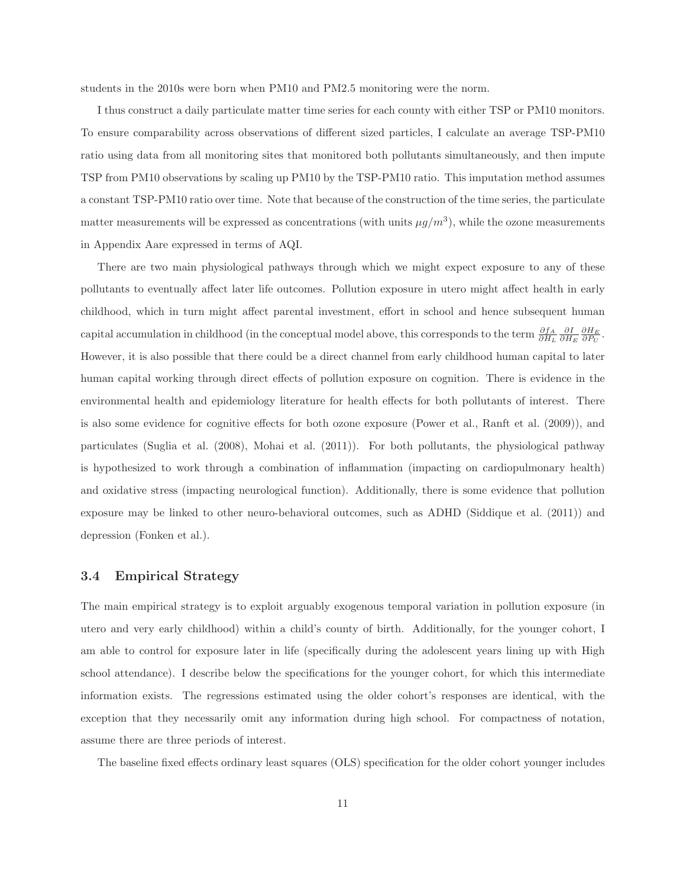students in the 2010s were born when PM10 and PM2.5 monitoring were the norm.

I thus construct a daily particulate matter time series for each county with either TSP or PM10 monitors. To ensure comparability across observations of different sized particles, I calculate an average TSP-PM10 ratio using data from all monitoring sites that monitored both pollutants simultaneously, and then impute TSP from PM10 observations by scaling up PM10 by the TSP-PM10 ratio. This imputation method assumes a constant TSP-PM10 ratio over time. Note that because of the construction of the time series, the particulate matter measurements will be expressed as concentrations (with units $\mu g/m^3$), while the ozone measurements in Appendix Aare expressed in terms of AQI.

There are two main physiological pathways through which we might expect exposure to any of these pollutants to eventually affect later life outcomes. Pollution exposure in utero might affect health in early childhood, which in turn might affect parental investment, effort in school and hence subsequent human capital accumulation in childhood (in the conceptual model above, this corresponds to the term $\frac{\partial f_A}{\partial H_L} \frac{\partial I}{\partial H_E} \frac{\partial H_E}{\partial P_U}$. However, it is also possible that there could be a direct channel from early childhood human capital to later human capital working through direct effects of pollution exposure on cognition. There is evidence in the environmental health and epidemiology literature for health effects for both pollutants of interest. There is also some evidence for cognitive effects for both ozone exposure (Power et al., Ranft et al. (2009)), and particulates (Suglia et al. (2008), Mohai et al. (2011)). For both pollutants, the physiological pathway is hypothesized to work through a combination of inflammation (impacting on cardiopulmonary health) and oxidative stress (impacting neurological function). Additionally, there is some evidence that pollution exposure may be linked to other neuro-behavioral outcomes, such as ADHD (Siddique et al. (2011)) and depression (Fonken et al.).

### 3.4 Empirical Strategy

The main empirical strategy is to exploit arguably exogenous temporal variation in pollution exposure (in utero and very early childhood) within a child's county of birth. Additionally, for the younger cohort, I am able to control for exposure later in life (specifically during the adolescent years lining up with High school attendance). I describe below the specifications for the younger cohort, for which this intermediate information exists. The regressions estimated using the older cohort's responses are identical, with the exception that they necessarily omit any information during high school. For compactness of notation, assume there are three periods of interest.

The baseline fixed effects ordinary least squares (OLS) specification for the older cohort younger includes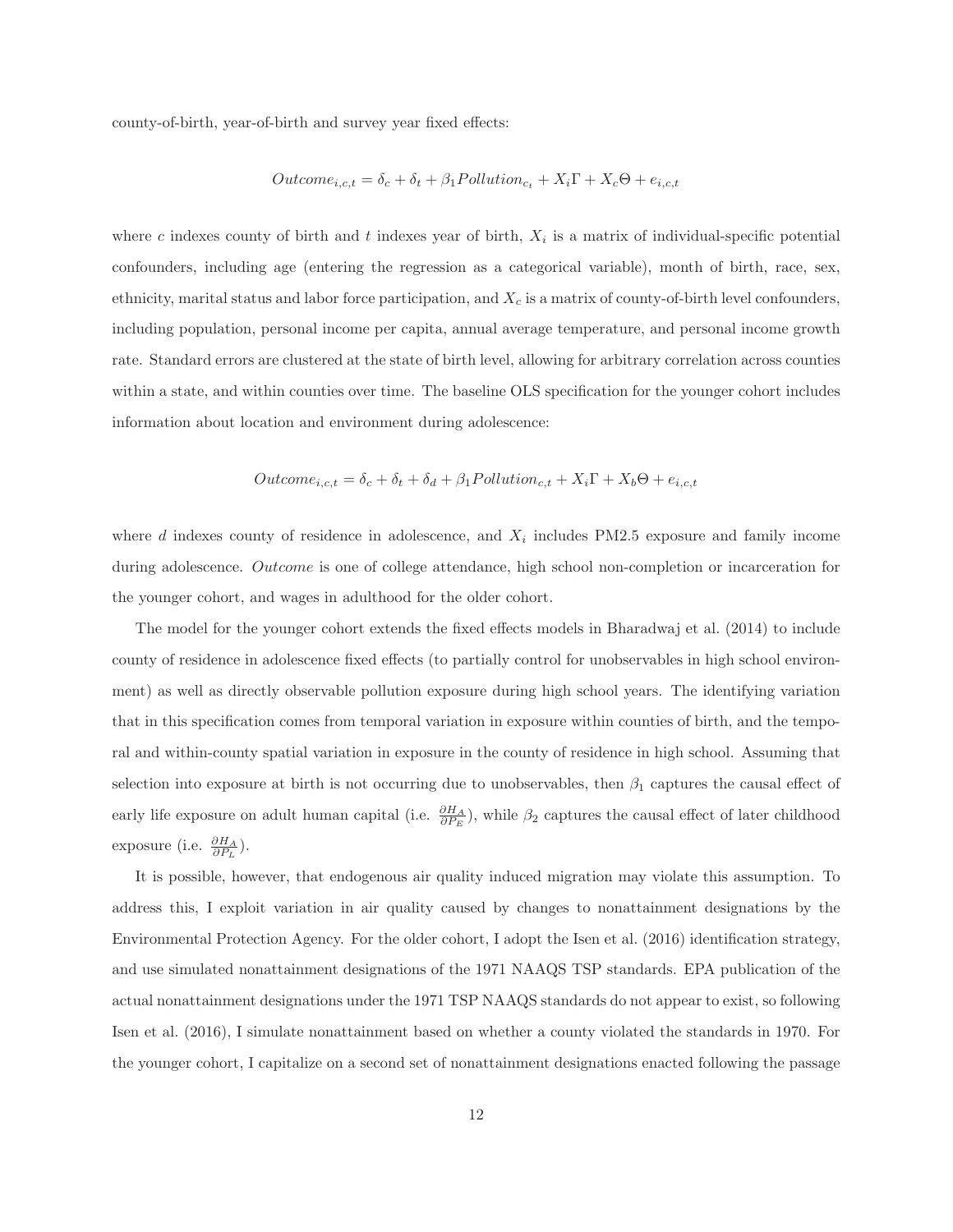county-of-birth, year-of-birth and survey year fixed effects:

$$Outcome_{i,c,t} = \delta_c + \delta_t + \beta_1 Pollution_{c_t} + X_i\Gamma + X_c\Theta + e_{i,c,t}$$

where $c$ indexes county of birth and $t$ indexes year of birth, $X_i$ is a matrix of individual-specific potential confounders, including age (entering the regression as a categorical variable), month of birth, race, sex, ethnicity, marital status and labor force participation, and $X_c$ is a matrix of county-of-birth level confounders, including population, personal income per capita, annual average temperature, and personal income growth rate. Standard errors are clustered at the state of birth level, allowing for arbitrary correlation across counties within a state, and within counties over time. The baseline OLS specification for the younger cohort includes information about location and environment during adolescence:

$$Outcome_{i,c,t} = \delta_c + \delta_t + \delta_d + \beta_1 Pollution_{c,t} + X_i\Gamma + X_b\Theta + e_{i,c,t}$$

where $d$ indexes county of residence in adolescence, and $X_i$ includes PM2.5 exposure and family income during adolescence. *Outcome* is one of college attendance, high school non-completion or incarceration for the younger cohort, and wages in adulthood for the older cohort.

The model for the younger cohort extends the fixed effects models in Bharadwaj et al. (2014) to include county of residence in adolescence fixed effects (to partially control for unobservables in high school environment) as well as directly observable pollution exposure during high school years. The identifying variation that in this specification comes from temporal variation in exposure within counties of birth, and the temporal and within-county spatial variation in exposure in the county of residence in high school. Assuming that selection into exposure at birth is not occurring due to unobservables, then $\beta_1$ captures the causal effect of early life exposure on adult human capital (i.e. $\frac{\partial H_A}{\partial P_E}$), while $\beta_2$ captures the causal effect of later childhood exposure (i.e. $\frac{\partial H_A}{\partial P_L}$).

It is possible, however, that endogenous air quality induced migration may violate this assumption. To address this, I exploit variation in air quality caused by changes to nonattainment designations by the Environmental Protection Agency. For the older cohort, I adopt the Isen et al. (2016) identification strategy, and use simulated nonattainment designations of the 1971 NAAQS TSP standards. EPA publication of the actual nonattainment designations under the 1971 TSP NAAQS standards do not appear to exist, so following Isen et al. (2016), I simulate nonattainment based on whether a county violated the standards in 1970. For the younger cohort, I capitalize on a second set of nonattainment designations enacted following the passage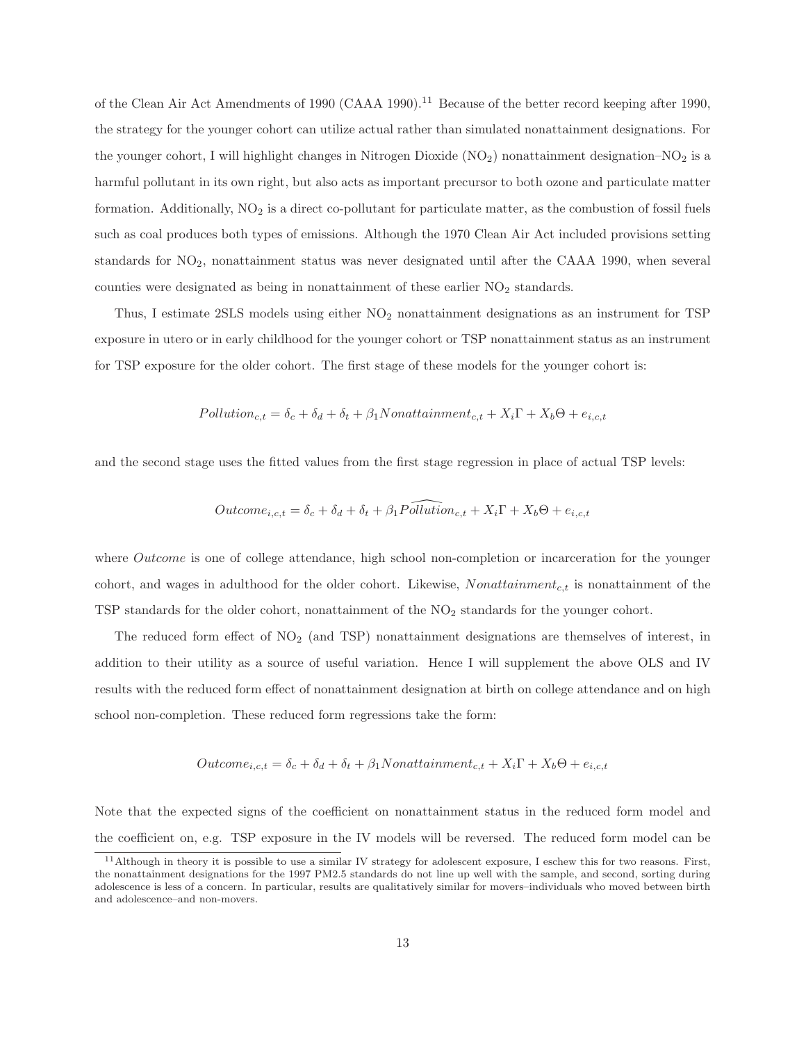of the Clean Air Act Amendments of 1990 (CAAA 1990).[11] Because of the better record keeping after 1990, the strategy for the younger cohort can utilize actual rather than simulated nonattainment designations. For the younger cohort, I will highlight changes in Nitrogen Dioxide ($NO_2$) nonattainment designation–$NO_2$ is a harmful pollutant in its own right, but also acts as important precursor to both ozone and particulate matter formation. Additionally, $NO_2$ is a direct co-pollutant for particulate matter, as the combustion of fossil fuels such as coal produces both types of emissions. Although the 1970 Clean Air Act included provisions setting standards for $NO_2$, nonattainment status was never designated until after the CAAA 1990, when several counties were designated as being in nonattainment of these earlier $NO_2$ standards.

Thus, I estimate 2SLS models using either $NO_2$ nonattainment designations as an instrument for TSP exposure in utero or in early childhood for the younger cohort or TSP nonattainment status as an instrument for TSP exposure for the older cohort. The first stage of these models for the younger cohort is:

$$Pollution_{c,t} = \delta_c + \delta_d + \delta_t + \beta_1 Nonattainment_{c,t} + X_i \Gamma + X_b \Theta + e_{i,c,t}$$

and the second stage uses the fitted values from the first stage regression in place of actual TSP levels:

$$Outcome_{i,c,t} = \delta_c + \delta_d + \delta_t + \beta_1 \widehat{Pollution}_{c,t} + X_i \Gamma + X_b \Theta + e_{i,c,t}$$

where *Outcome* is one of college attendance, high school non-completion or incarceration for the younger cohort, and wages in adulthood for the older cohort. Likewise, $Nonattainment_{c,t}$ is nonattainment of the TSP standards for the older cohort, nonattainment of the $NO_2$ standards for the younger cohort.

The reduced form effect of $NO_2$ (and TSP) nonattainment designations are themselves of interest, in addition to their utility as a source of useful variation. Hence I will supplement the above OLS and IV results with the reduced form effect of nonattainment designation at birth on college attendance and on high school non-completion. These reduced form regressions take the form:

$$Outcome_{i,c,t} = \delta_c + \delta_d + \delta_t + \beta_1 Nonattainment_{c,t} + X_i \Gamma + X_b \Theta + e_{i,c,t}$$

Note that the expected signs of the coefficient on nonattainment status in the reduced form model and the coefficient on, e.g. TSP exposure in the IV models will be reversed. The reduced form model can be

[11] Although in theory it is possible to use a similar IV strategy for adolescent exposure, I eschew this for two reasons. First, the nonattainment designations for the 1997 PM2.5 standards do not line up well with the sample, and second, sorting during adolescence is less of a concern. In particular, results are qualitatively similar for movers–individuals who moved between birth and adolescence–and non-movers.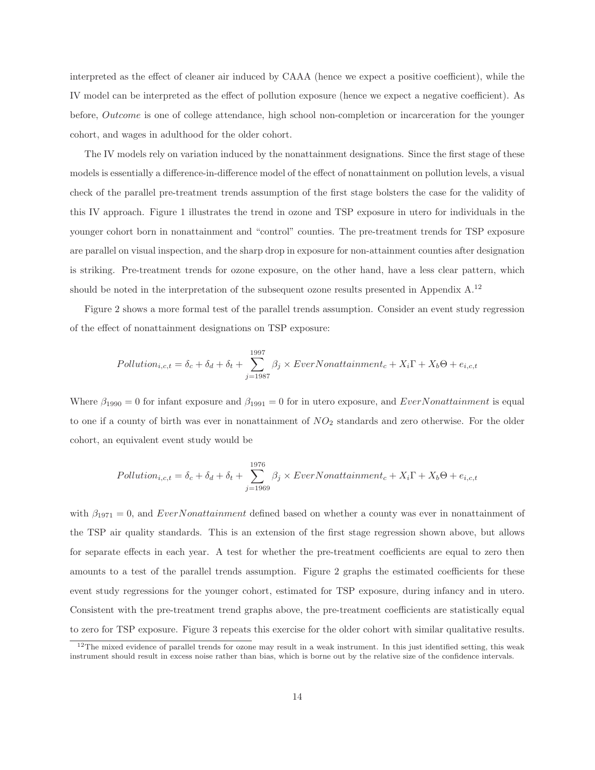interpreted as the effect of cleaner air induced by CAAA (hence we expect a positive coefficient), while the IV model can be interpreted as the effect of pollution exposure (hence we expect a negative coefficient). As before, *Outcome* is one of college attendance, high school non-completion or incarceration for the younger cohort, and wages in adulthood for the older cohort.

The IV models rely on variation induced by the nonattainment designations. Since the first stage of these models is essentially a difference-in-difference model of the effect of nonattainment on pollution levels, a visual check of the parallel pre-treatment trends assumption of the first stage bolsters the case for the validity of this IV approach. Figure 1 illustrates the trend in ozone and TSP exposure in utero for individuals in the younger cohort born in nonattainment and "control" counties. The pre-treatment trends for TSP exposure are parallel on visual inspection, and the sharp drop in exposure for non-attainment counties after designation is striking. Pre-treatment trends for ozone exposure, on the other hand, have a less clear pattern, which should be noted in the interpretation of the subsequent ozone results presented in Appendix A.[12]

Figure 2 shows a more formal test of the parallel trends assumption. Consider an event study regression of the effect of nonattainment designations on TSP exposure:

$$Pollution_{i,c,t} = \delta_c + \delta_d + \delta_t + \sum_{j=1987}^{1997} \beta_j \times EverNonattainment_c + X_i\Gamma + X_b\Theta + e_{i,c,t}$$

Where $\beta_{1990} = 0$ for infant exposure and $\beta_{1991} = 0$ for in utero exposure, and $EverNonattainment$ is equal to one if a county of birth was ever in nonattainment of $NO_2$ standards and zero otherwise. For the older cohort, an equivalent event study would be

$$Pollution_{i,c,t} = \delta_c + \delta_d + \delta_t + \sum_{j=1969}^{1976} \beta_j \times EverNonattainment_c + X_i\Gamma + X_b\Theta + e_{i,c,t}$$

with $\beta_{1971} = 0$, and $EverNonattainment$ defined based on whether a county was ever in nonattainment of the TSP air quality standards. This is an extension of the first stage regression shown above, but allows for separate effects in each year. A test for whether the pre-treatment coefficients are equal to zero then amounts to a test of the parallel trends assumption. Figure 2 graphs the estimated coefficients for these event study regressions for the younger cohort, estimated for TSP exposure, during infancy and in utero. Consistent with the pre-treatment trend graphs above, the pre-treatment coefficients are statistically equal to zero for TSP exposure. Figure 3 repeats this exercise for the older cohort with similar qualitative results.

[12] The mixed evidence of parallel trends for ozone may result in a weak instrument. In this just identified setting, this weak instrument should result in excess noise rather than bias, which is borne out by the relative size of the confidence intervals.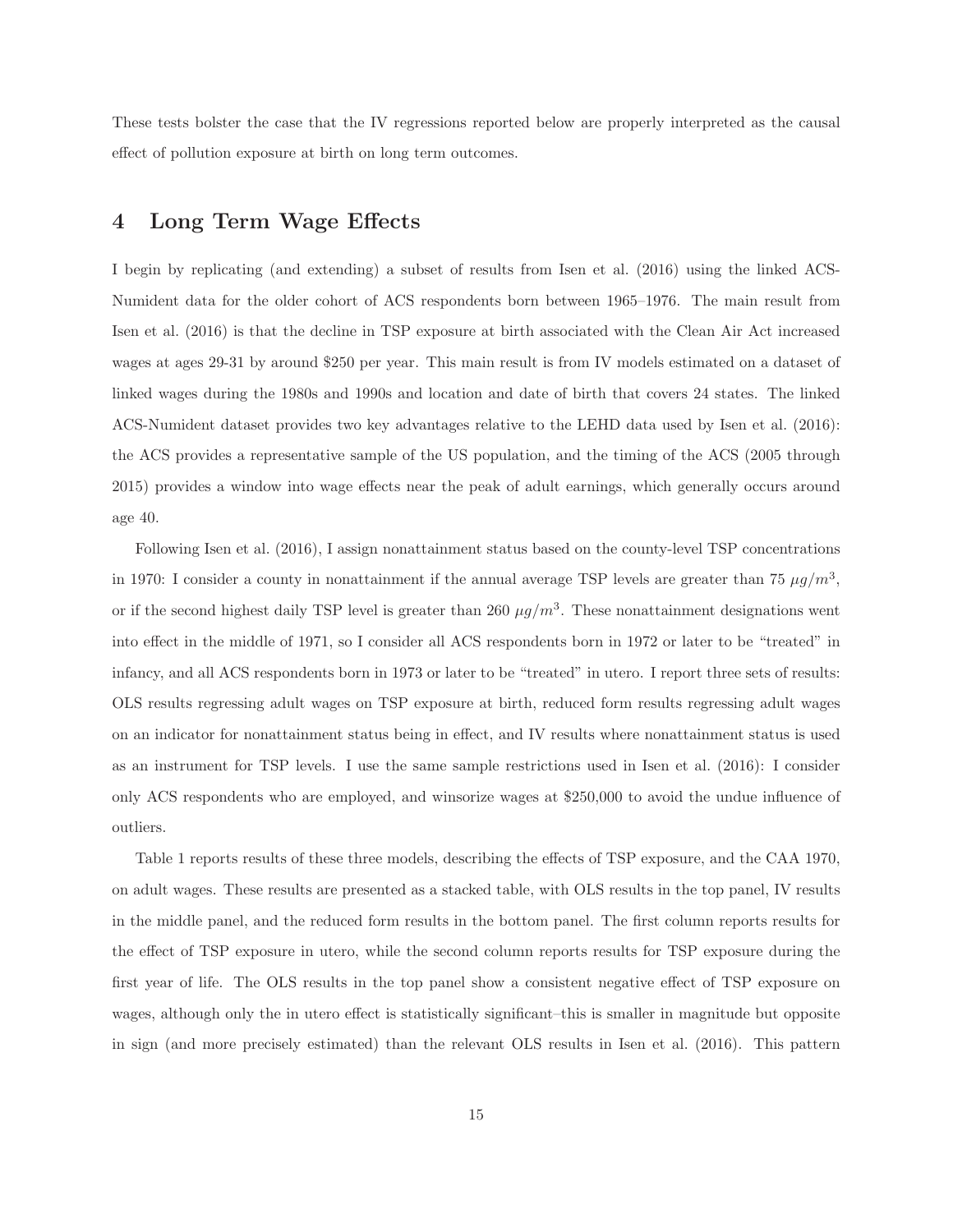These tests bolster the case that the IV regressions reported below are properly interpreted as the causal effect of pollution exposure at birth on long term outcomes.

## 4 Long Term Wage Effects

I begin by replicating (and extending) a subset of results from Isen et al. (2016) using the linked ACS-Numident data for the older cohort of ACS respondents born between 1965–1976. The main result from Isen et al. (2016) is that the decline in TSP exposure at birth associated with the Clean Air Act increased wages at ages 29-31 by around $250 per year. This main result is from IV models estimated on a dataset of linked wages during the 1980s and 1990s and location and date of birth that covers 24 states. The linked ACS-Numident dataset provides two key advantages relative to the LEHD data used by Isen et al. (2016): the ACS provides a representative sample of the US population, and the timing of the ACS (2005 through 2015) provides a window into wage effects near the peak of adult earnings, which generally occurs around age 40.

Following Isen et al. (2016), I assign nonattainment status based on the county-level TSP concentrations in 1970: I consider a county in nonattainment if the annual average TSP levels are greater than 75 $\mu g/m^3$, or if the second highest daily TSP level is greater than 260 $\mu g/m^3$. These nonattainment designations went into effect in the middle of 1971, so I consider all ACS respondents born in 1972 or later to be "treated" in infancy, and all ACS respondents born in 1973 or later to be "treated" in utero. I report three sets of results: OLS results regressing adult wages on TSP exposure at birth, reduced form results regressing adult wages on an indicator for nonattainment status being in effect, and IV results where nonattainment status is used as an instrument for TSP levels. I use the same sample restrictions used in Isen et al. (2016): I consider only ACS respondents who are employed, and winsorize wages at $250,000 to avoid the undue influence of outliers.

Table 1 reports results of these three models, describing the effects of TSP exposure, and the CAA 1970, on adult wages. These results are presented as a stacked table, with OLS results in the top panel, IV results in the middle panel, and the reduced form results in the bottom panel. The first column reports results for the effect of TSP exposure in utero, while the second column reports results for TSP exposure during the first year of life. The OLS results in the top panel show a consistent negative effect of TSP exposure on wages, although only the in utero effect is statistically significant–this is smaller in magnitude but opposite in sign (and more precisely estimated) than the relevant OLS results in Isen et al. (2016). This pattern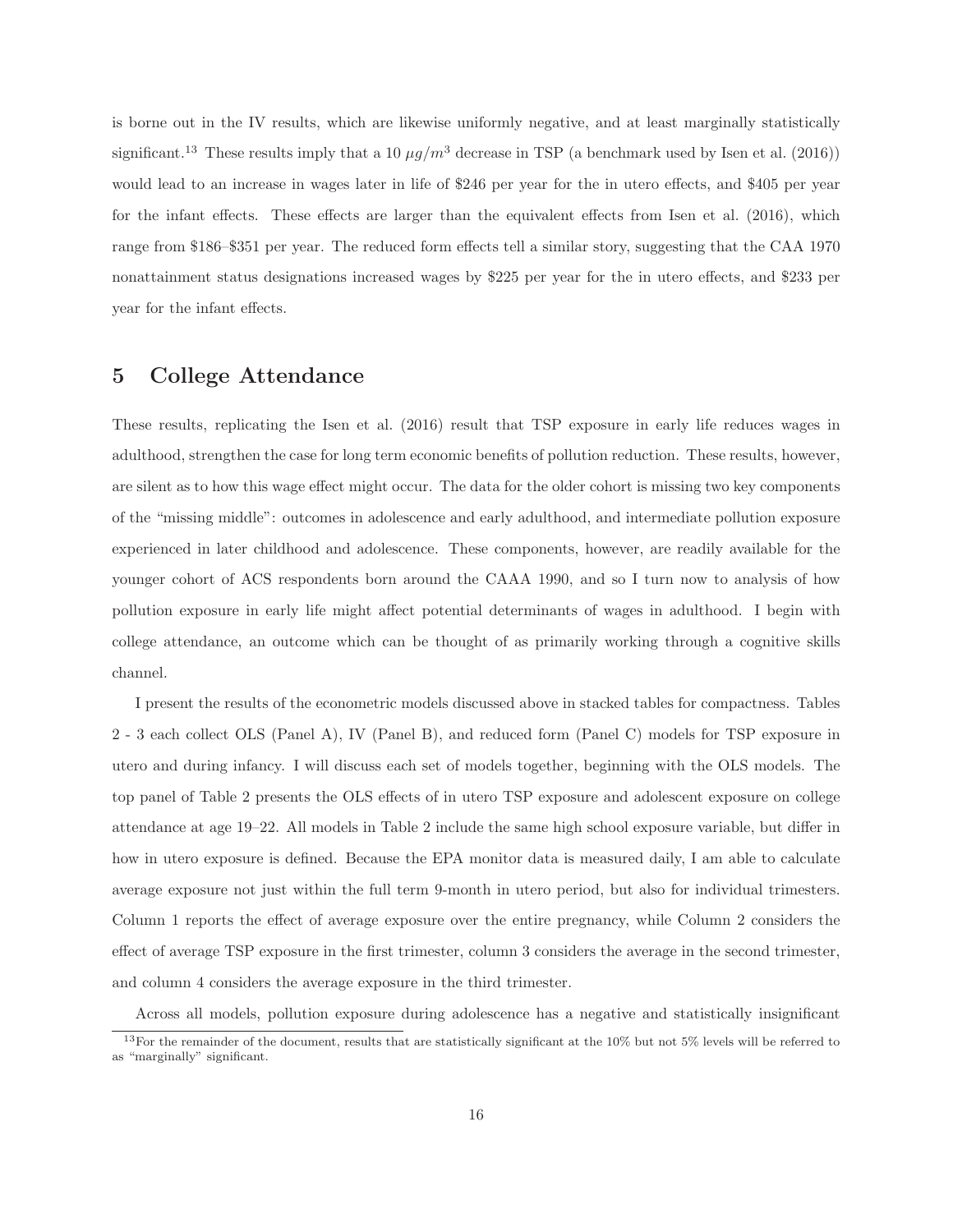is borne out in the IV results, which are likewise uniformly negative, and at least marginally statistically significant.[13] These results imply that a 10 $\mu g/m^3$ decrease in TSP (a benchmark used by Isen et al. (2016)) would lead to an increase in wages later in life of $246 per year for the in utero effects, and $405 per year for the infant effects. These effects are larger than the equivalent effects from Isen et al. (2016), which range from $186–$351 per year. The reduced form effects tell a similar story, suggesting that the CAA 1970 nonattainment status designations increased wages by $225 per year for the in utero effects, and $233 per year for the infant effects.

## 5 College Attendance

These results, replicating the Isen et al. (2016) result that TSP exposure in early life reduces wages in adulthood, strengthen the case for long term economic benefits of pollution reduction. These results, however, are silent as to how this wage effect might occur. The data for the older cohort is missing two key components of the "missing middle": outcomes in adolescence and early adulthood, and intermediate pollution exposure experienced in later childhood and adolescence. These components, however, are readily available for the younger cohort of ACS respondents born around the CAAA 1990, and so I turn now to analysis of how pollution exposure in early life might affect potential determinants of wages in adulthood. I begin with college attendance, an outcome which can be thought of as primarily working through a cognitive skills channel.

I present the results of the econometric models discussed above in stacked tables for compactness. Tables 2 - 3 each collect OLS (Panel A), IV (Panel B), and reduced form (Panel C) models for TSP exposure in utero and during infancy. I will discuss each set of models together, beginning with the OLS models. The top panel of Table 2 presents the OLS effects of in utero TSP exposure and adolescent exposure on college attendance at age 19–22. All models in Table 2 include the same high school exposure variable, but differ in how in utero exposure is defined. Because the EPA monitor data is measured daily, I am able to calculate average exposure not just within the full term 9-month in utero period, but also for individual trimesters. Column 1 reports the effect of average exposure over the entire pregnancy, while Column 2 considers the effect of average TSP exposure in the first trimester, column 3 considers the average in the second trimester, and column 4 considers the average exposure in the third trimester.

Across all models, pollution exposure during adolescence has a negative and statistically insignificant

[13] For the remainder of the document, results that are statistically significant at the 10% but not 5% levels will be referred to as "marginally" significant.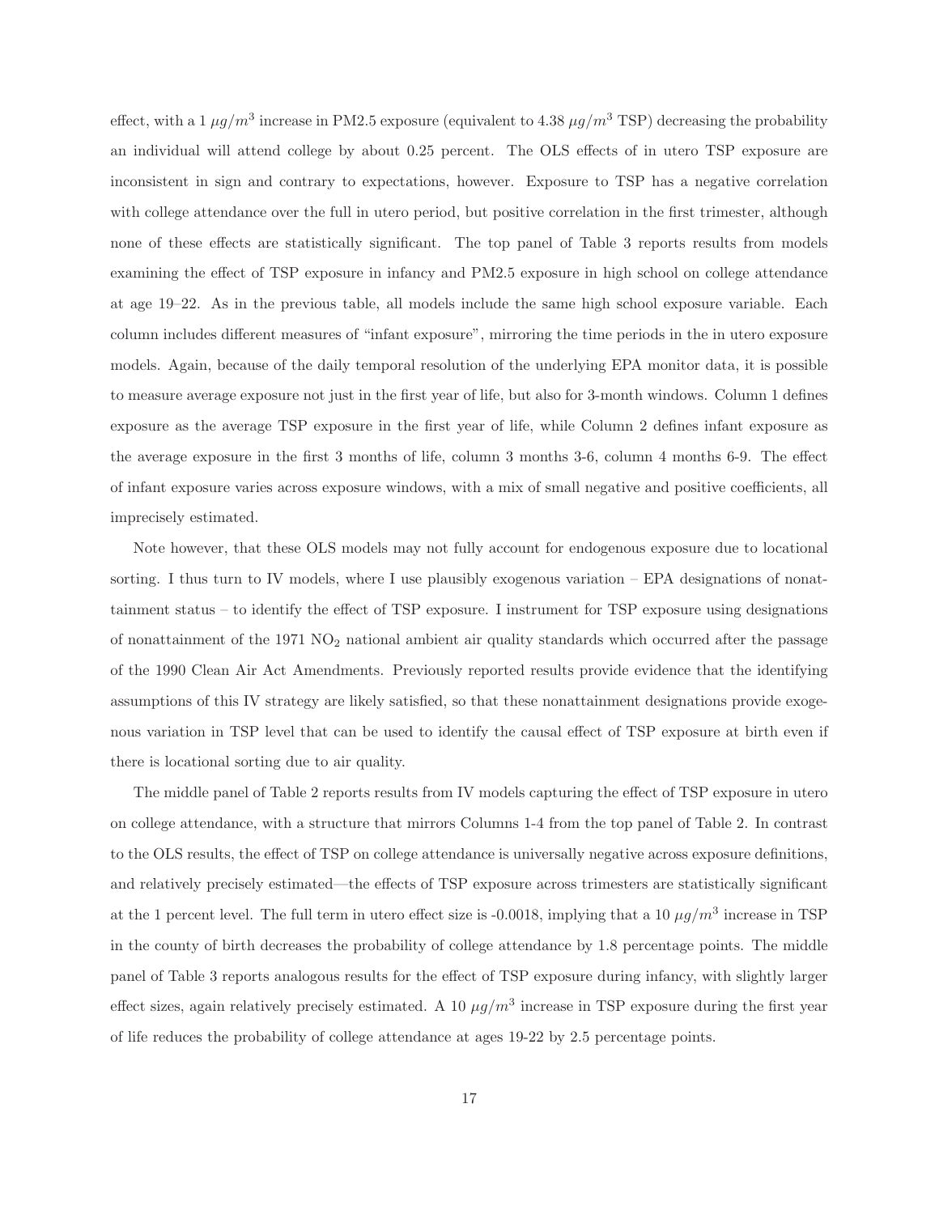effect, with a 1 $\mu g/m^3$ increase in PM2.5 exposure (equivalent to 4.38 $\mu g/m^3$ TSP) decreasing the probability an individual will attend college by about 0.25 percent. The OLS effects of in utero TSP exposure are inconsistent in sign and contrary to expectations, however. Exposure to TSP has a negative correlation with college attendance over the full in utero period, but positive correlation in the first trimester, although none of these effects are statistically significant. The top panel of Table 3 reports results from models examining the effect of TSP exposure in infancy and PM2.5 exposure in high school on college attendance at age 19–22. As in the previous table, all models include the same high school exposure variable. Each column includes different measures of "infant exposure", mirroring the time periods in the in utero exposure models. Again, because of the daily temporal resolution of the underlying EPA monitor data, it is possible to measure average exposure not just in the first year of life, but also for 3-month windows. Column 1 defines exposure as the average TSP exposure in the first year of life, while Column 2 defines infant exposure as the average exposure in the first 3 months of life, column 3 months 3-6, column 4 months 6-9. The effect of infant exposure varies across exposure windows, with a mix of small negative and positive coefficients, all imprecisely estimated.

Note however, that these OLS models may not fully account for endogenous exposure due to locational sorting. I thus turn to IV models, where I use plausibly exogenous variation – EPA designations of nonattainment status – to identify the effect of TSP exposure. I instrument for TSP exposure using designations of nonattainment of the 1971 $NO_2$ national ambient air quality standards which occurred after the passage of the 1990 Clean Air Act Amendments. Previously reported results provide evidence that the identifying assumptions of this IV strategy are likely satisfied, so that these nonattainment designations provide exogenous variation in TSP level that can be used to identify the causal effect of TSP exposure at birth even if there is locational sorting due to air quality.

The middle panel of Table 2 reports results from IV models capturing the effect of TSP exposure in utero on college attendance, with a structure that mirrors Columns 1-4 from the top panel of Table 2. In contrast to the OLS results, the effect of TSP on college attendance is universally negative across exposure definitions, and relatively precisely estimated—the effects of TSP exposure across trimesters are statistically significant at the 1 percent level. The full term in utero effect size is -0.0018, implying that a 10 $\mu g/m^3$ increase in TSP in the county of birth decreases the probability of college attendance by 1.8 percentage points. The middle panel of Table 3 reports analogous results for the effect of TSP exposure during infancy, with slightly larger effect sizes, again relatively precisely estimated. A 10 $\mu g/m^3$ increase in TSP exposure during the first year of life reduces the probability of college attendance at ages 19-22 by 2.5 percentage points.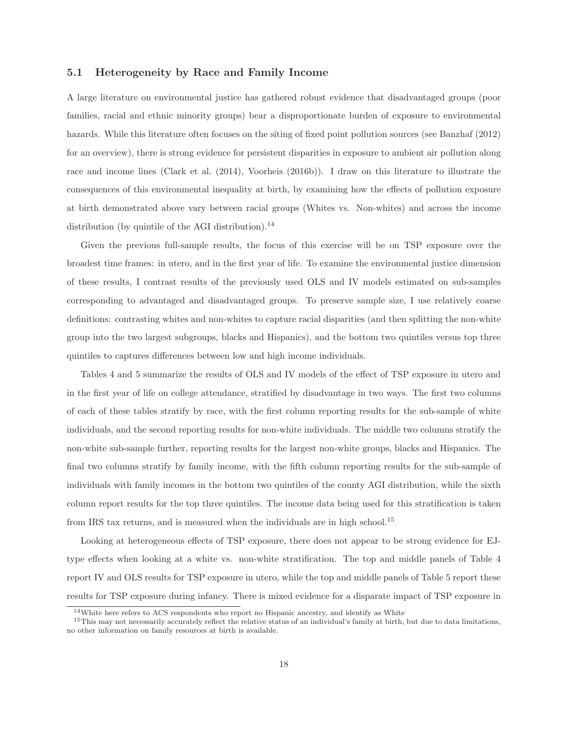### 5.1 Heterogeneity by Race and Family Income

A large literature on environmental justice has gathered robust evidence that disadvantaged groups (poor families, racial and ethnic minority groups) bear a disproportionate burden of exposure to environmental hazards. While this literature often focuses on the siting of fixed point pollution sources (see Banzhaf (2012) for an overview), there is strong evidence for persistent disparities in exposure to ambient air pollution along race and income lines (Clark et al. (2014), Voorheis (2016b)). I draw on this literature to illustrate the consequences of this environmental inequality at birth, by examining how the effects of pollution exposure at birth demonstrated above vary between racial groups (Whites vs. Non-whites) and across the income distribution (by quintile of the AGI distribution).[14]

Given the previous full-sample results, the focus of this exercise will be on TSP exposure over the broadest time frames: in utero, and in the first year of life. To examine the environmental justice dimension of these results, I contrast results of the previously used OLS and IV models estimated on sub-samples corresponding to advantaged and disadvantaged groups. To preserve sample size, I use relatively coarse definitions: contrasting whites and non-whites to capture racial disparities (and then splitting the non-white group into the two largest subgroups, blacks and Hispanics), and the bottom two quintiles versus top three quintiles to captures differences between low and high income individuals.

Tables 4 and 5 summarize the results of OLS and IV models of the effect of TSP exposure in utero and in the first year of life on college attendance, stratified by disadvantage in two ways. The first two columns of each of these tables stratify by race, with the first column reporting results for the sub-sample of white individuals, and the second reporting results for non-white individuals. The middle two columns stratify the non-white sub-sample further, reporting results for the largest non-white groups, blacks and Hispanics. The final two columns stratify by family income, with the fifth column reporting results for the sub-sample of individuals with family incomes in the bottom two quintiles of the county AGI distribution, while the sixth column report results for the top three quintiles. The income data being used for this stratification is taken from IRS tax returns, and is measured when the individuals are in high school.[15]

Looking at heterogeneous effects of TSP exposure, there does not appear to be strong evidence for EJ-type effects when looking at a white vs. non-white stratification. The top and middle panels of Table 4 report IV and OLS results for TSP exposure in utero, while the top and middle panels of Table 5 report these results for TSP exposure during infancy. There is mixed evidence for a disparate impact of TSP exposure in

[14] White here refers to ACS respondents who report no Hispanic ancestry, and identify as White

[15] This may not necessarily accurately reflect the relative status of an individual's family at birth, but due to data limitations, no other information on family resources at birth is available.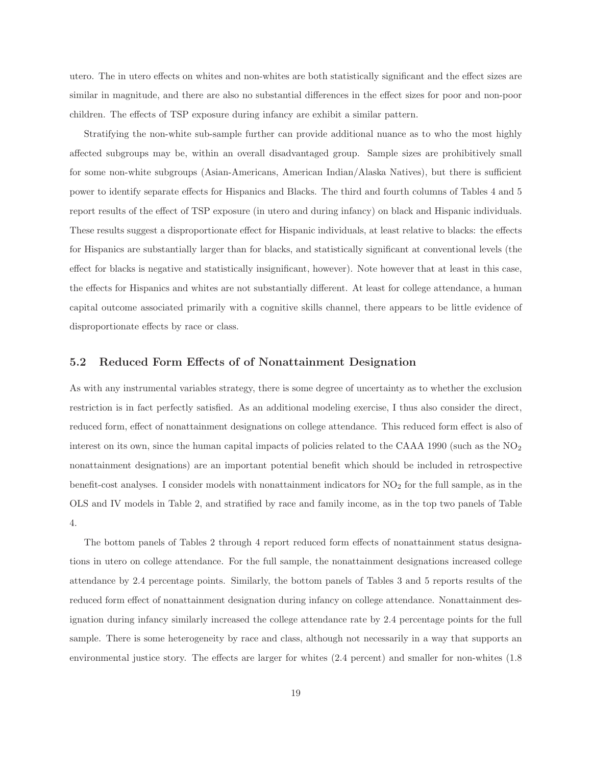utero. The in utero effects on whites and non-whites are both statistically significant and the effect sizes are similar in magnitude, and there are also no substantial differences in the effect sizes for poor and non-poor children. The effects of TSP exposure during infancy are exhibit a similar pattern.

Stratifying the non-white sub-sample further can provide additional nuance as to who the most highly affected subgroups may be, within an overall disadvantaged group. Sample sizes are prohibitively small for some non-white subgroups (Asian-Americans, American Indian/Alaska Natives), but there is sufficient power to identify separate effects for Hispanics and Blacks. The third and fourth columns of Tables 4 and 5 report results of the effect of TSP exposure (in utero and during infancy) on black and Hispanic individuals. These results suggest a disproportionate effect for Hispanic individuals, at least relative to blacks: the effects for Hispanics are substantially larger than for blacks, and statistically significant at conventional levels (the effect for blacks is negative and statistically insignificant, however). Note however that at least in this case, the effects for Hispanics and whites are not substantially different. At least for college attendance, a human capital outcome associated primarily with a cognitive skills channel, there appears to be little evidence of disproportionate effects by race or class.

## 5.2 Reduced Form Effects of of Nonattainment Designation

As with any instrumental variables strategy, there is some degree of uncertainty as to whether the exclusion restriction is in fact perfectly satisfied. As an additional modeling exercise, I thus also consider the direct, reduced form, effect of nonattainment designations on college attendance. This reduced form effect is also of interest on its own, since the human capital impacts of policies related to the CAAA 1990 (such as the $NO_2$ nonattainment designations) are an important potential benefit which should be included in retrospective benefit-cost analyses. I consider models with nonattainment indicators for $NO_2$ for the full sample, as in the OLS and IV models in Table 2, and stratified by race and family income, as in the top two panels of Table 4.

The bottom panels of Tables 2 through 4 report reduced form effects of nonattainment status designations in utero on college attendance. For the full sample, the nonattainment designations increased college attendance by 2.4 percentage points. Similarly, the bottom panels of Tables 3 and 5 reports results of the reduced form effect of nonattainment designation during infancy on college attendance. Nonattainment designation during infancy similarly increased the college attendance rate by 2.4 percentage points for the full sample. There is some heterogeneity by race and class, although not necessarily in a way that supports an environmental justice story. The effects are larger for whites (2.4 percent) and smaller for non-whites (1.8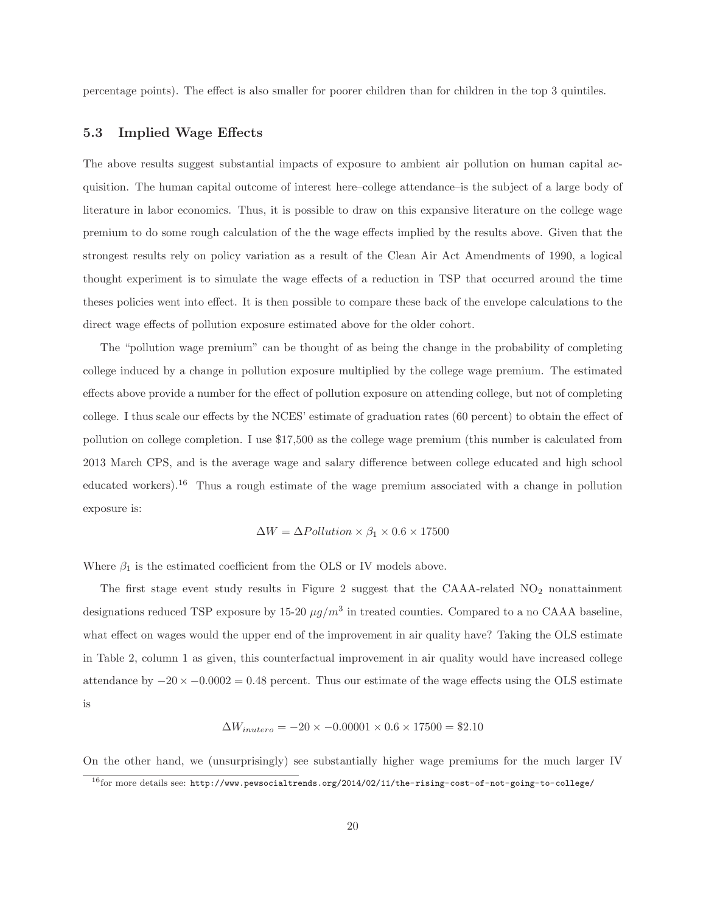percentage points). The effect is also smaller for poorer children than for children in the top 3 quintiles.

### 5.3 Implied Wage Effects

The above results suggest substantial impacts of exposure to ambient air pollution on human capital acquisition. The human capital outcome of interest here–college attendance–is the subject of a large body of literature in labor economics. Thus, it is possible to draw on this expansive literature on the college wage premium to do some rough calculation of the the wage effects implied by the results above. Given that the strongest results rely on policy variation as a result of the Clean Air Act Amendments of 1990, a logical thought experiment is to simulate the wage effects of a reduction in TSP that occurred around the time theses policies went into effect. It is then possible to compare these back of the envelope calculations to the direct wage effects of pollution exposure estimated above for the older cohort.

The "pollution wage premium" can be thought of as being the change in the probability of completing college induced by a change in pollution exposure multiplied by the college wage premium. The estimated effects above provide a number for the effect of pollution exposure on attending college, but not of completing college. I thus scale our effects by the NCES' estimate of graduation rates (60 percent) to obtain the effect of pollution on college completion. I use \$17,500 as the college wage premium (this number is calculated from 2013 March CPS, and is the average wage and salary difference between college educated and high school educated workers).[16] Thus a rough estimate of the wage premium associated with a change in pollution exposure is:

$$\Delta W = \Delta Pollution \times \beta_1 \times 0.6 \times 17500$$

Where $\beta_1$ is the estimated coefficient from the OLS or IV models above.

The first stage event study results in Figure 2 suggest that the CAAA-related $NO_2$ nonattainment designations reduced TSP exposure by 15-20 $\mu g/m^3$ in treated counties. Compared to a no CAAA baseline, what effect on wages would the upper end of the improvement in air quality have? Taking the OLS estimate in Table 2, column 1 as given, this counterfactual improvement in air quality would have increased college attendance by $-20 \times -0.0002 = 0.48$ percent. Thus our estimate of the wage effects using the OLS estimate is

$$\Delta W_{inutero} = -20 \times -0.00001 \times 0.6 \times 17500 = \$2.10$$

On the other hand, we (unsurprisingly) see substantially higher wage premiums for the much larger IV

[16] for more details see: http://www.pewsocialtrends.org/2014/02/11/the-rising-cost-of-not-going-to-college/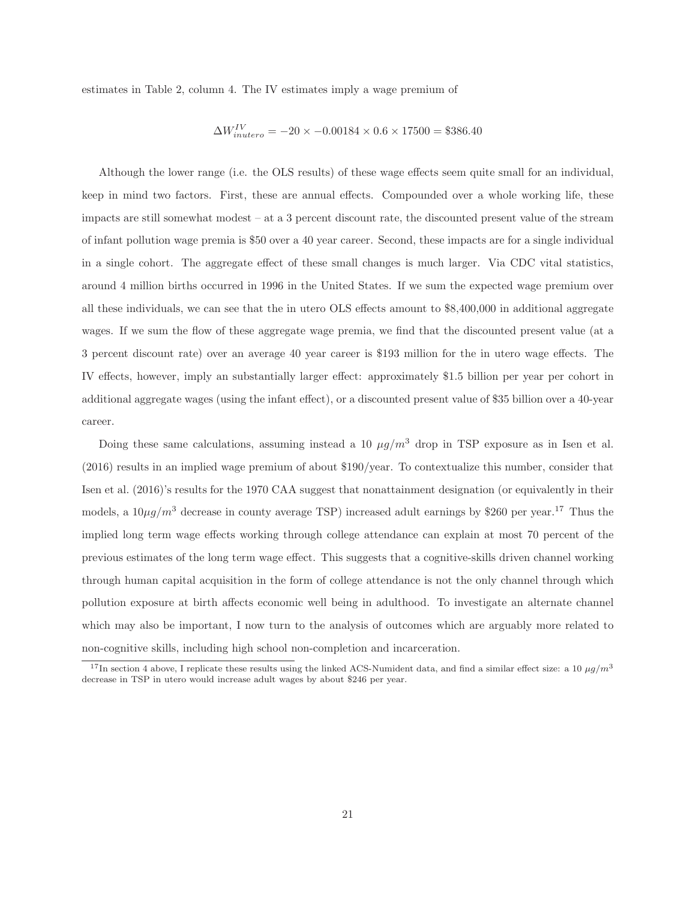estimates in Table 2, column 4. The IV estimates imply a wage premium of

$$\Delta W_{inutero}^{IV} = -20 \times -0.00184 \times 0.6 \times 17500 = \$386.40$$

Although the lower range (i.e. the OLS results) of these wage effects seem quite small for an individual, keep in mind two factors. First, these are annual effects. Compounded over a whole working life, these impacts are still somewhat modest – at a 3 percent discount rate, the discounted present value of the stream of infant pollution wage premia is \$50 over a 40 year career. Second, these impacts are for a single individual in a single cohort. The aggregate effect of these small changes is much larger. Via CDC vital statistics, around 4 million births occurred in 1996 in the United States. If we sum the expected wage premium over all these individuals, we can see that the in utero OLS effects amount to \$8,400,000 in additional aggregate wages. If we sum the flow of these aggregate wage premia, we find that the discounted present value (at a 3 percent discount rate) over an average 40 year career is \$193 million for the in utero wage effects. The IV effects, however, imply an substantially larger effect: approximately \$1.5 billion per year per cohort in additional aggregate wages (using the infant effect), or a discounted present value of \$35 billion over a 40-year career.

Doing these same calculations, assuming instead a 10 $\mu g/m^3$ drop in TSP exposure as in Isen et al. (2016) results in an implied wage premium of about \$190/year. To contextualize this number, consider that Isen et al. (2016)'s results for the 1970 CAA suggest that nonattainment designation (or equivalently in their models, a $10 \mu g/m^3$ decrease in county average TSP) increased adult earnings by \$260 per year.[17] Thus the implied long term wage effects working through college attendance can explain at most 70 percent of the previous estimates of the long term wage effect. This suggests that a cognitive-skills driven channel working through human capital acquisition in the form of college attendance is not the only channel through which pollution exposure at birth affects economic well being in adulthood. To investigate an alternate channel which may also be important, I now turn to the analysis of outcomes which are arguably more related to non-cognitive skills, including high school non-completion and incarceration.

[17] In section 4 above, I replicate these results using the linked ACS-Numident data, and find a similar effect size: a 10 $\mu g/m^3$ decrease in TSP in utero would increase adult wages by about \$246 per year.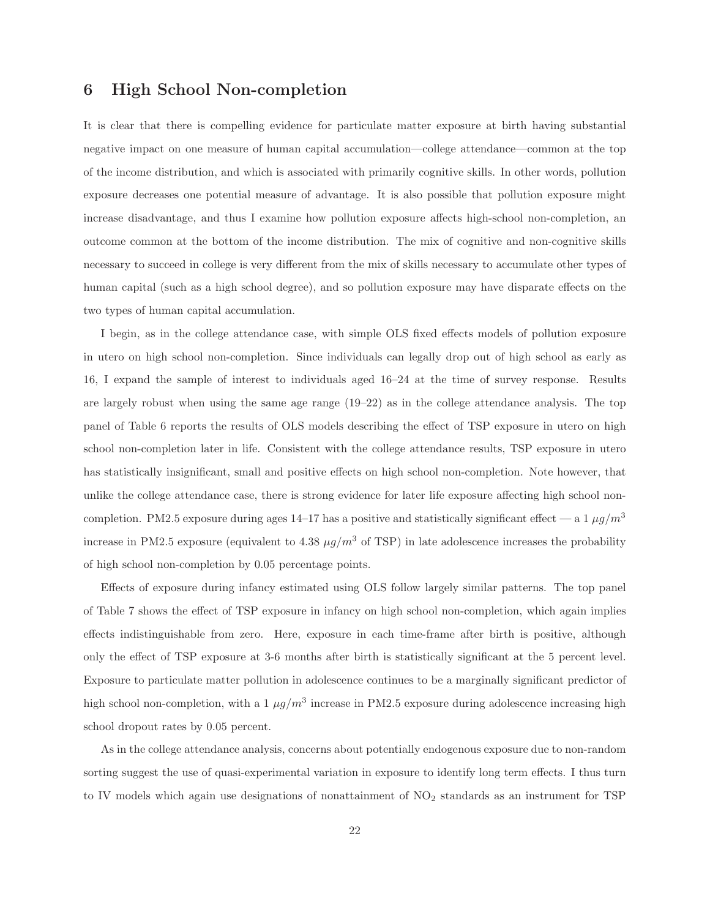## 6 High School Non-completion

It is clear that there is compelling evidence for particulate matter exposure at birth having substantial negative impact on one measure of human capital accumulation—college attendance—common at the top of the income distribution, and which is associated with primarily cognitive skills. In other words, pollution exposure decreases one potential measure of advantage. It is also possible that pollution exposure might increase disadvantage, and thus I examine how pollution exposure affects high-school non-completion, an outcome common at the bottom of the income distribution. The mix of cognitive and non-cognitive skills necessary to succeed in college is very different from the mix of skills necessary to accumulate other types of human capital (such as a high school degree), and so pollution exposure may have disparate effects on the two types of human capital accumulation.

I begin, as in the college attendance case, with simple OLS fixed effects models of pollution exposure in utero on high school non-completion. Since individuals can legally drop out of high school as early as 16, I expand the sample of interest to individuals aged 16–24 at the time of survey response. Results are largely robust when using the same age range (19–22) as in the college attendance analysis. The top panel of Table 6 reports the results of OLS models describing the effect of TSP exposure in utero on high school non-completion later in life. Consistent with the college attendance results, TSP exposure in utero has statistically insignificant, small and positive effects on high school non-completion. Note however, that unlike the college attendance case, there is strong evidence for later life exposure affecting high school non-completion. PM2.5 exposure during ages 14–17 has a positive and statistically significant effect — a 1 $\mu g/m^3$ increase in PM2.5 exposure (equivalent to 4.38 $\mu g/m^3$ of TSP) in late adolescence increases the probability of high school non-completion by 0.05 percentage points.

Effects of exposure during infancy estimated using OLS follow largely similar patterns. The top panel of Table 7 shows the effect of TSP exposure in infancy on high school non-completion, which again implies effects indistinguishable from zero. Here, exposure in each time-frame after birth is positive, although only the effect of TSP exposure at 3-6 months after birth is statistically significant at the 5 percent level. Exposure to particulate matter pollution in adolescence continues to be a marginally significant predictor of high school non-completion, with a 1 $\mu g/m^3$ increase in PM2.5 exposure during adolescence increasing high school dropout rates by 0.05 percent.

As in the college attendance analysis, concerns about potentially endogenous exposure due to non-random sorting suggest the use of quasi-experimental variation in exposure to identify long term effects. I thus turn to IV models which again use designations of nonattainment of $NO_2$ standards as an instrument for TSP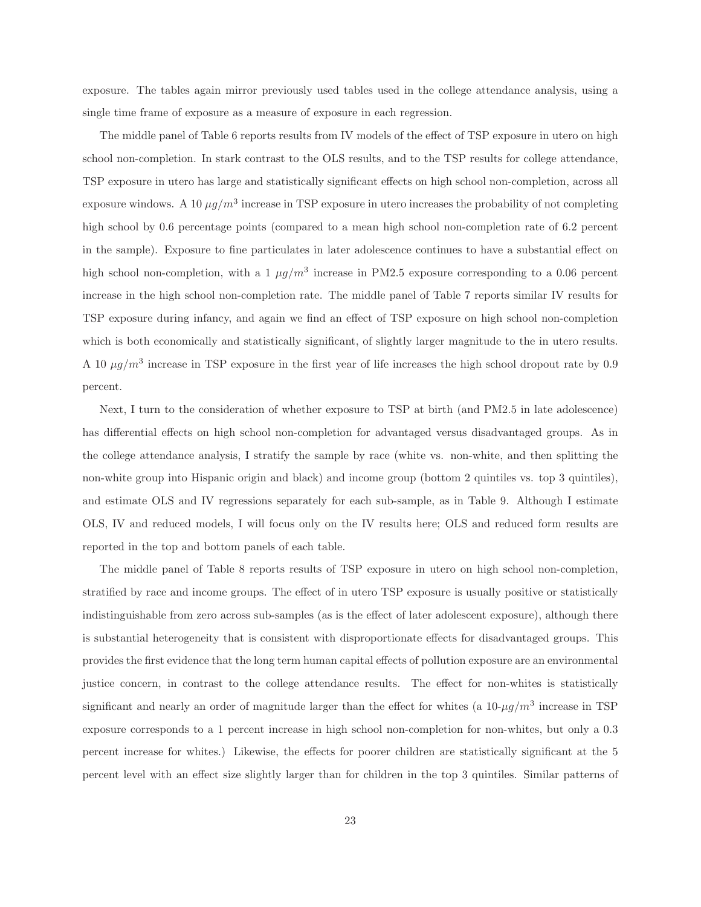exposure. The tables again mirror previously used tables used in the college attendance analysis, using a single time frame of exposure as a measure of exposure in each regression.

The middle panel of Table 6 reports results from IV models of the effect of TSP exposure in utero on high school non-completion. In stark contrast to the OLS results, and to the TSP results for college attendance, TSP exposure in utero has large and statistically significant effects on high school non-completion, across all exposure windows. A 10 $\mu g/m^3$ increase in TSP exposure in utero increases the probability of not completing high school by 0.6 percentage points (compared to a mean high school non-completion rate of 6.2 percent in the sample). Exposure to fine particulates in later adolescence continues to have a substantial effect on high school non-completion, with a 1 $\mu g/m^3$ increase in PM2.5 exposure corresponding to a 0.06 percent increase in the high school non-completion rate. The middle panel of Table 7 reports similar IV results for TSP exposure during infancy, and again we find an effect of TSP exposure on high school non-completion which is both economically and statistically significant, of slightly larger magnitude to the in utero results. A 10 $\mu g/m^3$ increase in TSP exposure in the first year of life increases the high school dropout rate by 0.9 percent.

Next, I turn to the consideration of whether exposure to TSP at birth (and PM2.5 in late adolescence) has differential effects on high school non-completion for advantaged versus disadvantaged groups. As in the college attendance analysis, I stratify the sample by race (white vs. non-white, and then splitting the non-white group into Hispanic origin and black) and income group (bottom 2 quintiles vs. top 3 quintiles), and estimate OLS and IV regressions separately for each sub-sample, as in Table 9. Although I estimate OLS, IV and reduced models, I will focus only on the IV results here; OLS and reduced form results are reported in the top and bottom panels of each table.

The middle panel of Table 8 reports results of TSP exposure in utero on high school non-completion, stratified by race and income groups. The effect of in utero TSP exposure is usually positive or statistically indistinguishable from zero across sub-samples (as is the effect of later adolescent exposure), although there is substantial heterogeneity that is consistent with disproportionate effects for disadvantaged groups. This provides the first evidence that the long term human capital effects of pollution exposure are an environmental justice concern, in contrast to the college attendance results. The effect for non-whites is statistically significant and nearly an order of magnitude larger than the effect for whites (a 10-$\mu g/m^3$ increase in TSP exposure corresponds to a 1 percent increase in high school non-completion for non-whites, but only a 0.3 percent increase for whites.) Likewise, the effects for poorer children are statistically significant at the 5 percent level with an effect size slightly larger than for children in the top 3 quintiles. Similar patterns of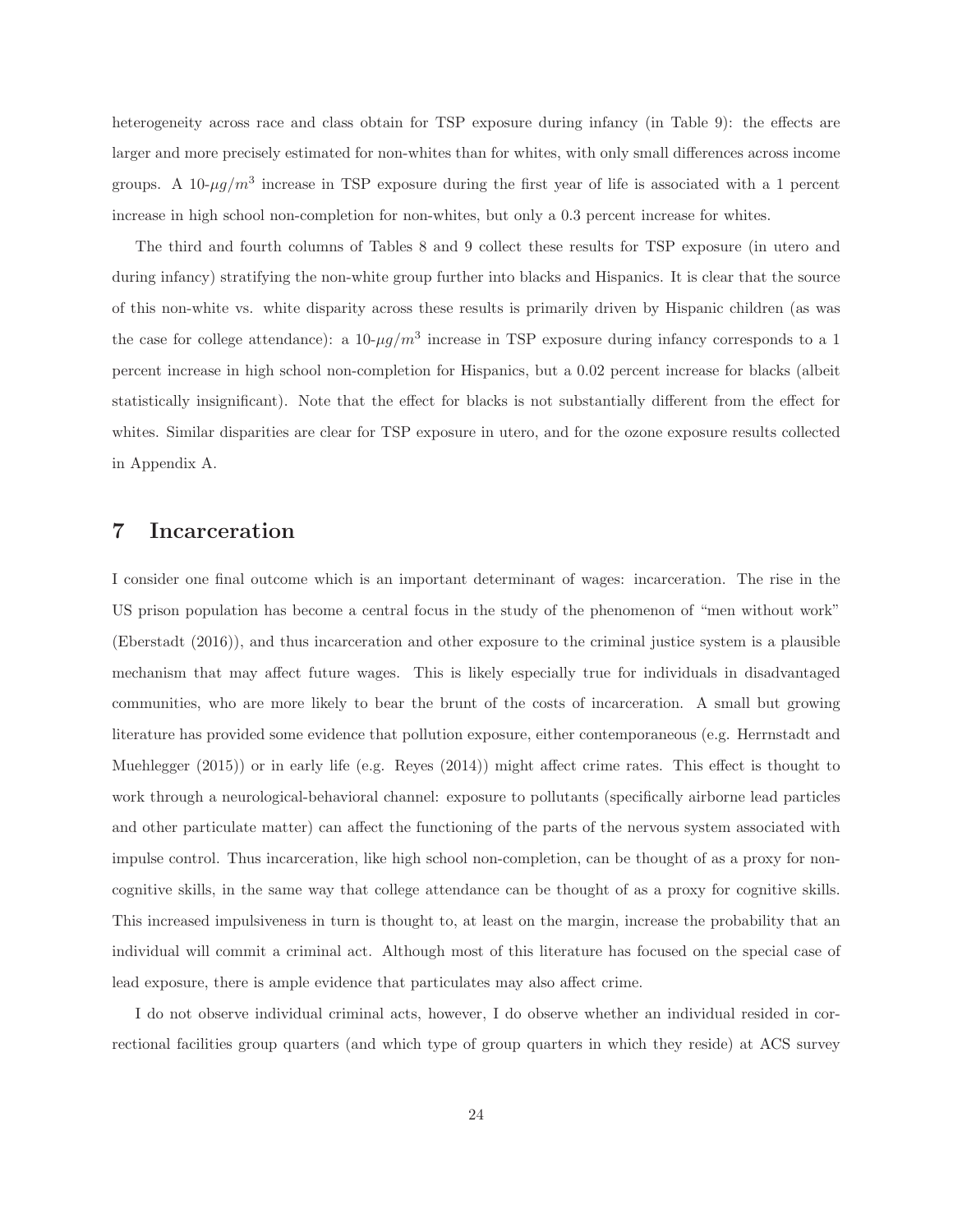heterogeneity across race and class obtain for TSP exposure during infancy (in Table 9): the effects are larger and more precisely estimated for non-whites than for whites, with only small differences across income groups. A 10-$\mu g/m^3$ increase in TSP exposure during the first year of life is associated with a 1 percent increase in high school non-completion for non-whites, but only a 0.3 percent increase for whites.

The third and fourth columns of Tables 8 and 9 collect these results for TSP exposure (in utero and during infancy) stratifying the non-white group further into blacks and Hispanics. It is clear that the source of this non-white vs. white disparity across these results is primarily driven by Hispanic children (as was the case for college attendance): a 10-$\mu g/m^3$ increase in TSP exposure during infancy corresponds to a 1 percent increase in high school non-completion for Hispanics, but a 0.02 percent increase for blacks (albeit statistically insignificant). Note that the effect for blacks is not substantially different from the effect for whites. Similar disparities are clear for TSP exposure in utero, and for the ozone exposure results collected in Appendix A.

# 7 Incarceration

I consider one final outcome which is an important determinant of wages: incarceration. The rise in the US prison population has become a central focus in the study of the phenomenon of "men without work" (Eberstadt (2016)), and thus incarceration and other exposure to the criminal justice system is a plausible mechanism that may affect future wages. This is likely especially true for individuals in disadvantaged communities, who are more likely to bear the brunt of the costs of incarceration. A small but growing literature has provided some evidence that pollution exposure, either contemporaneous (e.g. Herrnstadt and Muehlegger (2015)) or in early life (e.g. Reyes (2014)) might affect crime rates. This effect is thought to work through a neurological-behavioral channel: exposure to pollutants (specifically airborne lead particles and other particulate matter) can affect the functioning of the parts of the nervous system associated with impulse control. Thus incarceration, like high school non-completion, can be thought of as a proxy for non-cognitive skills, in the same way that college attendance can be thought of as a proxy for cognitive skills. This increased impulsiveness in turn is thought to, at least on the margin, increase the probability that an individual will commit a criminal act. Although most of this literature has focused on the special case of lead exposure, there is ample evidence that particulates may also affect crime.

I do not observe individual criminal acts, however, I do observe whether an individual resided in correctional facilities group quarters (and which type of group quarters in which they reside) at ACS survey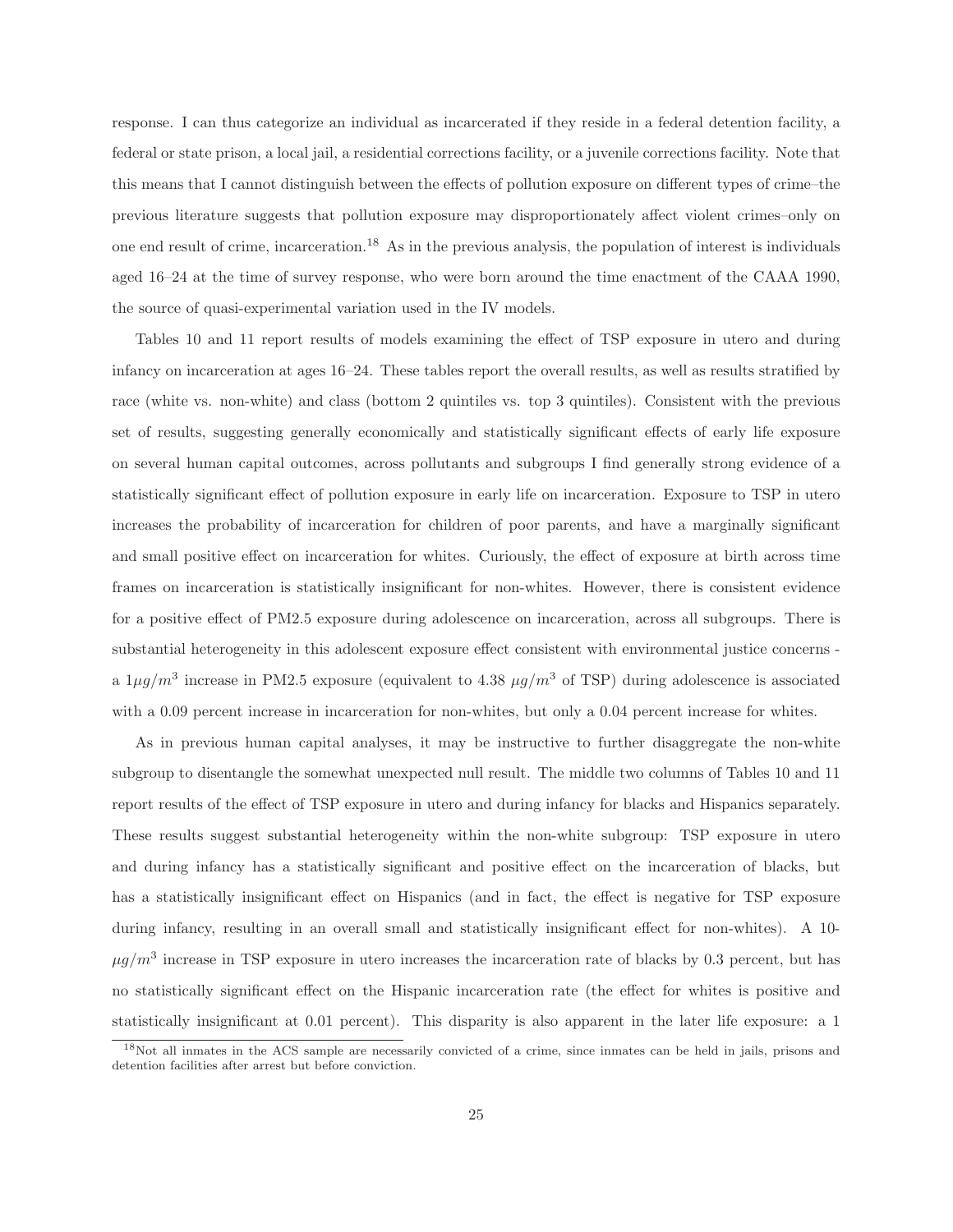response. I can thus categorize an individual as incarcerated if they reside in a federal detention facility, a federal or state prison, a local jail, a residential corrections facility, or a juvenile corrections facility. Note that this means that I cannot distinguish between the effects of pollution exposure on different types of crime–the previous literature suggests that pollution exposure may disproportionately affect violent crimes–only on one end result of crime, incarceration.[18] As in the previous analysis, the population of interest is individuals aged 16–24 at the time of survey response, who were born around the time enactment of the CAAA 1990, the source of quasi-experimental variation used in the IV models.

Tables 10 and 11 report results of models examining the effect of TSP exposure in utero and during infancy on incarceration at ages 16–24. These tables report the overall results, as well as results stratified by race (white vs. non-white) and class (bottom 2 quintiles vs. top 3 quintiles). Consistent with the previous set of results, suggesting generally economically and statistically significant effects of early life exposure on several human capital outcomes, across pollutants and subgroups I find generally strong evidence of a statistically significant effect of pollution exposure in early life on incarceration. Exposure to TSP in utero increases the probability of incarceration for children of poor parents, and have a marginally significant and small positive effect on incarceration for whites. Curiously, the effect of exposure at birth across time frames on incarceration is statistically insignificant for non-whites. However, there is consistent evidence for a positive effect of PM2.5 exposure during adolescence on incarceration, across all subgroups. There is substantial heterogeneity in this adolescent exposure effect consistent with environmental justice concerns - a $1\mu g/m^3$ increase in PM2.5 exposure (equivalent to 4.38 $\mu g/m^3$ of TSP) during adolescence is associated with a 0.09 percent increase in incarceration for non-whites, but only a 0.04 percent increase for whites.

As in previous human capital analyses, it may be instructive to further disaggregate the non-white subgroup to disentangle the somewhat unexpected null result. The middle two columns of Tables 10 and 11 report results of the effect of TSP exposure in utero and during infancy for blacks and Hispanics separately. These results suggest substantial heterogeneity within the non-white subgroup: TSP exposure in utero and during infancy has a statistically significant and positive effect on the incarceration of blacks, but has a statistically insignificant effect on Hispanics (and in fact, the effect is negative for TSP exposure during infancy, resulting in an overall small and statistically insignificant effect for non-whites). A 10-$\mu g/m^3$ increase in TSP exposure in utero increases the incarceration rate of blacks by 0.3 percent, but has no statistically significant effect on the Hispanic incarceration rate (the effect for whites is positive and statistically insignificant at 0.01 percent). This disparity is also apparent in the later life exposure: a 1

[18] Not all inmates in the ACS sample are necessarily convicted of a crime, since inmates can be held in jails, prisons and detention facilities after arrest but before conviction.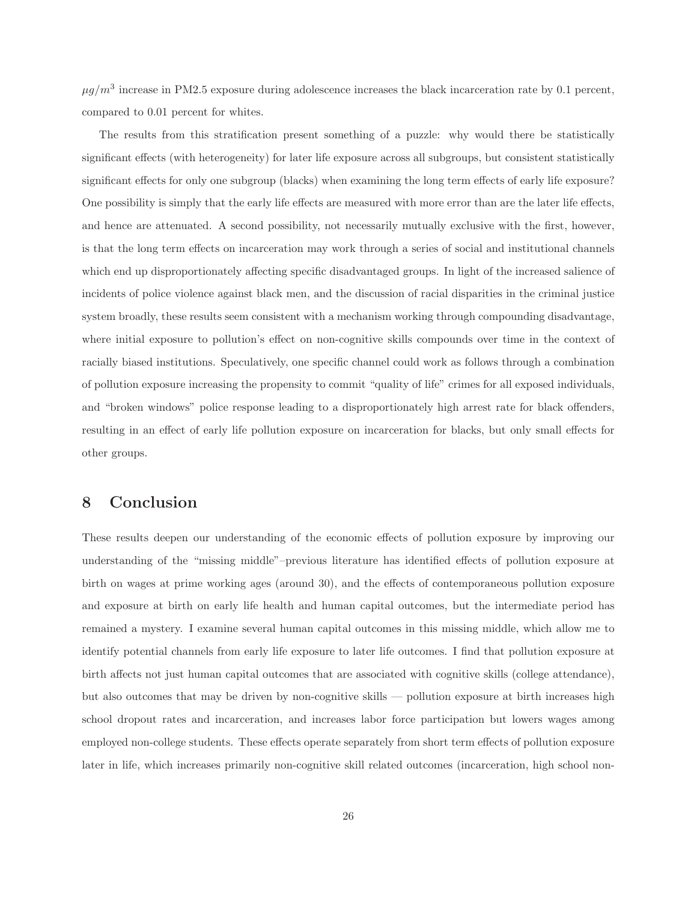$\mu g/m^3$ increase in PM2.5 exposure during adolescence increases the black incarceration rate by 0.1 percent, compared to 0.01 percent for whites.

The results from this stratification present something of a puzzle: why would there be statistically significant effects (with heterogeneity) for later life exposure across all subgroups, but consistent statistically significant effects for only one subgroup (blacks) when examining the long term effects of early life exposure? One possibility is simply that the early life effects are measured with more error than are the later life effects, and hence are attenuated. A second possibility, not necessarily mutually exclusive with the first, however, is that the long term effects on incarceration may work through a series of social and institutional channels which end up disproportionately affecting specific disadvantaged groups. In light of the increased salience of incidents of police violence against black men, and the discussion of racial disparities in the criminal justice system broadly, these results seem consistent with a mechanism working through compounding disadvantage, where initial exposure to pollution's effect on non-cognitive skills compounds over time in the context of racially biased institutions. Speculatively, one specific channel could work as follows through a combination of pollution exposure increasing the propensity to commit "quality of life" crimes for all exposed individuals, and "broken windows" police response leading to a disproportionately high arrest rate for black offenders, resulting in an effect of early life pollution exposure on incarceration for blacks, but only small effects for other groups.

# 8 Conclusion

These results deepen our understanding of the economic effects of pollution exposure by improving our understanding of the "missing middle"–previous literature has identified effects of pollution exposure at birth on wages at prime working ages (around 30), and the effects of contemporaneous pollution exposure and exposure at birth on early life health and human capital outcomes, but the intermediate period has remained a mystery. I examine several human capital outcomes in this missing middle, which allow me to identify potential channels from early life exposure to later life outcomes. I find that pollution exposure at birth affects not just human capital outcomes that are associated with cognitive skills (college attendance), but also outcomes that may be driven by non-cognitive skills — pollution exposure at birth increases high school dropout rates and incarceration, and increases labor force participation but lowers wages among employed non-college students. These effects operate separately from short term effects of pollution exposure later in life, which increases primarily non-cognitive skill related outcomes (incarceration, high school non-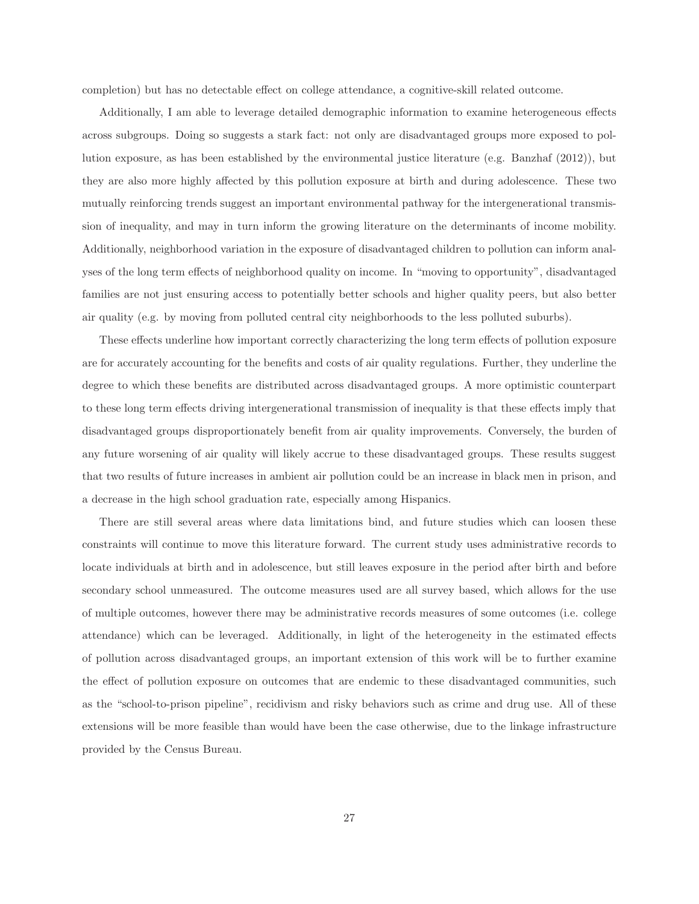completion) but has no detectable effect on college attendance, a cognitive-skill related outcome.

Additionally, I am able to leverage detailed demographic information to examine heterogeneous effects across subgroups. Doing so suggests a stark fact: not only are disadvantaged groups more exposed to pollution exposure, as has been established by the environmental justice literature (e.g. Banzhaf (2012)), but they are also more highly affected by this pollution exposure at birth and during adolescence. These two mutually reinforcing trends suggest an important environmental pathway for the intergenerational transmission of inequality, and may in turn inform the growing literature on the determinants of income mobility. Additionally, neighborhood variation in the exposure of disadvantaged children to pollution can inform analyses of the long term effects of neighborhood quality on income. In "moving to opportunity", disadvantaged families are not just ensuring access to potentially better schools and higher quality peers, but also better air quality (e.g. by moving from polluted central city neighborhoods to the less polluted suburbs).

These effects underline how important correctly characterizing the long term effects of pollution exposure are for accurately accounting for the benefits and costs of air quality regulations. Further, they underline the degree to which these benefits are distributed across disadvantaged groups. A more optimistic counterpart to these long term effects driving intergenerational transmission of inequality is that these effects imply that disadvantaged groups disproportionately benefit from air quality improvements. Conversely, the burden of any future worsening of air quality will likely accrue to these disadvantaged groups. These results suggest that two results of future increases in ambient air pollution could be an increase in black men in prison, and a decrease in the high school graduation rate, especially among Hispanics.

There are still several areas where data limitations bind, and future studies which can loosen these constraints will continue to move this literature forward. The current study uses administrative records to locate individuals at birth and in adolescence, but still leaves exposure in the period after birth and before secondary school unmeasured. The outcome measures used are all survey based, which allows for the use of multiple outcomes, however there may be administrative records measures of some outcomes (i.e. college attendance) which can be leveraged. Additionally, in light of the heterogeneity in the estimated effects of pollution across disadvantaged groups, an important extension of this work will be to further examine the effect of pollution exposure on outcomes that are endemic to these disadvantaged communities, such as the "school-to-prison pipeline", recidivism and risky behaviors such as crime and drug use. All of these extensions will be more feasible than would have been the case otherwise, due to the linkage infrastructure provided by the Census Bureau.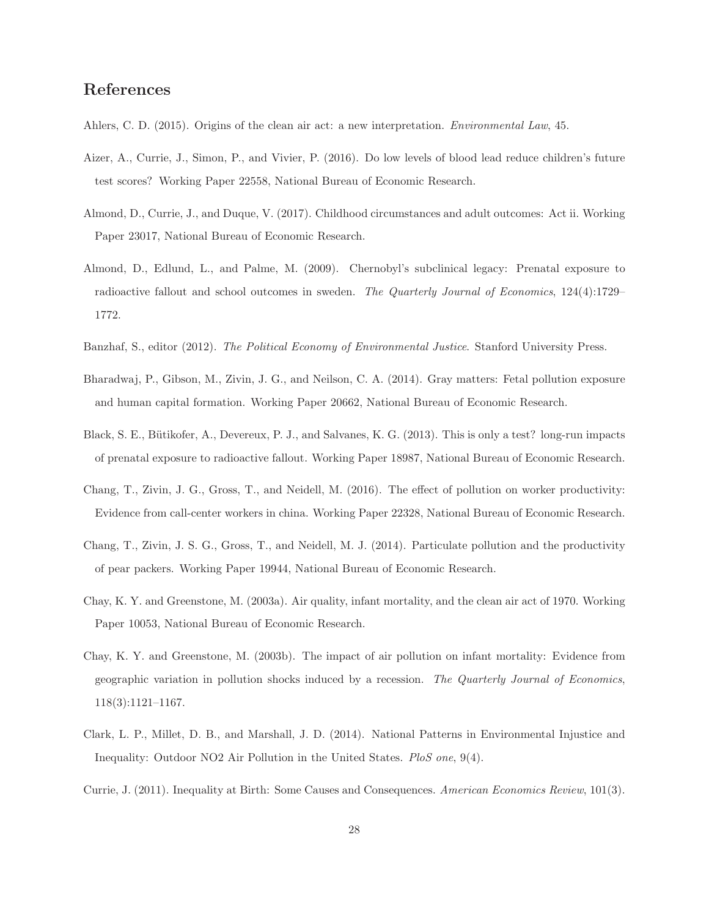# References

Ahlers, C. D. (2015). Origins of the clean air act: a new interpretation. *Environmental Law*, 45.

Aizer, A., Currie, J., Simon, P., and Vivier, P. (2016). Do low levels of blood lead reduce children's future test scores? Working Paper 22558, National Bureau of Economic Research.

Almond, D., Currie, J., and Duque, V. (2017). Childhood circumstances and adult outcomes: Act ii. Working Paper 23017, National Bureau of Economic Research.

Almond, D., Edlund, L., and Palme, M. (2009). Chernobyl's subclinical legacy: Prenatal exposure to radioactive fallout and school outcomes in sweden. *The Quarterly Journal of Economics*, 124(4):1729–1772.

Banzhaf, S., editor (2012). *The Political Economy of Environmental Justice*. Stanford University Press.

Bharadwaj, P., Gibson, M., Zivin, J. G., and Neilson, C. A. (2014). Gray matters: Fetal pollution exposure and human capital formation. Working Paper 20662, National Bureau of Economic Research.

Black, S. E., Bütikofer, A., Devereux, P. J., and Salvanes, K. G. (2013). This is only a test? long-run impacts of prenatal exposure to radioactive fallout. Working Paper 18987, National Bureau of Economic Research.

Chang, T., Zivin, J. G., Gross, T., and Neidell, M. (2016). The effect of pollution on worker productivity: Evidence from call-center workers in china. Working Paper 22328, National Bureau of Economic Research.

Chang, T., Zivin, J. S. G., Gross, T., and Neidell, M. J. (2014). Particulate pollution and the productivity of pear packers. Working Paper 19944, National Bureau of Economic Research.

Chay, K. Y. and Greenstone, M. (2003a). Air quality, infant mortality, and the clean air act of 1970. Working Paper 10053, National Bureau of Economic Research.

Chay, K. Y. and Greenstone, M. (2003b). The impact of air pollution on infant mortality: Evidence from geographic variation in pollution shocks induced by a recession. *The Quarterly Journal of Economics*, 118(3):1121–1167.

Clark, L. P., Millet, D. B., and Marshall, J. D. (2014). National Patterns in Environmental Injustice and Inequality: Outdoor NO2 Air Pollution in the United States. *PloS one*, 9(4).

Currie, J. (2011). Inequality at Birth: Some Causes and Consequences. *American Economics Review*, 101(3).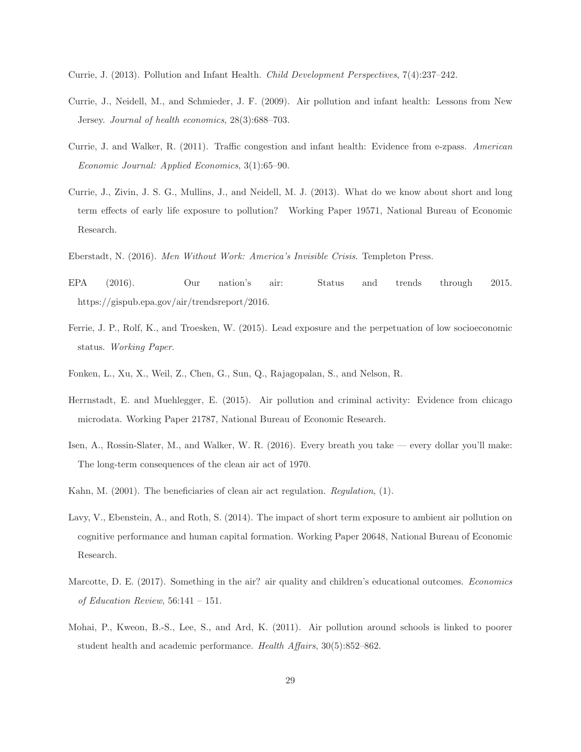Currie, J. (2013). Pollution and Infant Health. *Child Development Perspectives*, 7(4):237–242.

Currie, J., Neidell, M., and Schmieder, J. F. (2009). Air pollution and infant health: Lessons from New Jersey. *Journal of health economics*, 28(3):688–703.

Currie, J. and Walker, R. (2011). Traffic congestion and infant health: Evidence from e-zpass. *American Economic Journal: Applied Economics*, 3(1):65–90.

Currie, J., Zivin, J. S. G., Mullins, J., and Neidell, M. J. (2013). What do we know about short and long term effects of early life exposure to pollution? Working Paper 19571, National Bureau of Economic Research.

Eberstadt, N. (2016). *Men Without Work: America's Invisible Crisis*. Templeton Press.

EPA (2016). Our nation's air: Status and trends through 2015. https://gispub.epa.gov/air/trendsreport/2016.

Ferrie, J. P., Rolf, K., and Troesken, W. (2015). Lead exposure and the perpetuation of low socioeconomic status. *Working Paper*.

Fonken, L., Xu, X., Weil, Z., Chen, G., Sun, Q., Rajagopalan, S., and Nelson, R.

Herrnstadt, E. and Muehlegger, E. (2015). Air pollution and criminal activity: Evidence from chicago microdata. Working Paper 21787, National Bureau of Economic Research.

Isen, A., Rossin-Slater, M., and Walker, W. R. (2016). Every breath you take — every dollar you'll make: The long-term consequences of the clean air act of 1970.

Kahn, M. (2001). The beneficiaries of clean air act regulation. *Regulation*, (1).

Lavy, V., Ebenstein, A., and Roth, S. (2014). The impact of short term exposure to ambient air pollution on cognitive performance and human capital formation. Working Paper 20648, National Bureau of Economic Research.

Marcotte, D. E. (2017). Something in the air? air quality and children's educational outcomes. *Economics of Education Review*, 56:141 – 151.

Mohai, P., Kweon, B.-S., Lee, S., and Ard, K. (2011). Air pollution around schools is linked to poorer student health and academic performance. *Health Affairs*, 30(5):852–862.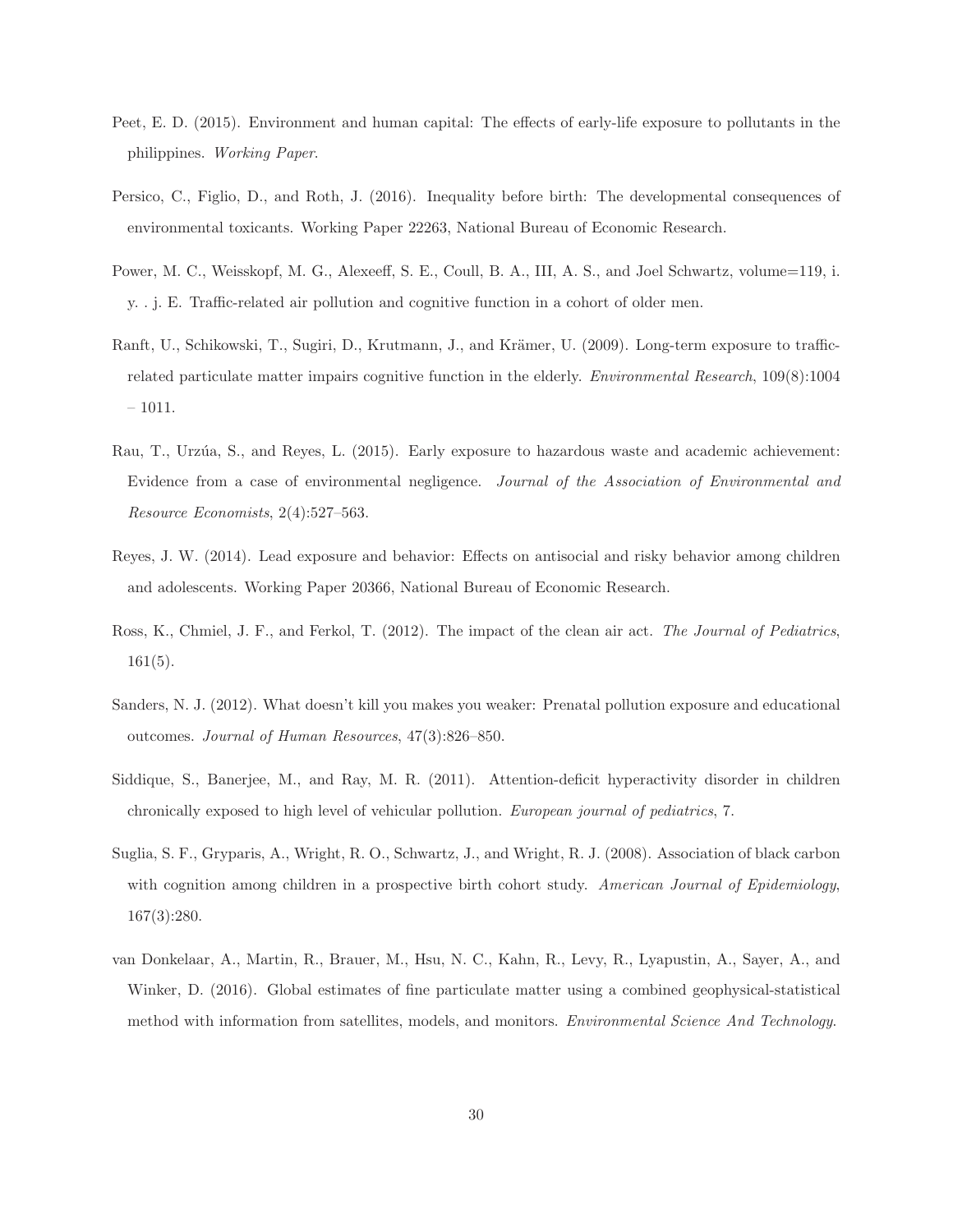Peet, E. D. (2015). Environment and human capital: The effects of early-life exposure to pollutants in the philippines. *Working Paper*.

Persico, C., Figlio, D., and Roth, J. (2016). Inequality before birth: The developmental consequences of environmental toxicants. Working Paper 22263, National Bureau of Economic Research.

Power, M. C., Weisskopf, M. G., Alexeeff, S. E., Coull, B. A., III, A. S., and Joel Schwartz, volume=119, i. y. . j. E. Traffic-related air pollution and cognitive function in a cohort of older men.

Ranft, U., Schikowski, T., Sugiri, D., Krutmann, J., and Krämer, U. (2009). Long-term exposure to traffic-related particulate matter impairs cognitive function in the elderly. *Environmental Research*, 109(8):1004 – 1011.

Rau, T., Urzúa, S., and Reyes, L. (2015). Early exposure to hazardous waste and academic achievement: Evidence from a case of environmental negligence. *Journal of the Association of Environmental and Resource Economists*, 2(4):527–563.

Reyes, J. W. (2014). Lead exposure and behavior: Effects on antisocial and risky behavior among children and adolescents. Working Paper 20366, National Bureau of Economic Research.

Ross, K., Chmiel, J. F., and Ferkol, T. (2012). The impact of the clean air act. *The Journal of Pediatrics*, 161(5).

Sanders, N. J. (2012). What doesn't kill you makes you weaker: Prenatal pollution exposure and educational outcomes. *Journal of Human Resources*, 47(3):826–850.

Siddique, S., Banerjee, M., and Ray, M. R. (2011). Attention-deficit hyperactivity disorder in children chronically exposed to high level of vehicular pollution. *European journal of pediatrics*, 7.

Suglia, S. F., Gryparis, A., Wright, R. O., Schwartz, J., and Wright, R. J. (2008). Association of black carbon with cognition among children in a prospective birth cohort study. *American Journal of Epidemiology*, 167(3):280.

van Donkelaar, A., Martin, R., Brauer, M., Hsu, N. C., Kahn, R., Levy, R., Lyapustin, A., Sayer, A., and Winker, D. (2016). Global estimates of fine particulate matter using a combined geophysical-statistical method with information from satellites, models, and monitors. *Environmental Science And Technology*.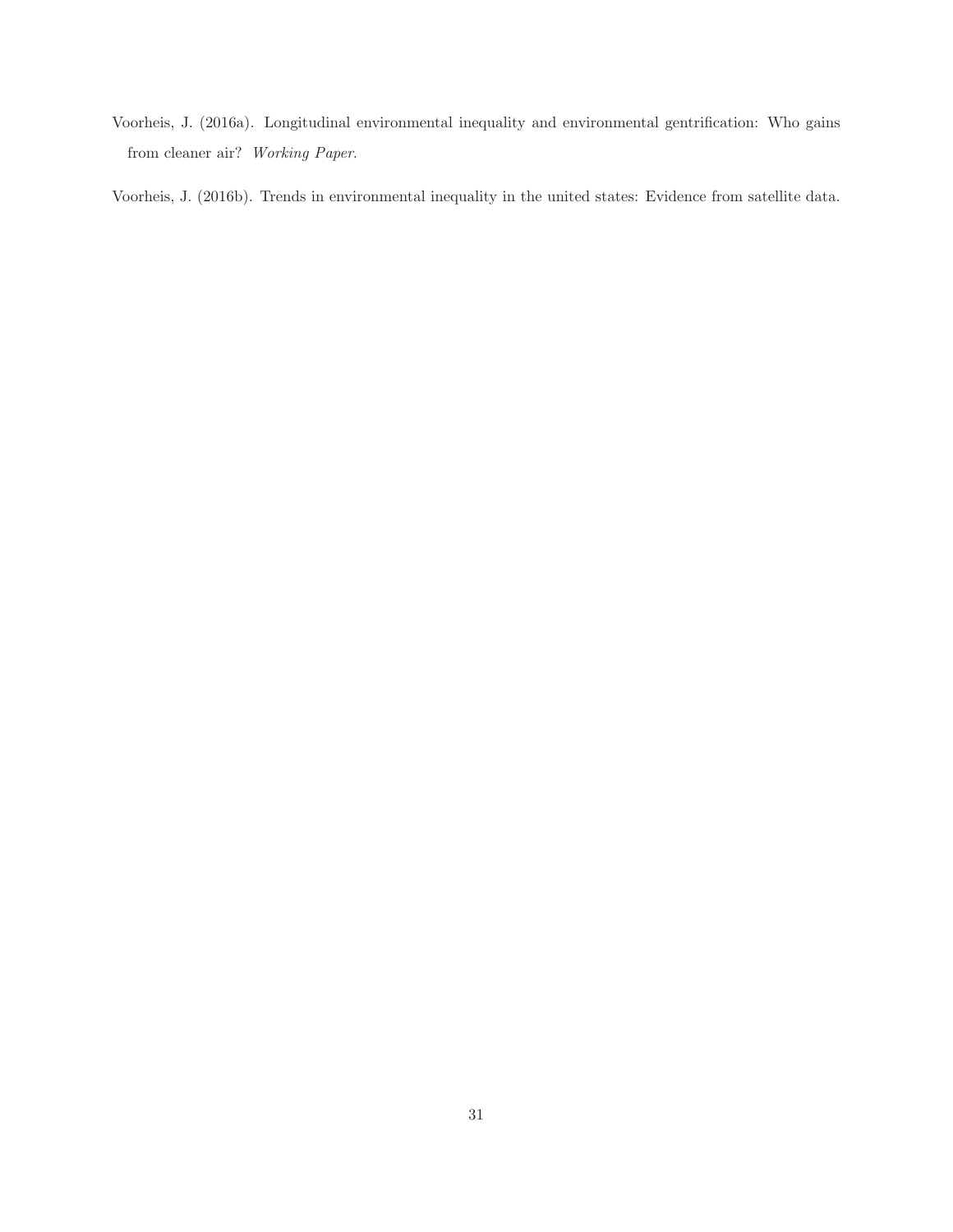Voorheis, J. (2016a). Longitudinal environmental inequality and environmental gentrification: Who gains from cleaner air? *Working Paper*.

Voorheis, J. (2016b). Trends in environmental inequality in the united states: Evidence from satellite data.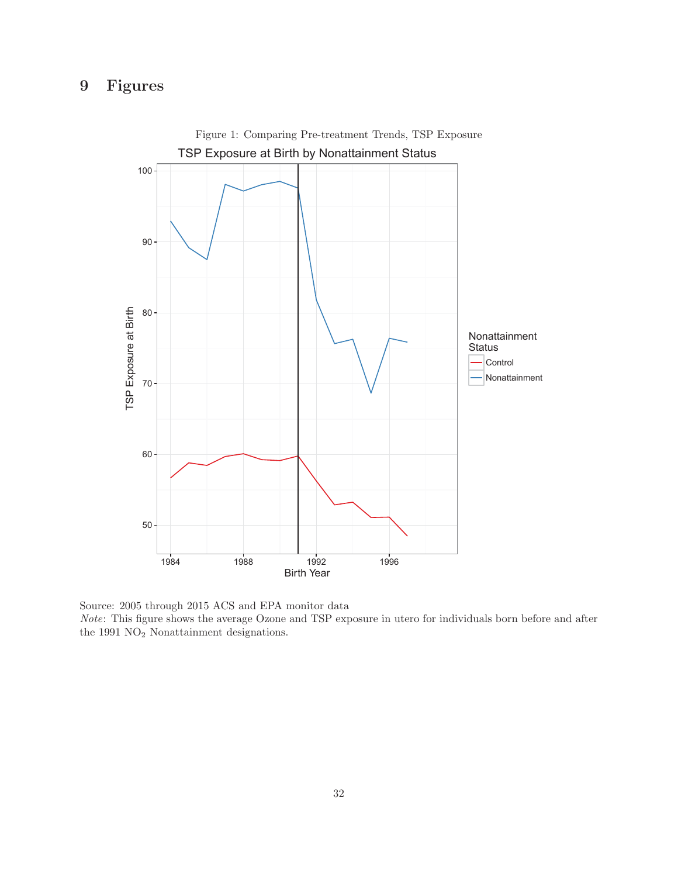# 9 Figures

Figure 1: Comparing Pre-treatment Trends, TSP Exposure

Source: 2005 through 2015 ACS and EPA monitor data

*Note*: This figure shows the average Ozone and TSP exposure in utero for individuals born before and after the 1991 $NO_2$ Nonattainment designations.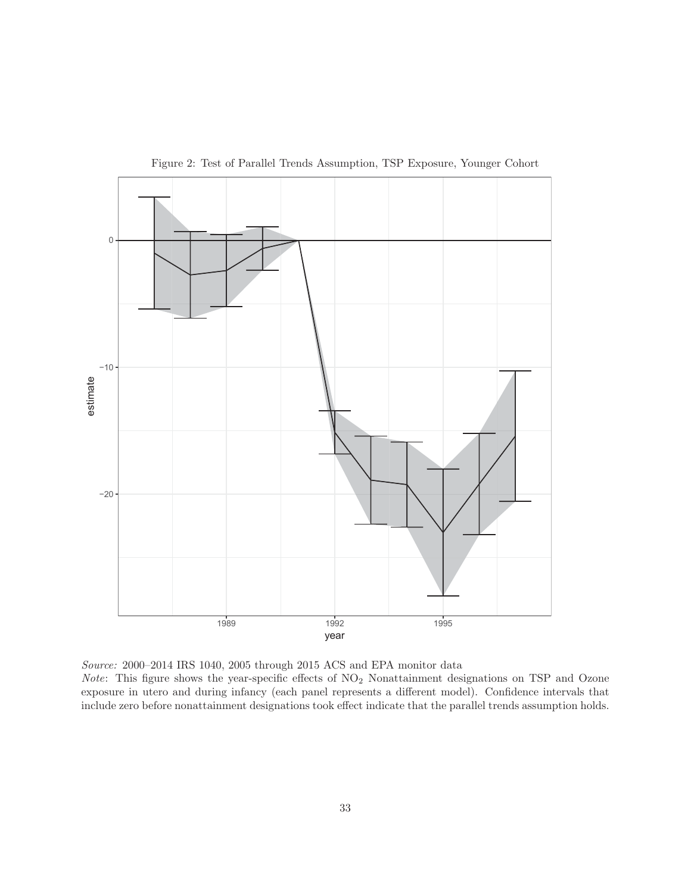Figure 2: Test of Parallel Trends Assumption, TSP Exposure, Younger Cohort

*Source:* 2000–2014 IRS 1040, 2005 through 2015 ACS and EPA monitor data

*Note*: This figure shows the year-specific effects of $NO_2$ Nonattainment designations on TSP and Ozone exposure in utero and during infancy (each panel represents a different model). Confidence intervals that include zero before nonattainment designations took effect indicate that the parallel trends assumption holds.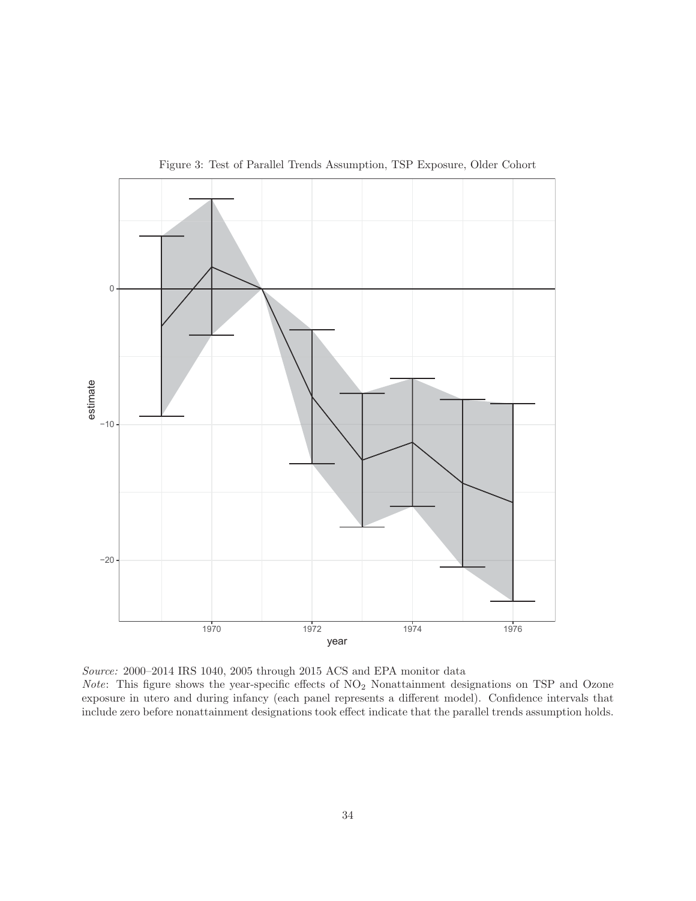Figure 3: Test of Parallel Trends Assumption, TSP Exposure, Older Cohort

*Source:* 2000–2014 IRS 1040, 2005 through 2015 ACS and EPA monitor data

*Note*: This figure shows the year-specific effects of $NO_2$ Nonattainment designations on TSP and Ozone exposure in utero and during infancy (each panel represents a different model). Confidence intervals that include zero before nonattainment designations took effect indicate that the parallel trends assumption holds.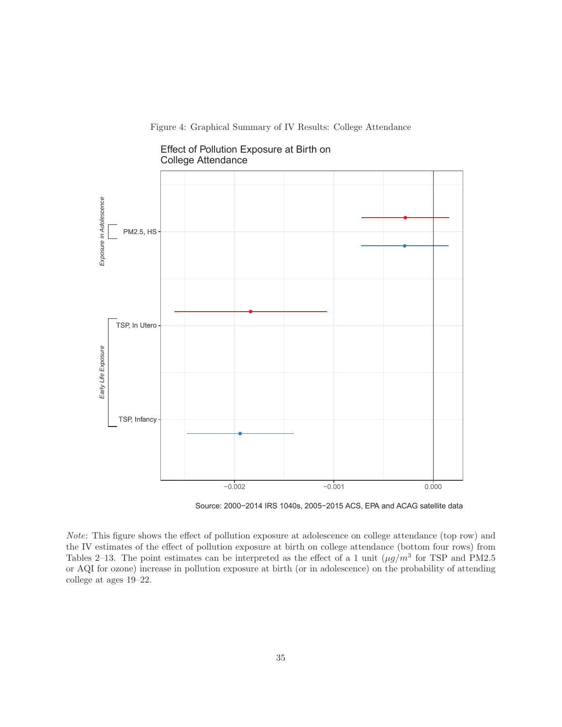Figure 4: Graphical Summary of IV Results: College Attendance

*Note*: This figure shows the effect of pollution exposure at adolescence on college attendance (top row) and the IV estimates of the effect of pollution exposure at birth on college attendance (bottom four rows) from Tables 2–13. The point estimates can be interpreted as the effect of a 1 unit ($\mu g/m^3$ for TSP and PM2.5 or AQI for ozone) increase in pollution exposure at birth (or in adolescence) on the probability of attending college at ages 19–22.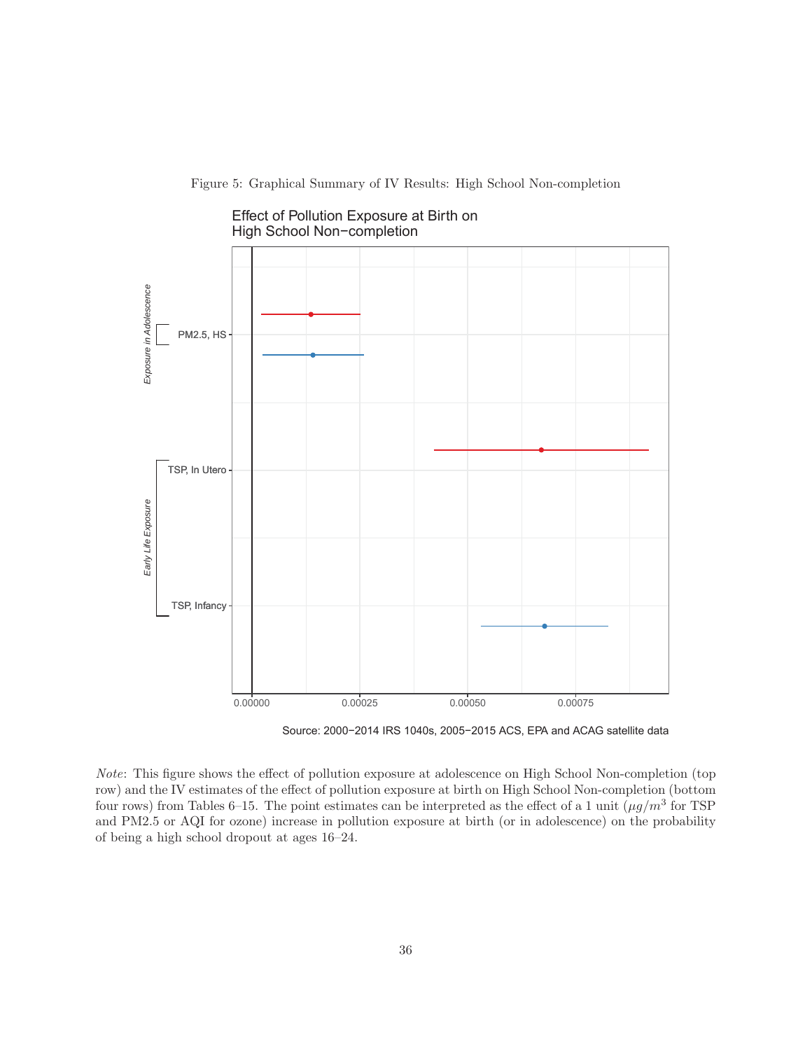Figure 5: Graphical Summary of IV Results: High School Non-completion

Effect of Pollution Exposure at Birth on High School Non−completion

Source: 2000−2014 IRS 1040s, 2005−2015 ACS, EPA and ACAG satellite data

*Note*: This figure shows the effect of pollution exposure at adolescence on High School Non-completion (top row) and the IV estimates of the effect of pollution exposure at birth on High School Non-completion (bottom four rows) from Tables 6–15. The point estimates can be interpreted as the effect of a 1 unit ($\mu g/m^3$ for TSP and PM2.5 or AQI for ozone) increase in pollution exposure at birth (or in adolescence) on the probability of being a high school dropout at ages 16–24.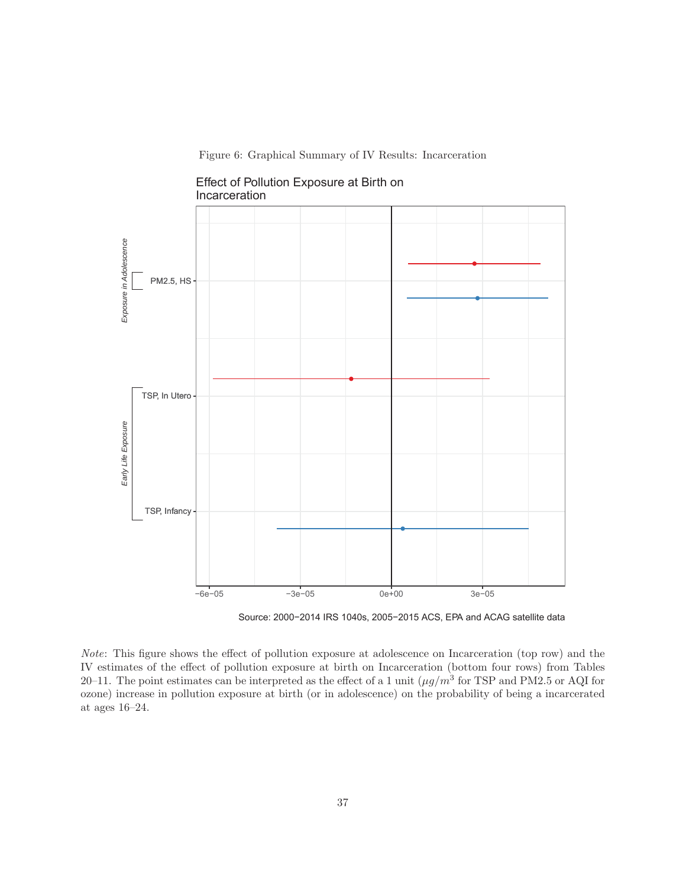Figure 6: Graphical Summary of IV Results: Incarceration

*Note*: This figure shows the effect of pollution exposure at adolescence on Incarceration (top row) and the IV estimates of the effect of pollution exposure at birth on Incarceration (bottom four rows) from Tables 20–11. The point estimates can be interpreted as the effect of a 1 unit ($\mu g/m^3$ for TSP and PM2.5 or AQI for ozone) increase in pollution exposure at birth (or in adolescence) on the probability of being a incarcerated at ages 16–24.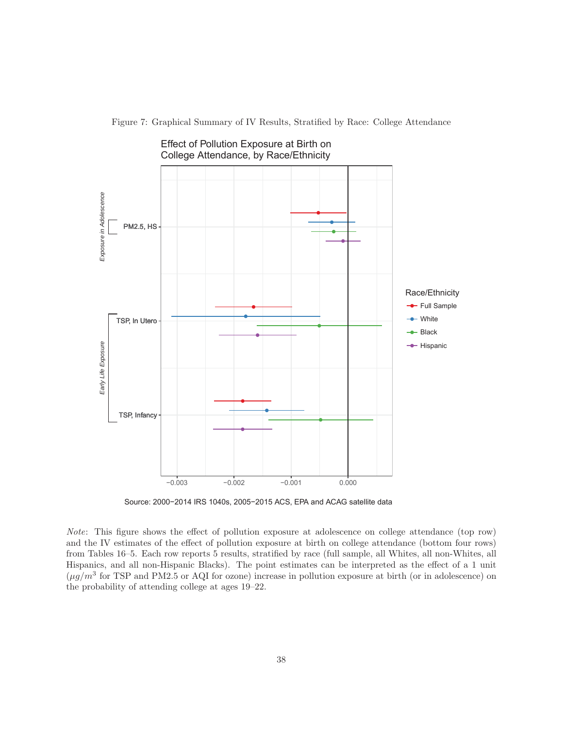Figure 7: Graphical Summary of IV Results, Stratified by Race: College Attendance

Effect of Pollution Exposure at Birth on College Attendance, by Race/Ethnicity

Source: 2000−2014 IRS 1040s, 2005−2015 ACS, EPA and ACAG satellite data

*Note*: This figure shows the effect of pollution exposure at adolescence on college attendance (top row) and the IV estimates of the effect of pollution exposure at birth on college attendance (bottom four rows) from Tables 16–5. Each row reports 5 results, stratified by race (full sample, all Whites, all non-Whites, all Hispanics, and all non-Hispanic Blacks). The point estimates can be interpreted as the effect of a 1 unit ($\mu g/m^3$ for TSP and PM2.5 or AQI for ozone) increase in pollution exposure at birth (or in adolescence) on the probability of attending college at ages 19–22.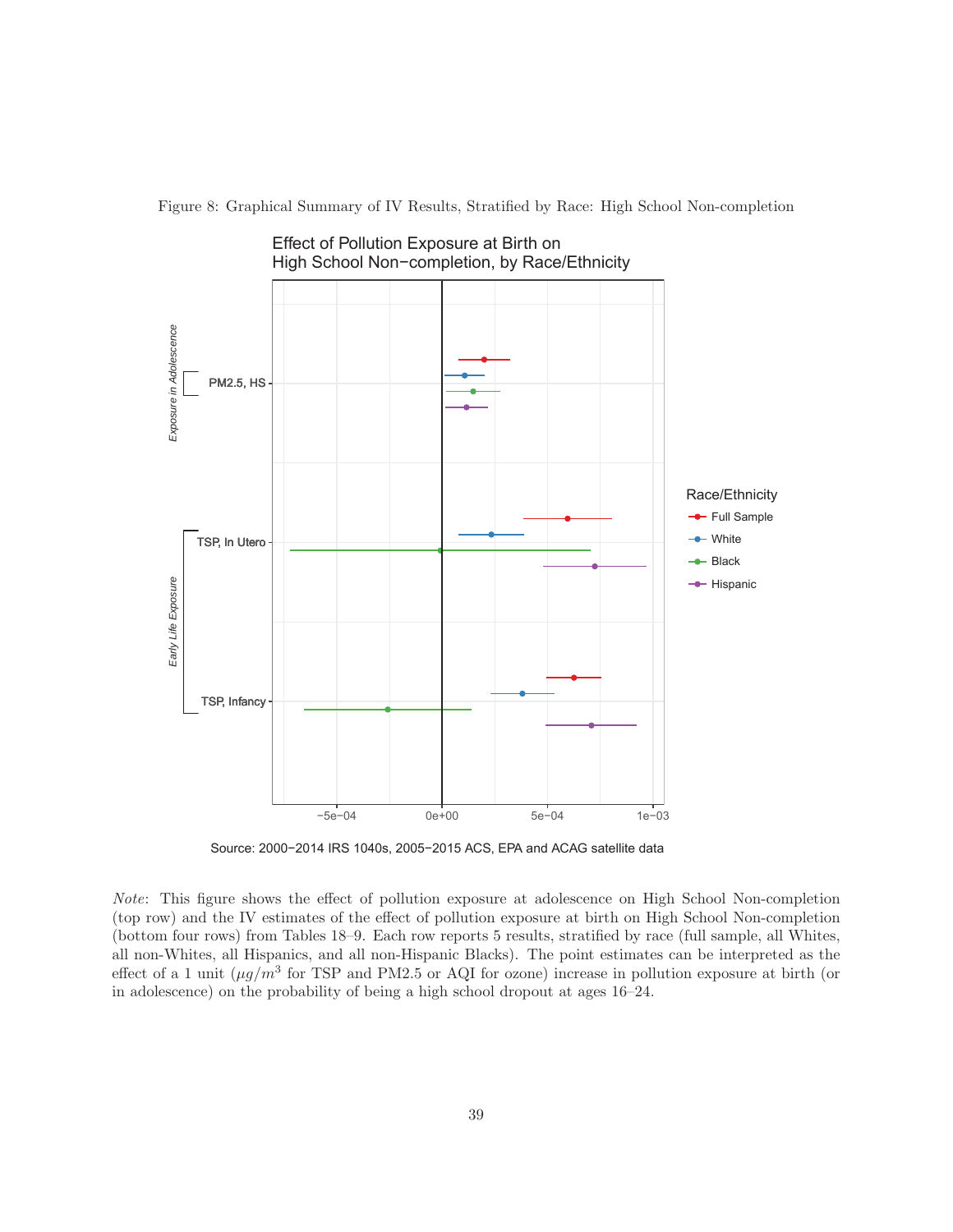Figure 8: Graphical Summary of IV Results, Stratified by Race: High School Non-completion

Source: 2000−2014 IRS 1040s, 2005−2015 ACS, EPA and ACAG satellite data

*Note*: This figure shows the effect of pollution exposure at adolescence on High School Non-completion (top row) and the IV estimates of the effect of pollution exposure at birth on High School Non-completion (bottom four rows) from Tables 18–9. Each row reports 5 results, stratified by race (full sample, all Whites, all non-Whites, all Hispanics, and all non-Hispanic Blacks). The point estimates can be interpreted as the effect of a 1 unit ($\mu g/m^3$ for TSP and PM2.5 or AQI for ozone) increase in pollution exposure at birth (or in adolescence) on the probability of being a high school dropout at ages 16–24.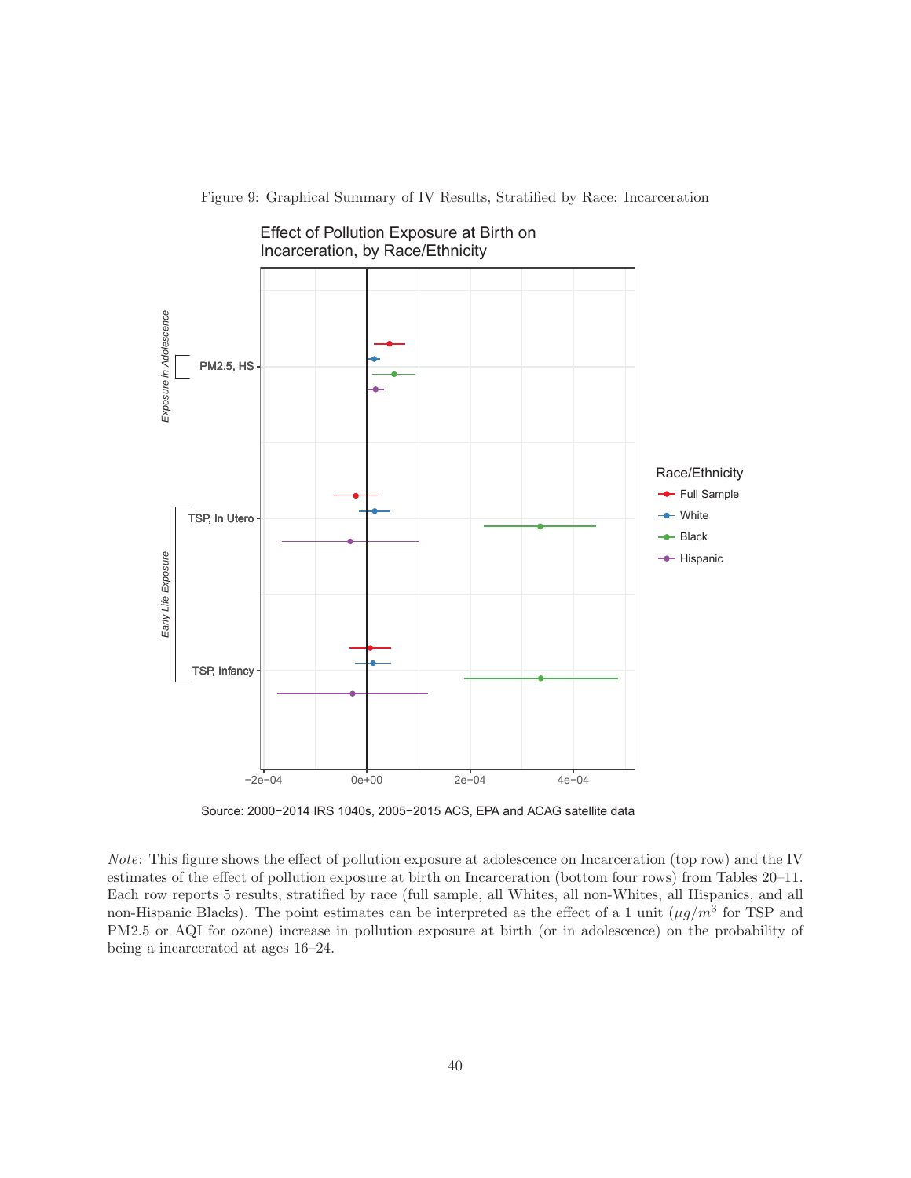Figure 9: Graphical Summary of IV Results, Stratified by Race: Incarceration

*Note*: This figure shows the effect of pollution exposure at adolescence on Incarceration (top row) and the IV estimates of the effect of pollution exposure at birth on Incarceration (bottom four rows) from Tables 20–11. Each row reports 5 results, stratified by race (full sample, all Whites, all non-Whites, all Hispanics, and all non-Hispanic Blacks). The point estimates can be interpreted as the effect of a 1 unit ($\mu g/m^3$ for TSP and PM2.5 or AQI for ozone) increase in pollution exposure at birth (or in adolescence) on the probability of being a incarcerated at ages 16–24.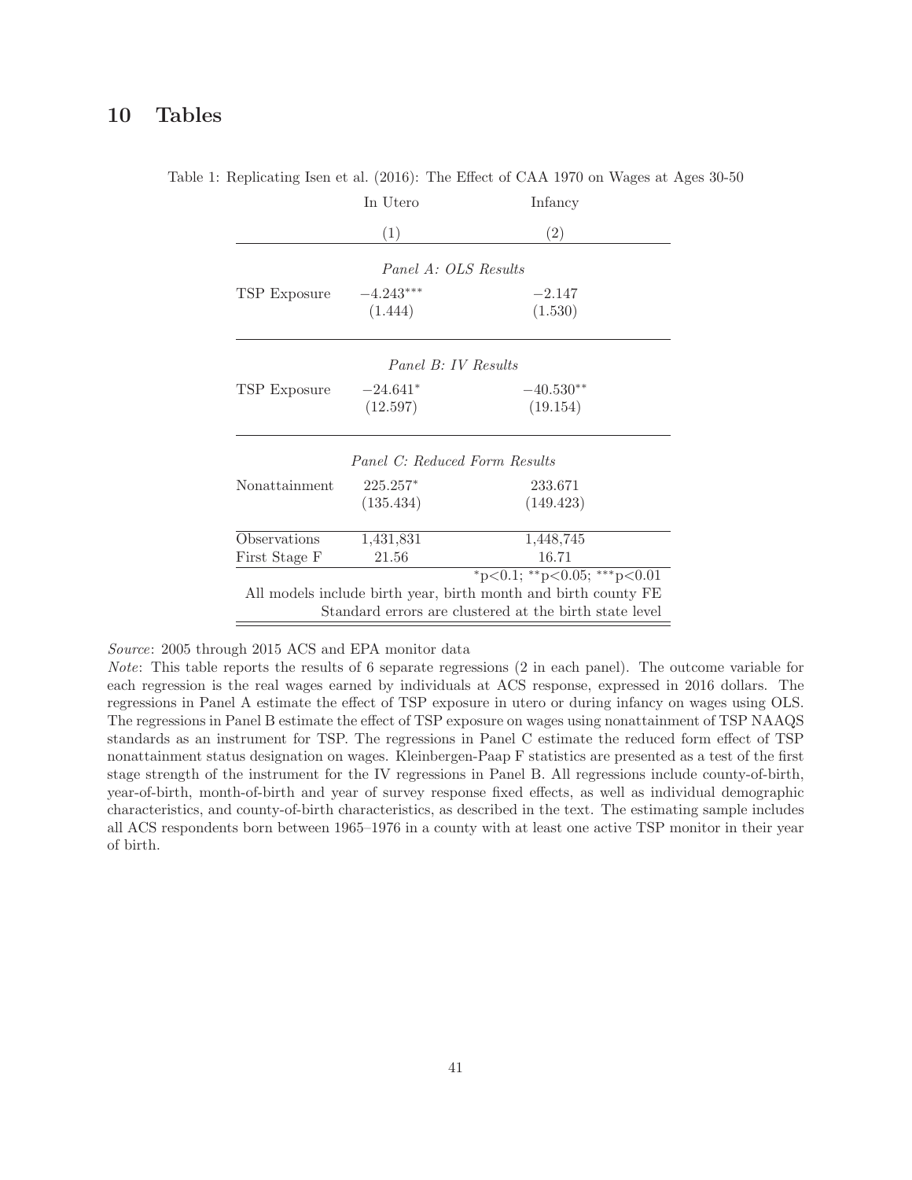# 10 Tables

Table 1: Replicating Isen et al. (2016): The Effect of CAA 1970 on Wages at Ages 30-50

| | In Utero | Infancy |
|---|---|---|
| | (1) | (2) |
| *Panel A: OLS Results* | | |
| TSP Exposure | $-4.243^{***}$ | $-2.147$ |
| | (1.444) | (1.530) |
| *Panel B: IV Results* | | |
| TSP Exposure | $-24.641^{*}$ | $-40.530^{**}$ |
| | (12.597) | (19.154) |
| *Panel C: Reduced Form Results* | | |
| Nonattainment | $225.257^{*}$ | 233.671 |
| | (135.434) | (149.423) |
| Observations | 1,431,831 | 1,448,745 |
| First Stage F | 21.56 | 16.71 |

$^{*}$p<0.1; $^{**}$p<0.05; $^{***}$p<0.01

All models include birth year, birth month and birth county FE

Standard errors are clustered at the birth state level

*Source*: 2005 through 2015 ACS and EPA monitor data

*Note*: This table reports the results of 6 separate regressions (2 in each panel). The outcome variable for each regression is the real wages earned by individuals at ACS response, expressed in 2016 dollars. The regressions in Panel A estimate the effect of TSP exposure in utero or during infancy on wages using OLS. The regressions in Panel B estimate the effect of TSP exposure on wages using nonattainment of TSP NAAQS standards as an instrument for TSP. The regressions in Panel C estimate the reduced form effect of TSP nonattainment status designation on wages. Kleinbergen-Paap F statistics are presented as a test of the first stage strength of the instrument for the IV regressions in Panel B. All regressions include county-of-birth, year-of-birth, month-of-birth and year of survey response fixed effects, as well as individual demographic characteristics, and county-of-birth characteristics, as described in the text. The estimating sample includes all ACS respondents born between 1965–1976 in a county with at least one active TSP monitor in their year of birth.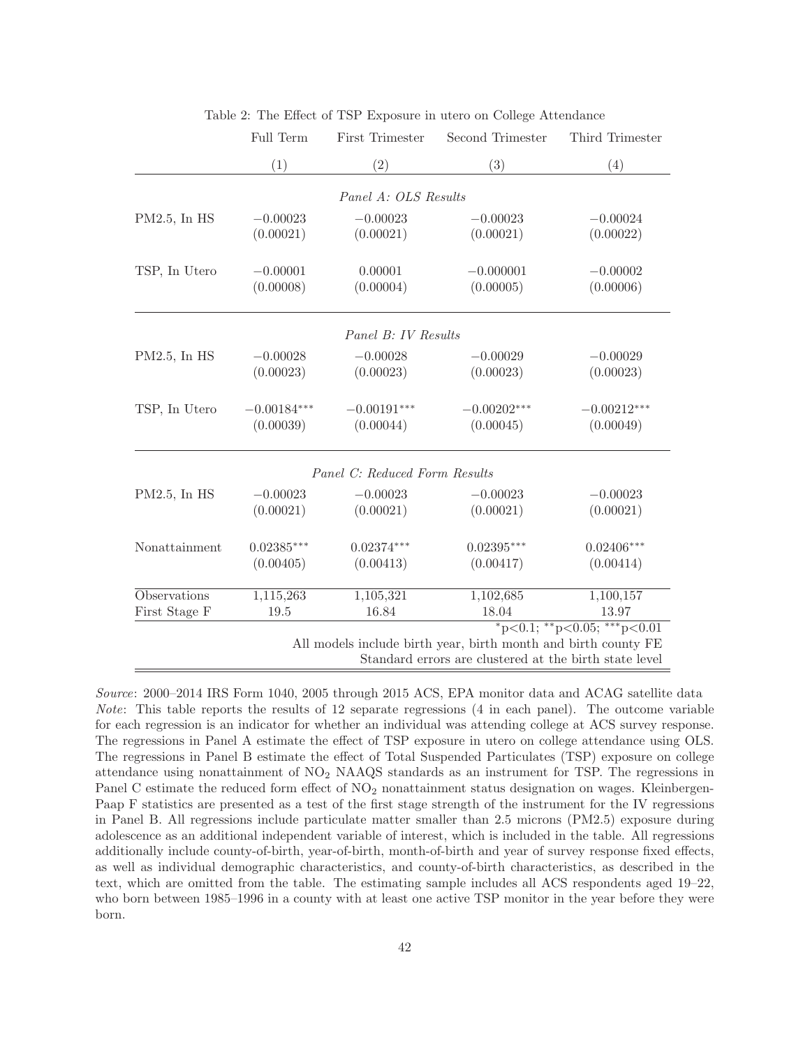Table 2: The Effect of TSP Exposure in utero on College Attendance

| | Full Term | First Trimester | Second Trimester | Third Trimester |
|---|---|---|---|---|
| | (1) | (2) | (3) | (4) |
| *Panel A: OLS Results* | | | | |
| PM2.5, In HS | −0.00023 | −0.00023 | −0.00023 | −0.00024 |
| | (0.00021) | (0.00021) | (0.00021) | (0.00022) |
| TSP, In Utero | −0.00001 | 0.00001 | −0.000001 | −0.00002 |
| | (0.00008) | (0.00004) | (0.00005) | (0.00006) |
| *Panel B: IV Results* | | | | |
| PM2.5, In HS | −0.00028 | −0.00028 | −0.00029 | −0.00029 |
| | (0.00023) | (0.00023) | (0.00023) | (0.00023) |
| TSP, In Utero | $-0.00184^{***}$ | $-0.00191^{***}$ | $-0.00202^{***}$ | $-0.00212^{***}$ |
| | (0.00039) | (0.00044) | (0.00045) | (0.00049) |
| *Panel C: Reduced Form Results* | | | | |
| PM2.5, In HS | −0.00023 | −0.00023 | −0.00023 | −0.00023 |
| | (0.00021) | (0.00021) | (0.00021) | (0.00021) |
| Nonattainment | $0.02385^{***}$ | $0.02374^{***}$ | $0.02395^{***}$ | $0.02406^{***}$ |
| | (0.00405) | (0.00413) | (0.00417) | (0.00414) |
| Observations | 1,115,263 | 1,105,321 | 1,102,685 | 1,100,157 |
| First Stage F | 19.5 | 16.84 | 18.04 | 13.97 |

$^{*}$p<0.1; $^{**}$p<0.05; $^{***}$p<0.01

All models include birth year, birth month and birth county FE

Standard errors are clustered at the birth state level

*Source*: 2000–2014 IRS Form 1040, 2005 through 2015 ACS, EPA monitor data and ACAG satellite data
*Note*: This table reports the results of 12 separate regressions (4 in each panel). The outcome variable for each regression is an indicator for whether an individual was attending college at ACS survey response. The regressions in Panel A estimate the effect of TSP exposure in utero on college attendance using OLS. The regressions in Panel B estimate the effect of Total Suspended Particulates (TSP) exposure on college attendance using nonattainment of $NO_2$ NAAQS standards as an instrument for TSP. The regressions in Panel C estimate the reduced form effect of $NO_2$ nonattainment status designation on wages. Kleinbergen-Paap F statistics are presented as a test of the first stage strength of the instrument for the IV regressions in Panel B. All regressions include particulate matter smaller than 2.5 microns (PM2.5) exposure during adolescence as an additional independent variable of interest, which is included in the table. All regressions additionally include county-of-birth, year-of-birth, month-of-birth and year of survey response fixed effects, as well as individual demographic characteristics, and county-of-birth characteristics, as described in the text, which are omitted from the table. The estimating sample includes all ACS respondents aged 19–22, who born between 1985–1996 in a county with at least one active TSP monitor in the year before they were born.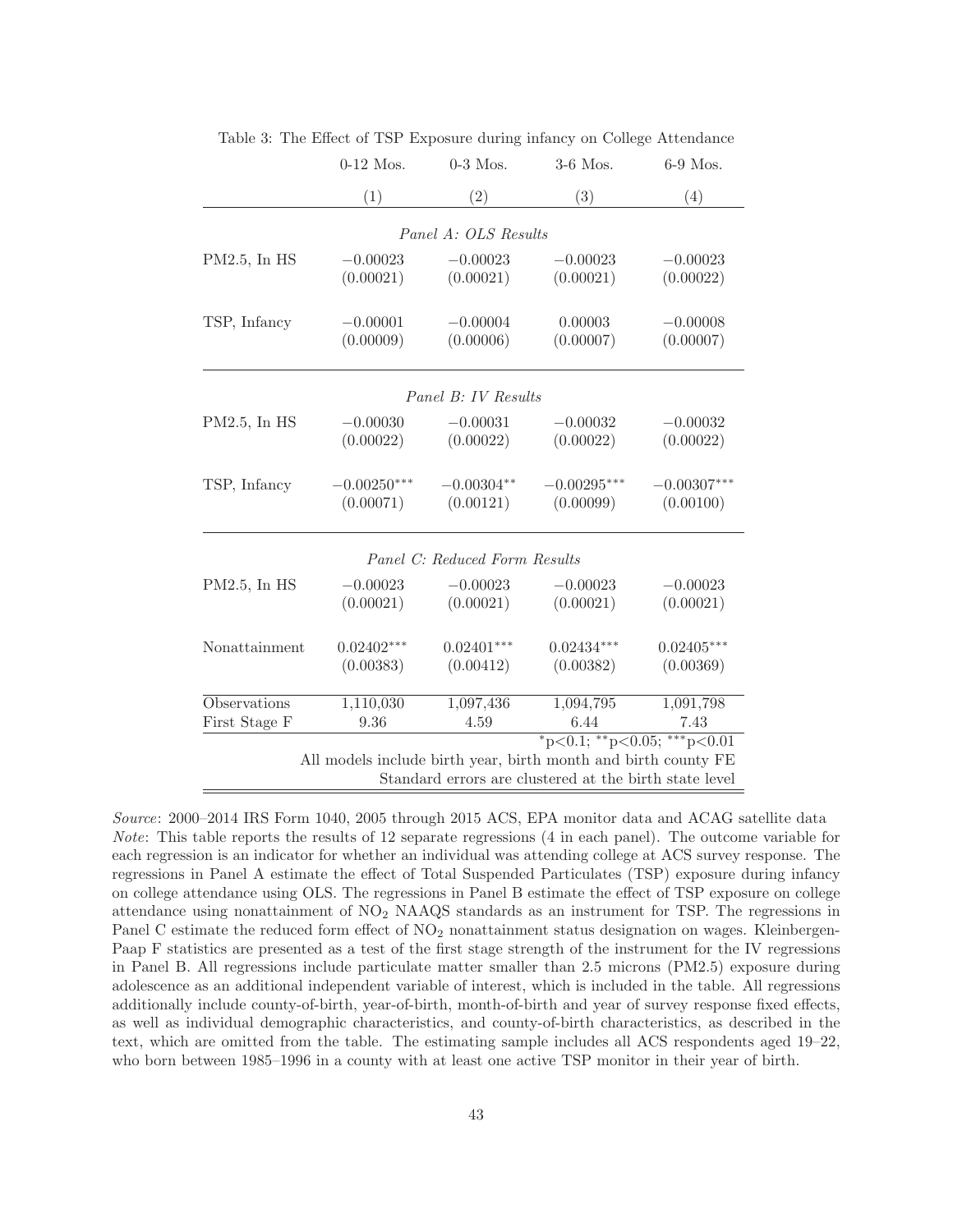Table 3: The Effect of TSP Exposure during infancy on College Attendance

| | 0-12 Mos. | 0-3 Mos. | 3-6 Mos. | 6-9 Mos. |
|---|---|---|---|---|
| | (1) | (2) | (3) | (4) |
| *Panel A: OLS Results* | | | | |
| PM2.5, In HS | −0.00023 | −0.00023 | −0.00023 | −0.00023 |
| | (0.00021) | (0.00021) | (0.00021) | (0.00022) |
| TSP, Infancy | −0.00001 | −0.00004 | 0.00003 | −0.00008 |
| | (0.00009) | (0.00006) | (0.00007) | (0.00007) |
| *Panel B: IV Results* | | | | |
| PM2.5, In HS | −0.00030 | −0.00031 | −0.00032 | −0.00032 |
| | (0.00022) | (0.00022) | (0.00022) | (0.00022) |
| TSP, Infancy | $-0.00250^{***}$ | $-0.00304^{**}$ | $-0.00295^{***}$ | $-0.00307^{***}$ |
| | (0.00071) | (0.00121) | (0.00099) | (0.00100) |
| *Panel C: Reduced Form Results* | | | | |
| PM2.5, In HS | −0.00023 | −0.00023 | −0.00023 | −0.00023 |
| | (0.00021) | (0.00021) | (0.00021) | (0.00021) |
| Nonattainment | $0.02402^{***}$ | $0.02401^{***}$ | $0.02434^{***}$ | $0.02405^{***}$ |
| | (0.00383) | (0.00412) | (0.00382) | (0.00369) |
| Observations | 1,110,030 | 1,097,436 | 1,094,795 | 1,091,798 |
| First Stage F | 9.36 | 4.59 | 6.44 | 7.43 |

$^{*}$p<0.1; $^{**}$p<0.05; $^{***}$p<0.01

All models include birth year, birth month and birth county FE

Standard errors are clustered at the birth state level

*Source*: 2000–2014 IRS Form 1040, 2005 through 2015 ACS, EPA monitor data and ACAG satellite data
*Note*: This table reports the results of 12 separate regressions (4 in each panel). The outcome variable for each regression is an indicator for whether an individual was attending college at ACS survey response. The regressions in Panel A estimate the effect of Total Suspended Particulates (TSP) exposure during infancy on college attendance using OLS. The regressions in Panel B estimate the effect of TSP exposure on college attendance using nonattainment of $NO_2$ NAAQS standards as an instrument for TSP. The regressions in Panel C estimate the reduced form effect of $NO_2$ nonattainment status designation on wages. Kleinbergen-Paap F statistics are presented as a test of the first stage strength of the instrument for the IV regressions in Panel B. All regressions include particulate matter smaller than 2.5 microns (PM2.5) exposure during adolescence as an additional independent variable of interest, which is included in the table. All regressions additionally include county-of-birth, year-of-birth, month-of-birth and year of survey response fixed effects, as well as individual demographic characteristics, and county-of-birth characteristics, as described in the text, which are omitted from the table. The estimating sample includes all ACS respondents aged 19–22, who born between 1985–1996 in a county with at least one active TSP monitor in their year of birth.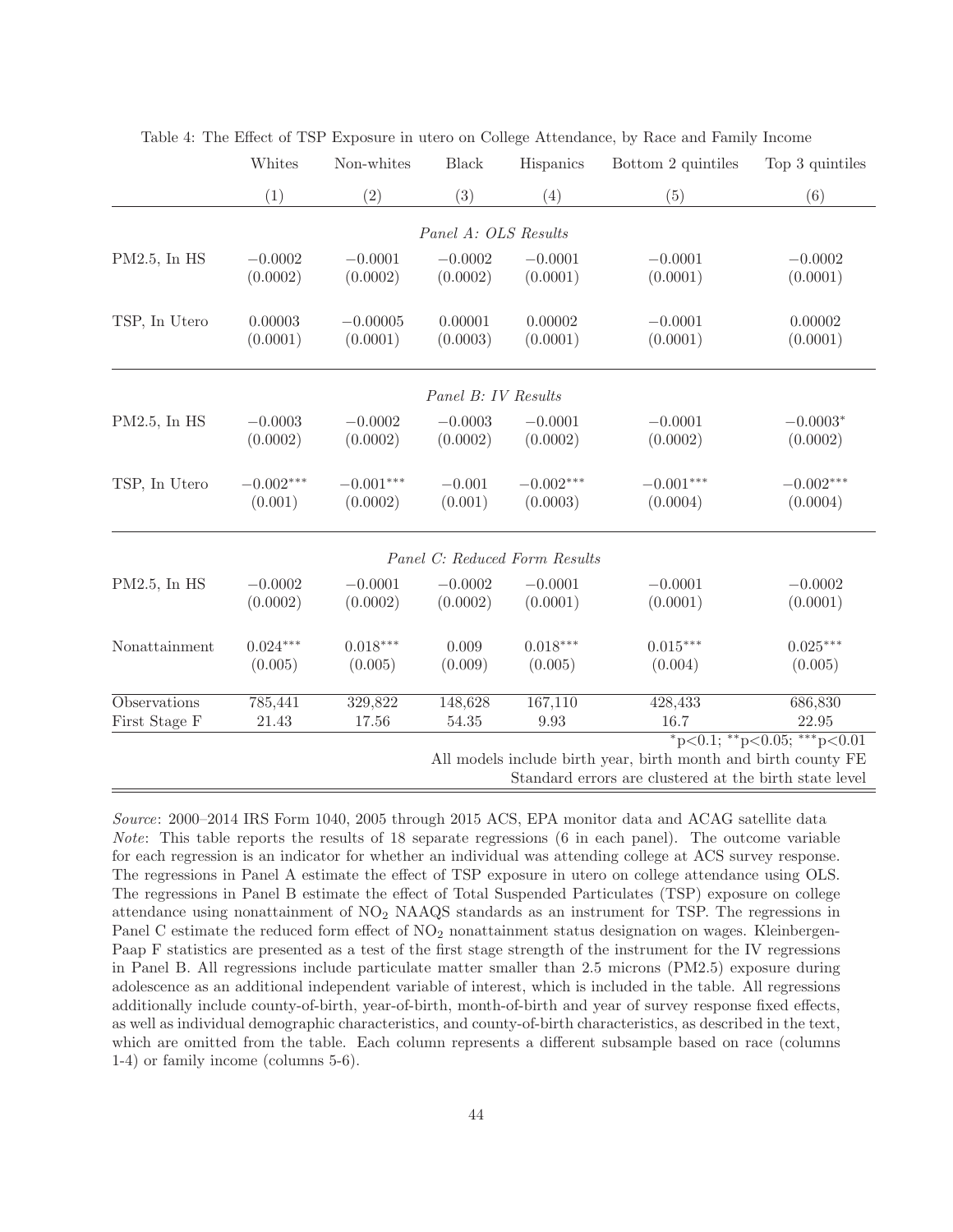Table 4: The Effect of TSP Exposure in utero on College Attendance, by Race and Family Income

| | Whites | Non-whites | Black | Hispanics | Bottom 2 quintiles | Top 3 quintiles |
|---|---|---|---|---|---|---|
| | (1) | (2) | (3) | (4) | (5) | (6) |
| | | | *Panel A: OLS Results* | | | |
| PM2.5, In HS | −0.0002 | −0.0001 | −0.0002 | −0.0001 | −0.0001 | −0.0002 |
| | (0.0002) | (0.0002) | (0.0002) | (0.0001) | (0.0001) | (0.0001) |
| TSP, In Utero | 0.00003 | −0.00005 | 0.00001 | 0.00002 | −0.0001 | 0.00002 |
| | (0.0001) | (0.0001) | (0.0003) | (0.0001) | (0.0001) | (0.0001) |
| | | | *Panel B: IV Results* | | | |
| PM2.5, In HS | −0.0003 | −0.0002 | −0.0003 | −0.0001 | −0.0001 | −0.0003* |
| | (0.0002) | (0.0002) | (0.0002) | (0.0002) | (0.0002) | (0.0002) |
| TSP, In Utero | −0.002*** | −0.001*** | −0.001 | −0.002*** | −0.001*** | −0.002*** |
| | (0.001) | (0.0002) | (0.001) | (0.0003) | (0.0004) | (0.0004) |
| | | | *Panel C: Reduced Form Results* | | | |
| PM2.5, In HS | −0.0002 | −0.0001 | −0.0002 | −0.0001 | −0.0001 | −0.0002 |
| | (0.0002) | (0.0002) | (0.0002) | (0.0001) | (0.0001) | (0.0001) |
| Nonattainment | 0.024*** | 0.018*** | 0.009 | 0.018*** | 0.015*** | 0.025*** |
| | (0.005) | (0.005) | (0.009) | (0.005) | (0.004) | (0.005) |
| Observations | 785,441 | 329,822 | 148,628 | 167,110 | 428,433 | 686,830 |
| First Stage F | 21.43 | 17.56 | 54.35 | 9.93 | 16.7 | 22.95 |

*p<0.1; **p<0.05; ***p<0.01

All models include birth year, birth month and birth county FE

Standard errors are clustered at the birth state level

*Source*: 2000–2014 IRS Form 1040, 2005 through 2015 ACS, EPA monitor data and ACAG satellite data
*Note*: This table reports the results of 18 separate regressions (6 in each panel). The outcome variable for each regression is an indicator for whether an individual was attending college at ACS survey response. The regressions in Panel A estimate the effect of TSP exposure in utero on college attendance using OLS. The regressions in Panel B estimate the effect of Total Suspended Particulates (TSP) exposure on college attendance using nonattainment of $NO_2$ NAAQS standards as an instrument for TSP. The regressions in Panel C estimate the reduced form effect of $NO_2$ nonattainment status designation on wages. Kleinbergen-Paap F statistics are presented as a test of the first stage strength of the instrument for the IV regressions in Panel B. All regressions include particulate matter smaller than 2.5 microns (PM2.5) exposure during adolescence as an additional independent variable of interest, which is included in the table. All regressions additionally include county-of-birth, year-of-birth, month-of-birth and year of survey response fixed effects, as well as individual demographic characteristics, and county-of-birth characteristics, as described in the text, which are omitted from the table. Each column represents a different subsample based on race (columns 1-4) or family income (columns 5-6).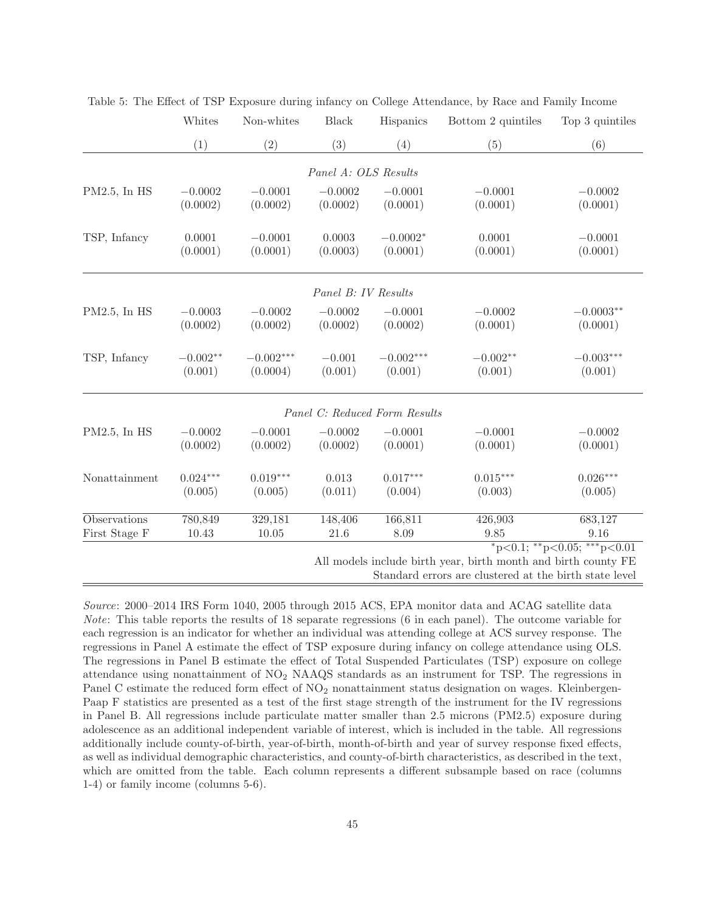Table 5: The Effect of TSP Exposure during infancy on College Attendance, by Race and Family Income

| | Whites | Non-whites | Black | Hispanics | Bottom 2 quintiles | Top 3 quintiles |
|---|---|---|---|---|---|---|
| | (1) | (2) | (3) | (4) | (5) | (6) |
| *Panel A: OLS Results* | | | | | | |
| PM2.5, In HS | −0.0002 | −0.0001 | −0.0002 | −0.0001 | −0.0001 | −0.0002 |
| | (0.0002) | (0.0002) | (0.0002) | (0.0001) | (0.0001) | (0.0001) |
| TSP, Infancy | 0.0001 | −0.0001 | 0.0003 | −0.0002* | 0.0001 | −0.0001 |
| | (0.0001) | (0.0001) | (0.0003) | (0.0001) | (0.0001) | (0.0001) |
| *Panel B: IV Results* | | | | | | |
| PM2.5, In HS | −0.0003 | −0.0002 | −0.0002 | −0.0001 | −0.0002 | −0.0003** |
| | (0.0002) | (0.0002) | (0.0002) | (0.0002) | (0.0001) | (0.0001) |
| TSP, Infancy | −0.002** | −0.002*** | −0.001 | −0.002*** | −0.002** | −0.003*** |
| | (0.001) | (0.0004) | (0.001) | (0.001) | (0.001) | (0.001) |
| *Panel C: Reduced Form Results* | | | | | | |
| PM2.5, In HS | −0.0002 | −0.0001 | −0.0002 | −0.0001 | −0.0001 | −0.0002 |
| | (0.0002) | (0.0002) | (0.0002) | (0.0001) | (0.0001) | (0.0001) |
| Nonattainment | 0.024*** | 0.019*** | 0.013 | 0.017*** | 0.015*** | 0.026*** |
| | (0.005) | (0.005) | (0.011) | (0.004) | (0.003) | (0.005) |
| Observations | 780,849 | 329,181 | 148,406 | 166,811 | 426,903 | 683,127 |
| First Stage F | 10.43 | 10.05 | 21.6 | 8.09 | 9.85 | 9.16 |

*p<0.1; **p<0.05; ***p<0.01

All models include birth year, birth month and birth county FE

Standard errors are clustered at the birth state level

*Source*: 2000–2014 IRS Form 1040, 2005 through 2015 ACS, EPA monitor data and ACAG satellite data

*Note*: This table reports the results of 18 separate regressions (6 in each panel). The outcome variable for each regression is an indicator for whether an individual was attending college at ACS survey response. The regressions in Panel A estimate the effect of TSP exposure during infancy on college attendance using OLS. The regressions in Panel B estimate the effect of Total Suspended Particulates (TSP) exposure on college attendance using nonattainment of $NO_2$ NAAQS standards as an instrument for TSP. The regressions in Panel C estimate the reduced form effect of $NO_2$ nonattainment status designation on wages. Kleinbergen-Paap F statistics are presented as a test of the first stage strength of the instrument for the IV regressions in Panel B. All regressions include particulate matter smaller than 2.5 microns (PM2.5) exposure during adolescence as an additional independent variable of interest, which is included in the table. All regressions additionally include county-of-birth, year-of-birth, month-of-birth and year of survey response fixed effects, as well as individual demographic characteristics, and county-of-birth characteristics, as described in the text, which are omitted from the table. Each column represents a different subsample based on race (columns 1-4) or family income (columns 5-6).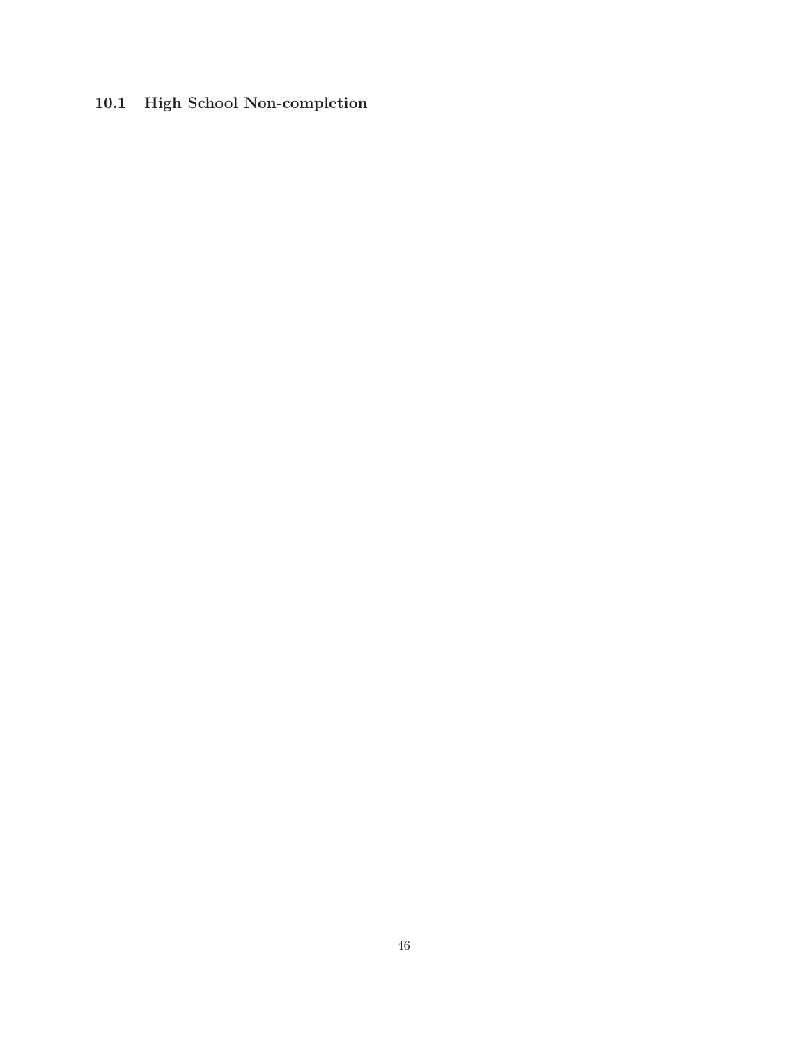### 10.1 High School Non-completion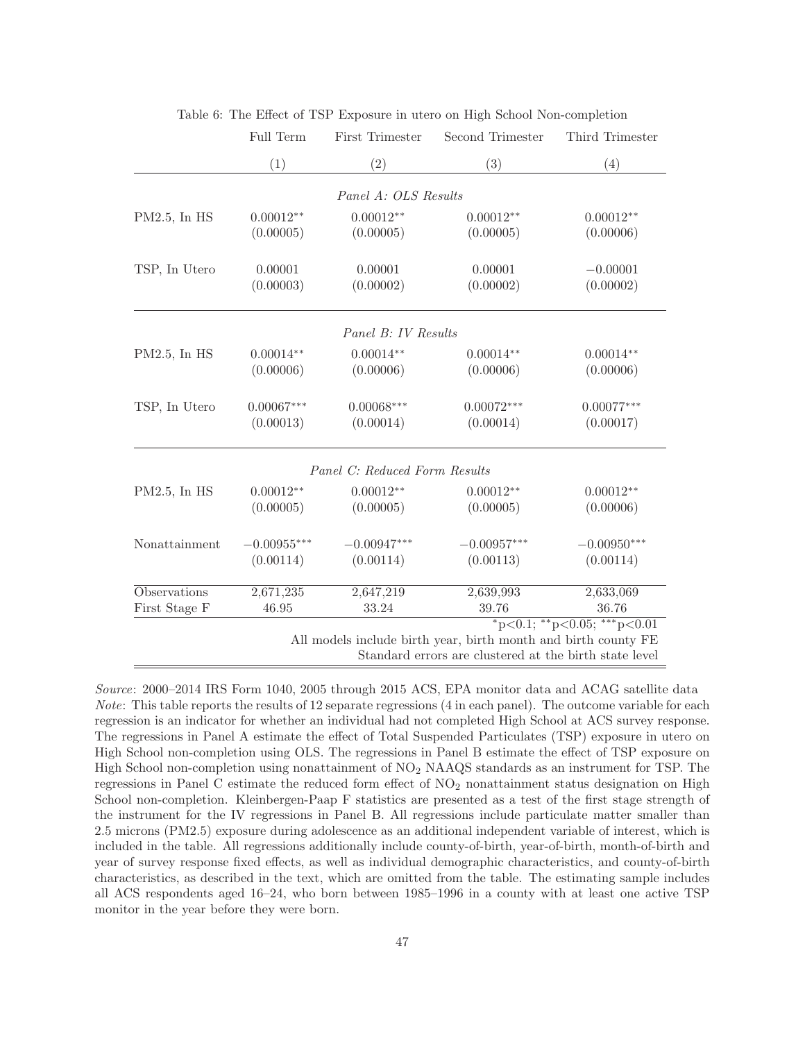Table 6: The Effect of TSP Exposure in utero on High School Non-completion

| | Full Term | First Trimester | Second Trimester | Third Trimester |
|---|---|---|---|---|
| | (1) | (2) | (3) | (4) |
| | | *Panel A: OLS Results* | | |
| PM2.5, In HS | 0.00012** | 0.00012** | 0.00012** | 0.00012** |
| | (0.00005) | (0.00005) | (0.00005) | (0.00006) |
| TSP, In Utero | 0.00001 | 0.00001 | 0.00001 | −0.00001 |
| | (0.00003) | (0.00002) | (0.00002) | (0.00002) |
| | | *Panel B: IV Results* | | |
| PM2.5, In HS | 0.00014** | 0.00014** | 0.00014** | 0.00014** |
| | (0.00006) | (0.00006) | (0.00006) | (0.00006) |
| TSP, In Utero | 0.00067*** | 0.00068*** | 0.00072*** | 0.00077*** |
| | (0.00013) | (0.00014) | (0.00014) | (0.00017) |
| | | *Panel C: Reduced Form Results* | | |
| PM2.5, In HS | 0.00012** | 0.00012** | 0.00012** | 0.00012** |
| | (0.00005) | (0.00005) | (0.00005) | (0.00006) |
| Nonattainment | −0.00955*** | −0.00947*** | −0.00957*** | −0.00950*** |
| | (0.00114) | (0.00114) | (0.00113) | (0.00114) |
| Observations | 2,671,235 | 2,647,219 | 2,639,993 | 2,633,069 |
| First Stage F | 46.95 | 33.24 | 39.76 | 36.76 |

*p<0.1; **p<0.05; ***p<0.01

All models include birth year, birth month and birth county FE

Standard errors are clustered at the birth state level

*Source*: 2000–2014 IRS Form 1040, 2005 through 2015 ACS, EPA monitor data and ACAG satellite data
*Note*: This table reports the results of 12 separate regressions (4 in each panel). The outcome variable for each regression is an indicator for whether an individual had not completed High School at ACS survey response. The regressions in Panel A estimate the effect of Total Suspended Particulates (TSP) exposure in utero on High School non-completion using OLS. The regressions in Panel B estimate the effect of TSP exposure on High School non-completion using nonattainment of $NO_2$ NAAQS standards as an instrument for TSP. The regressions in Panel C estimate the reduced form effect of $NO_2$ nonattainment status designation on High School non-completion. Kleinbergen-Paap F statistics are presented as a test of the first stage strength of the instrument for the IV regressions in Panel B. All regressions include particulate matter smaller than 2.5 microns (PM2.5) exposure during adolescence as an additional independent variable of interest, which is included in the table. All regressions additionally include county-of-birth, year-of-birth, month-of-birth and year of survey response fixed effects, as well as individual demographic characteristics, and county-of-birth characteristics, as described in the text, which are omitted from the table. The estimating sample includes all ACS respondents aged 16–24, who born between 1985–1996 in a county with at least one active TSP monitor in the year before they were born.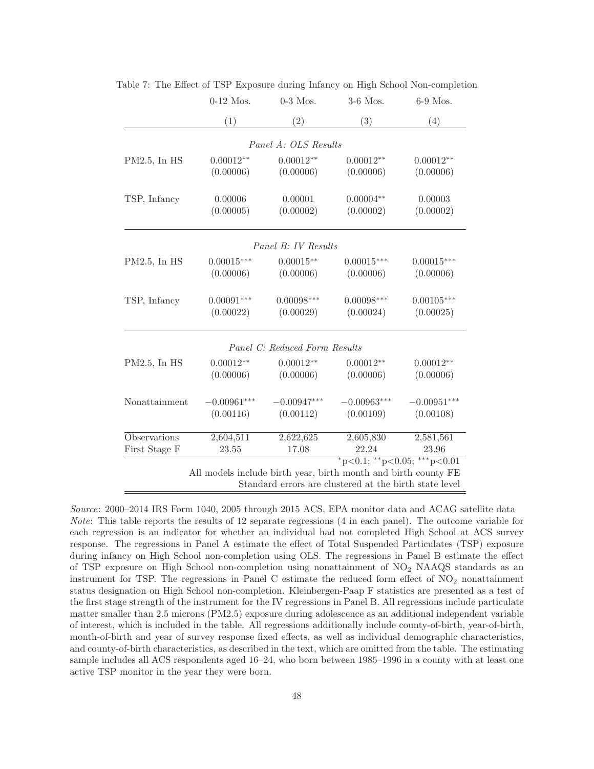Table 7: The Effect of TSP Exposure during Infancy on High School Non-completion

| | 0-12 Mos. | 0-3 Mos. | 3-6 Mos. | 6-9 Mos. |
|---|---|---|---|---|
| | (1) | (2) | (3) | (4) |
| *Panel A: OLS Results* | | | | |
| PM2.5, In HS | 0.00012** | 0.00012** | 0.00012** | 0.00012** |
| | (0.00006) | (0.00006) | (0.00006) | (0.00006) |
| TSP, Infancy | 0.00006 | 0.00001 | 0.00004** | 0.00003 |
| | (0.00005) | (0.00002) | (0.00002) | (0.00002) |
| *Panel B: IV Results* | | | | |
| PM2.5, In HS | 0.00015*** | 0.00015** | 0.00015*** | 0.00015*** |
| | (0.00006) | (0.00006) | (0.00006) | (0.00006) |
| TSP, Infancy | 0.00091*** | 0.00098*** | 0.00098*** | 0.00105*** |
| | (0.00022) | (0.00029) | (0.00024) | (0.00025) |
| *Panel C: Reduced Form Results* | | | | |
| PM2.5, In HS | 0.00012** | 0.00012** | 0.00012** | 0.00012** |
| | (0.00006) | (0.00006) | (0.00006) | (0.00006) |
| Nonattainment | −0.00961*** | −0.00947*** | −0.00963*** | −0.00951*** |
| | (0.00116) | (0.00112) | (0.00109) | (0.00108) |
| Observations | 2,604,511 | 2,622,625 | 2,605,830 | 2,581,561 |
| First Stage F | 23.55 | 17.08 | 22.24 | 23.96 |

*p<0.1; **p<0.05; ***p<0.01

All models include birth year, birth month and birth county FE

Standard errors are clustered at the birth state level

*Source*: 2000–2014 IRS Form 1040, 2005 through 2015 ACS, EPA monitor data and ACAG satellite data

*Note*: This table reports the results of 12 separate regressions (4 in each panel). The outcome variable for each regression is an indicator for whether an individual had not completed High School at ACS survey response. The regressions in Panel A estimate the effect of Total Suspended Particulates (TSP) exposure during infancy on High School non-completion using OLS. The regressions in Panel B estimate the effect of TSP exposure on High School non-completion using nonattainment of $NO_2$ NAAQS standards as an instrument for TSP. The regressions in Panel C estimate the reduced form effect of $NO_2$ nonattainment status designation on High School non-completion. Kleinbergen-Paap F statistics are presented as a test of the first stage strength of the instrument for the IV regressions in Panel B. All regressions include particulate matter smaller than 2.5 microns (PM2.5) exposure during adolescence as an additional independent variable of interest, which is included in the table. All regressions additionally include county-of-birth, year-of-birth, month-of-birth and year of survey response fixed effects, as well as individual demographic characteristics, and county-of-birth characteristics, as described in the text, which are omitted from the table. The estimating sample includes all ACS respondents aged 16–24, who born between 1985–1996 in a county with at least one active TSP monitor in the year they were born.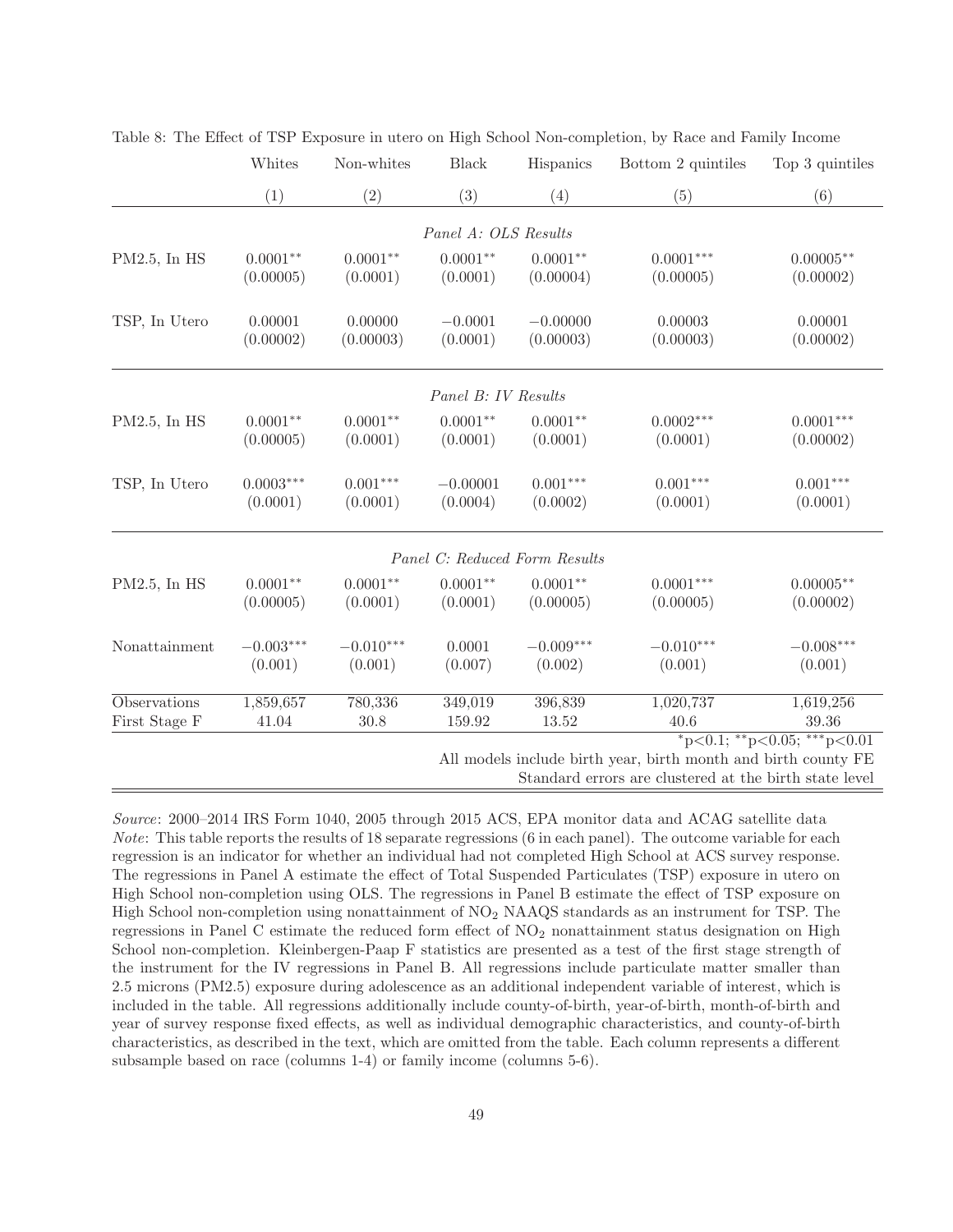Table 8: The Effect of TSP Exposure in utero on High School Non-completion, by Race and Family Income

| | Whites | Non-whites | Black | Hispanics | Bottom 2 quintiles | Top 3 quintiles |
|---|---|---|---|---|---|---|
| | (1) | (2) | (3) | (4) | (5) | (6) |
| | | | *Panel A: OLS Results* | | | |
| PM2.5, In HS | $0.0001^{**}$ | $0.0001^{**}$ | $0.0001^{**}$ | $0.0001^{**}$ | $0.0001^{***}$ | $0.00005^{**}$ |
| | (0.00005) | (0.0001) | (0.0001) | (0.00004) | (0.00005) | (0.00002) |
| TSP, In Utero | 0.00001 | 0.00000 | $-0.0001$ | $-0.00000$ | 0.00003 | 0.00001 |
| | (0.00002) | (0.00003) | (0.0001) | (0.00003) | (0.00003) | (0.00002) |
| | | | *Panel B: IV Results* | | | |
| PM2.5, In HS | $0.0001^{**}$ | $0.0001^{**}$ | $0.0001^{**}$ | $0.0001^{**}$ | $0.0002^{***}$ | $0.0001^{***}$ |
| | (0.00005) | (0.0001) | (0.0001) | (0.0001) | (0.0001) | (0.00002) |
| TSP, In Utero | $0.0003^{***}$ | $0.001^{***}$ | $-0.00001$ | $0.001^{***}$ | $0.001^{***}$ | $0.001^{***}$ |
| | (0.0001) | (0.0001) | (0.0004) | (0.0002) | (0.0001) | (0.0001) |
| | | | *Panel C: Reduced Form Results* | | | |
| PM2.5, In HS | $0.0001^{**}$ | $0.0001^{**}$ | $0.0001^{**}$ | $0.0001^{**}$ | $0.0001^{***}$ | $0.00005^{**}$ |
| | (0.00005) | (0.0001) | (0.0001) | (0.00005) | (0.00005) | (0.00002) |
| Nonattainment | $-0.003^{***}$ | $-0.010^{***}$ | 0.0001 | $-0.009^{***}$ | $-0.010^{***}$ | $-0.008^{***}$ |
| | (0.001) | (0.001) | (0.007) | (0.002) | (0.001) | (0.001) |
| Observations | 1,859,657 | 780,336 | 349,019 | 396,839 | 1,020,737 | 1,619,256 |
| First Stage F | 41.04 | 30.8 | 159.92 | 13.52 | 40.6 | 39.36 |

$^{*}$p<0.1; $^{**}$p<0.05; $^{***}$p<0.01

All models include birth year, birth month and birth county FE

Standard errors are clustered at the birth state level

*Source*: 2000–2014 IRS Form 1040, 2005 through 2015 ACS, EPA monitor data and ACAG satellite data
*Note*: This table reports the results of 18 separate regressions (6 in each panel). The outcome variable for each regression is an indicator for whether an individual had not completed High School at ACS survey response. The regressions in Panel A estimate the effect of Total Suspended Particulates (TSP) exposure in utero on High School non-completion using OLS. The regressions in Panel B estimate the effect of TSP exposure on High School non-completion using nonattainment of $NO_2$ NAAQS standards as an instrument for TSP. The regressions in Panel C estimate the reduced form effect of $NO_2$ nonattainment status designation on High School non-completion. Kleinbergen-Paap F statistics are presented as a test of the first stage strength of the instrument for the IV regressions in Panel B. All regressions include particulate matter smaller than 2.5 microns (PM2.5) exposure during adolescence as an additional independent variable of interest, which is included in the table. All regressions additionally include county-of-birth, year-of-birth, month-of-birth and year of survey response fixed effects, as well as individual demographic characteristics, and county-of-birth characteristics, as described in the text, which are omitted from the table. Each column represents a different subsample based on race (columns 1-4) or family income (columns 5-6).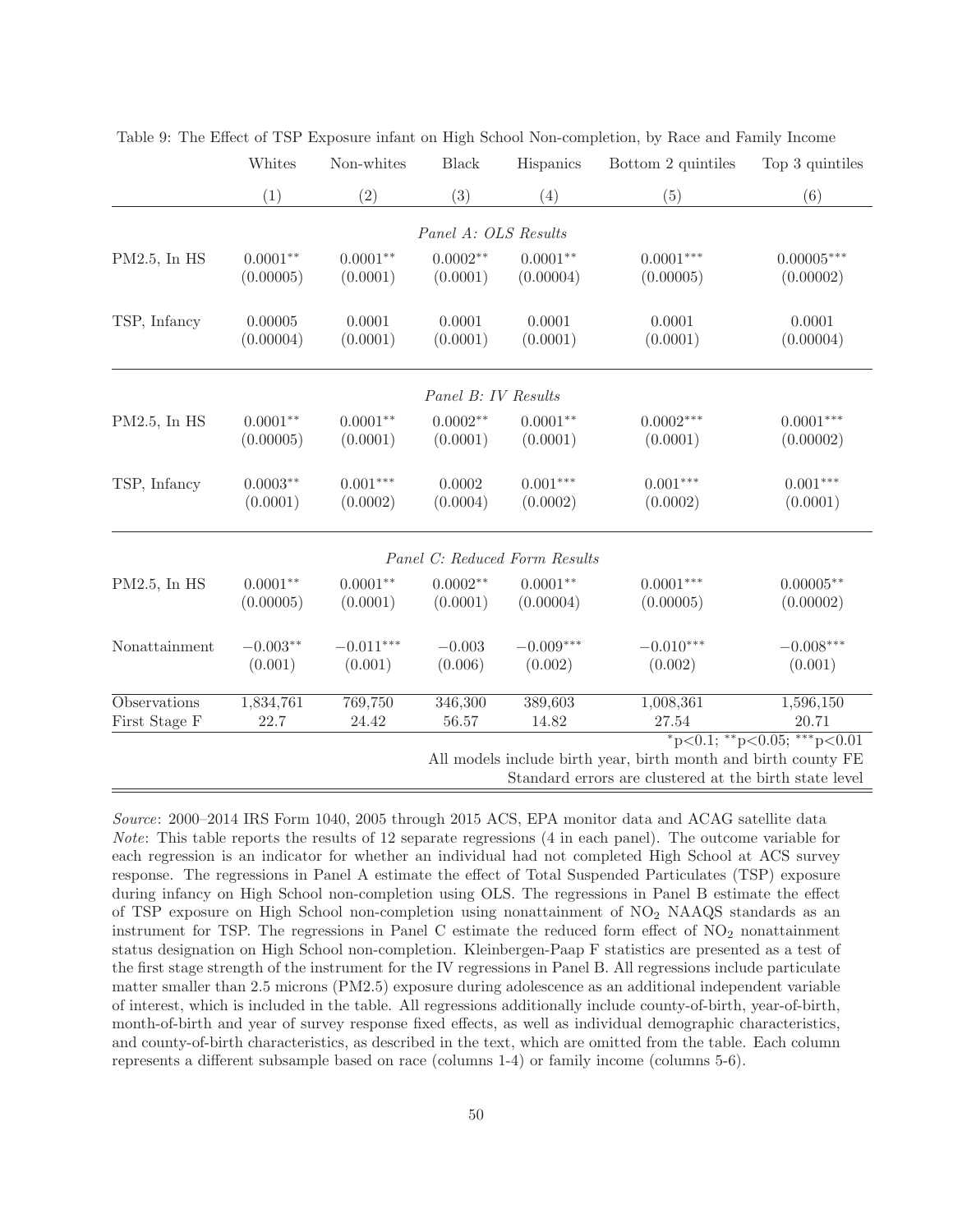Table 9: The Effect of TSP Exposure infant on High School Non-completion, by Race and Family Income

| | Whites | Non-whites | Black | Hispanics | Bottom 2 quintiles | Top 3 quintiles |
|---|---|---|---|---|---|---|
| | (1) | (2) | (3) | (4) | (5) | (6) |
| *Panel A: OLS Results* | | | | | | |
| PM2.5, In HS | $0.0001^{**}$ | $0.0001^{**}$ | $0.0002^{**}$ | $0.0001^{**}$ | $0.0001^{***}$ | $0.00005^{***}$ |
| | (0.00005) | (0.0001) | (0.0001) | (0.00004) | (0.00005) | (0.00002) |
| TSP, Infancy | 0.00005 | 0.0001 | 0.0001 | 0.0001 | 0.0001 | 0.0001 |
| | (0.00004) | (0.0001) | (0.0001) | (0.0001) | (0.0001) | (0.00004) |
| *Panel B: IV Results* | | | | | | |
| PM2.5, In HS | $0.0001^{**}$ | $0.0001^{**}$ | $0.0002^{**}$ | $0.0001^{**}$ | $0.0002^{***}$ | $0.0001^{***}$ |
| | (0.00005) | (0.0001) | (0.0001) | (0.0001) | (0.0001) | (0.00002) |
| TSP, Infancy | $0.0003^{**}$ | $0.001^{***}$ | 0.0002 | $0.001^{***}$ | $0.001^{***}$ | $0.001^{***}$ |
| | (0.0001) | (0.0002) | (0.0004) | (0.0002) | (0.0002) | (0.0001) |
| *Panel C: Reduced Form Results* | | | | | | |
| PM2.5, In HS | $0.0001^{**}$ | $0.0001^{**}$ | $0.0002^{**}$ | $0.0001^{**}$ | $0.0001^{***}$ | $0.00005^{**}$ |
| | (0.00005) | (0.0001) | (0.0001) | (0.00004) | (0.00005) | (0.00002) |
| Nonattainment | $-0.003^{**}$ | $-0.011^{***}$ | $-0.003$ | $-0.009^{***}$ | $-0.010^{***}$ | $-0.008^{***}$ |
| | (0.001) | (0.001) | (0.006) | (0.002) | (0.002) | (0.001) |
| Observations | 1,834,761 | 769,750 | 346,300 | 389,603 | 1,008,361 | 1,596,150 |
| First Stage F | 22.7 | 24.42 | 56.57 | 14.82 | 27.54 | 20.71 |

$^{*}$p<0.1; $^{**}$p<0.05; $^{***}$p<0.01

All models include birth year, birth month and birth county FE

Standard errors are clustered at the birth state level

*Source*: 2000–2014 IRS Form 1040, 2005 through 2015 ACS, EPA monitor data and ACAG satellite data
*Note*: This table reports the results of 12 separate regressions (4 in each panel). The outcome variable for each regression is an indicator for whether an individual had not completed High School at ACS survey response. The regressions in Panel A estimate the effect of Total Suspended Particulates (TSP) exposure during infancy on High School non-completion using OLS. The regressions in Panel B estimate the effect of TSP exposure on High School non-completion using nonattainment of $NO_2$ NAAQS standards as an instrument for TSP. The regressions in Panel C estimate the reduced form effect of $NO_2$ nonattainment status designation on High School non-completion. Kleinbergen-Paap F statistics are presented as a test of the first stage strength of the instrument for the IV regressions in Panel B. All regressions include particulate matter smaller than 2.5 microns (PM2.5) exposure during adolescence as an additional independent variable of interest, which is included in the table. All regressions additionally include county-of-birth, year-of-birth, month-of-birth and year of survey response fixed effects, as well as individual demographic characteristics, and county-of-birth characteristics, as described in the text, which are omitted from the table. Each column represents a different subsample based on race (columns 1-4) or family income (columns 5-6).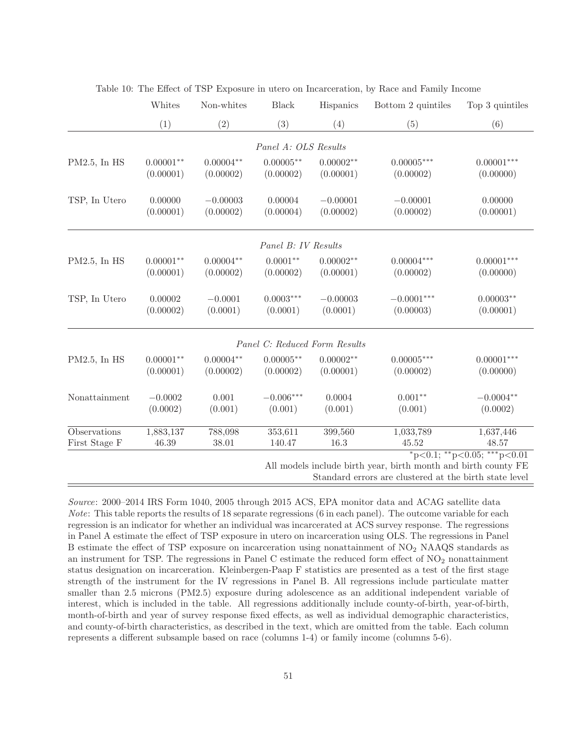Table 10: The Effect of TSP Exposure in utero on Incarceration, by Race and Family Income

| | Whites | Non-whites | Black | Hispanics | Bottom 2 quintiles | Top 3 quintiles |
|---|---|---|---|---|---|---|
| | (1) | (2) | (3) | (4) | (5) | (6) |
| | | | *Panel A: OLS Results* | | | |
| PM2.5, In HS | 0.00001** | 0.00004** | 0.00005** | 0.00002** | 0.00005*** | 0.00001*** |
| | (0.00001) | (0.00002) | (0.00002) | (0.00001) | (0.00002) | (0.00000) |
| TSP, In Utero | 0.00000 | −0.00003 | 0.00004 | −0.00001 | −0.00001 | 0.00000 |
| | (0.00001) | (0.00002) | (0.00004) | (0.00002) | (0.00002) | (0.00001) |
| | | | *Panel B: IV Results* | | | |
| PM2.5, In HS | 0.00001** | 0.00004** | 0.0001** | 0.00002** | 0.00004*** | 0.00001*** |
| | (0.00001) | (0.00002) | (0.00002) | (0.00001) | (0.00002) | (0.00000) |
| TSP, In Utero | 0.00002 | −0.0001 | 0.0003*** | −0.00003 | −0.0001*** | 0.00003** |
| | (0.00002) | (0.0001) | (0.0001) | (0.0001) | (0.00003) | (0.00001) |
| | | | *Panel C: Reduced Form Results* | | | |
| PM2.5, In HS | 0.00001** | 0.00004** | 0.00005** | 0.00002** | 0.00005*** | 0.00001*** |
| | (0.00001) | (0.00002) | (0.00002) | (0.00001) | (0.00002) | (0.00000) |
| Nonattainment | −0.0002 | 0.001 | −0.006*** | 0.0004 | 0.001** | −0.0004** |
| | (0.0002) | (0.001) | (0.001) | (0.001) | (0.001) | (0.0002) |
| Observations | 1,883,137 | 788,098 | 353,611 | 399,560 | 1,033,789 | 1,637,446 |
| First Stage F | 46.39 | 38.01 | 140.47 | 16.3 | 45.52 | 48.57 |

*p<0.1; **p<0.05; ***p<0.01

All models include birth year, birth month and birth county FE

Standard errors are clustered at the birth state level

*Source*: 2000–2014 IRS Form 1040, 2005 through 2015 ACS, EPA monitor data and ACAG satellite data
*Note*: This table reports the results of 18 separate regressions (6 in each panel). The outcome variable for each regression is an indicator for whether an individual was incarcerated at ACS survey response. The regressions in Panel A estimate the effect of TSP exposure in utero on incarceration using OLS. The regressions in Panel B estimate the effect of TSP exposure on incarceration using nonattainment of $NO_2$ NAAQS standards as an instrument for TSP. The regressions in Panel C estimate the reduced form effect of $NO_2$ nonattainment status designation on incarceration. Kleinbergen-Paap F statistics are presented as a test of the first stage strength of the instrument for the IV regressions in Panel B. All regressions include particulate matter smaller than 2.5 microns (PM2.5) exposure during adolescence as an additional independent variable of interest, which is included in the table. All regressions additionally include county-of-birth, year-of-birth, month-of-birth and year of survey response fixed effects, as well as individual demographic characteristics, and county-of-birth characteristics, as described in the text, which are omitted from the table. Each column represents a different subsample based on race (columns 1-4) or family income (columns 5-6).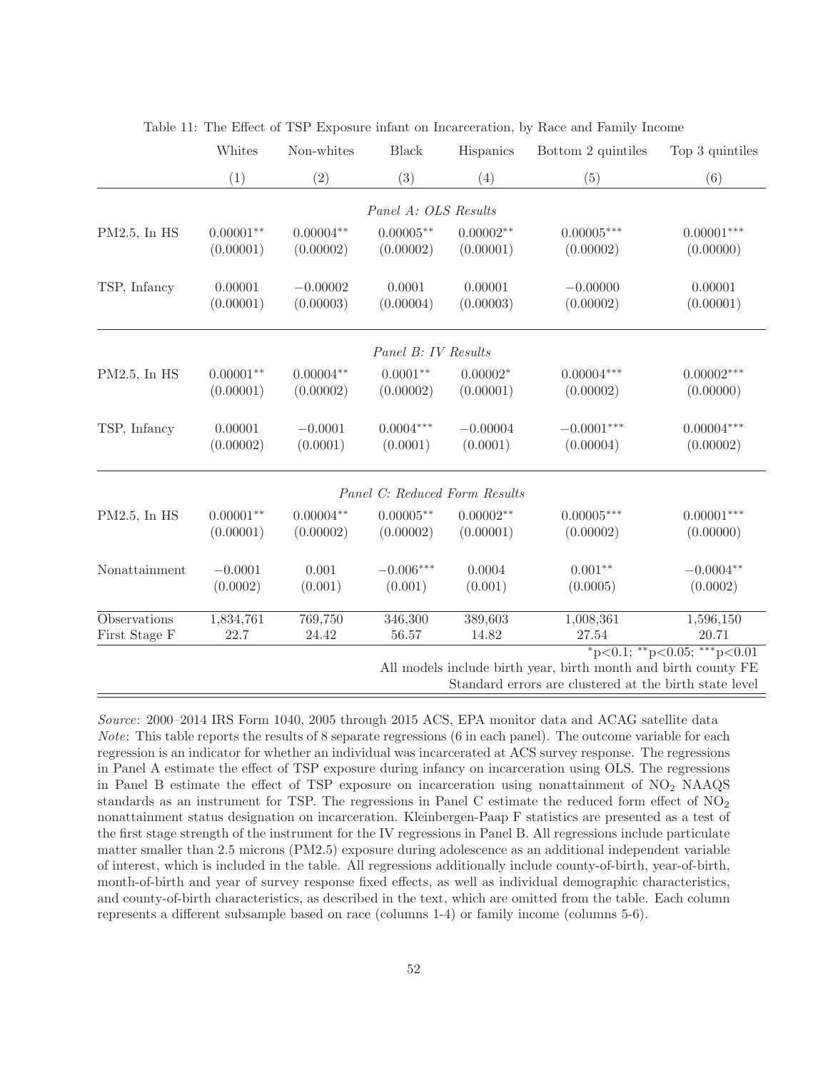Table 11: The Effect of TSP Exposure infant on Incarceration, by Race and Family Income

| | Whites | Non-whites | Black | Hispanics | Bottom 2 quintiles | Top 3 quintiles |
|---|---|---|---|---|---|---|
| | (1) | (2) | (3) | (4) | (5) | (6) |
| *Panel A: OLS Results* | | | | | | |
| PM2.5, In HS | 0.00001** | 0.00004** | 0.00005** | 0.00002** | 0.00005*** | 0.00001*** |
| | (0.00001) | (0.00002) | (0.00002) | (0.00001) | (0.00002) | (0.00000) |
| TSP, Infancy | 0.00001 | −0.00002 | 0.0001 | 0.00001 | −0.00000 | 0.00001 |
| | (0.00001) | (0.00003) | (0.00004) | (0.00003) | (0.00002) | (0.00001) |
| *Panel B: IV Results* | | | | | | |
| PM2.5, In HS | 0.00001** | 0.00004** | 0.0001** | 0.00002* | 0.00004*** | 0.00002*** |
| | (0.00001) | (0.00002) | (0.00002) | (0.00001) | (0.00002) | (0.00000) |
| TSP, Infancy | 0.00001 | −0.0001 | 0.0004*** | −0.00004 | −0.0001*** | 0.00004*** |
| | (0.00002) | (0.0001) | (0.0001) | (0.0001) | (0.00004) | (0.00002) |
| *Panel C: Reduced Form Results* | | | | | | |
| PM2.5, In HS | 0.00001** | 0.00004** | 0.00005** | 0.00002** | 0.00005*** | 0.00001*** |
| | (0.00001) | (0.00002) | (0.00002) | (0.00001) | (0.00002) | (0.00000) |
| Nonattainment | −0.0001 | 0.001 | −0.006*** | 0.0004 | 0.001** | −0.0004** |
| | (0.0002) | (0.001) | (0.001) | (0.001) | (0.0005) | (0.0002) |
| Observations | 1,834,761 | 769,750 | 346,300 | 389,603 | 1,008,361 | 1,596,150 |
| First Stage F | 22.7 | 24.42 | 56.57 | 14.82 | 27.54 | 20.71 |

*p<0.1; **p<0.05; ***p<0.01

All models include birth year, birth month and birth county FE

Standard errors are clustered at the birth state level

*Source*: 2000–2014 IRS Form 1040, 2005 through 2015 ACS, EPA monitor data and ACAG satellite data
*Note*: This table reports the results of 8 separate regressions (6 in each panel). The outcome variable for each regression is an indicator for whether an individual was incarcerated at ACS survey response. The regressions in Panel A estimate the effect of TSP exposure during infancy on incarceration using OLS. The regressions in Panel B estimate the effect of TSP exposure on incarceration using nonattainment of $NO_2$ NAAQS standards as an instrument for TSP. The regressions in Panel C estimate the reduced form effect of $NO_2$ nonattainment status designation on incarceration. Kleinbergen-Paap F statistics are presented as a test of the first stage strength of the instrument for the IV regressions in Panel B. All regressions include particulate matter smaller than 2.5 microns (PM2.5) exposure during adolescence as an additional independent variable of interest, which is included in the table. All regressions additionally include county-of-birth, year-of-birth, month-of-birth and year of survey response fixed effects, as well as individual demographic characteristics, and county-of-birth characteristics, as described in the text, which are omitted from the table. Each column represents a different subsample based on race (columns 1-4) or family income (columns 5-6).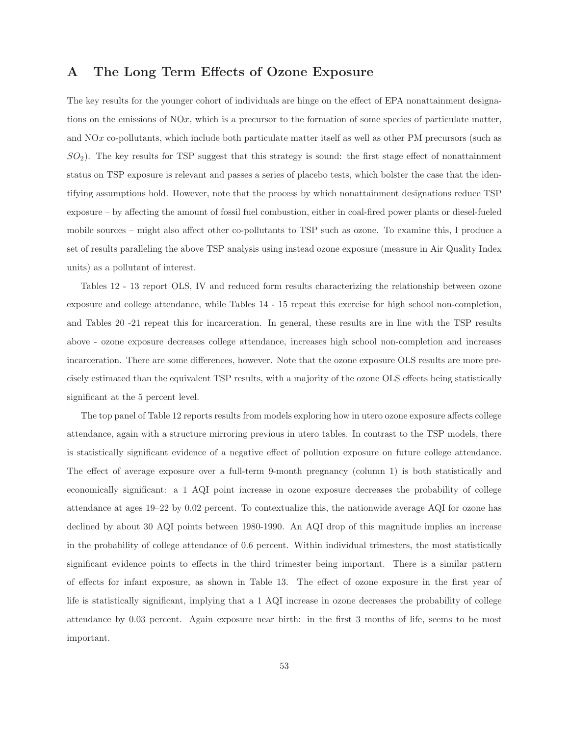# A The Long Term Effects of Ozone Exposure

The key results for the younger cohort of individuals are hinge on the effect of EPA nonattainment designations on the emissions of NO$x$, which is a precursor to the formation of some species of particulate matter, and NO$x$ co-pollutants, which include both particulate matter itself as well as other PM precursors (such as $SO_2$). The key results for TSP suggest that this strategy is sound: the first stage effect of nonattainment status on TSP exposure is relevant and passes a series of placebo tests, which bolster the case that the identifying assumptions hold. However, note that the process by which nonattainment designations reduce TSP exposure – by affecting the amount of fossil fuel combustion, either in coal-fired power plants or diesel-fueled mobile sources – might also affect other co-pollutants to TSP such as ozone. To examine this, I produce a set of results paralleling the above TSP analysis using instead ozone exposure (measure in Air Quality Index units) as a pollutant of interest.

Tables 12 - 13 report OLS, IV and reduced form results characterizing the relationship between ozone exposure and college attendance, while Tables 14 - 15 repeat this exercise for high school non-completion, and Tables 20 -21 repeat this for incarceration. In general, these results are in line with the TSP results above - ozone exposure decreases college attendance, increases high school non-completion and increases incarceration. There are some differences, however. Note that the ozone exposure OLS results are more precisely estimated than the equivalent TSP results, with a majority of the ozone OLS effects being statistically significant at the 5 percent level.

The top panel of Table 12 reports results from models exploring how in utero ozone exposure affects college attendance, again with a structure mirroring previous in utero tables. In contrast to the TSP models, there is statistically significant evidence of a negative effect of pollution exposure on future college attendance. The effect of average exposure over a full-term 9-month pregnancy (column 1) is both statistically and economically significant: a 1 AQI point increase in ozone exposure decreases the probability of college attendance at ages 19–22 by 0.02 percent. To contextualize this, the nationwide average AQI for ozone has declined by about 30 AQI points between 1980-1990. An AQI drop of this magnitude implies an increase in the probability of college attendance of 0.6 percent. Within individual trimesters, the most statistically significant evidence points to effects in the third trimester being important. There is a similar pattern of effects for infant exposure, as shown in Table 13. The effect of ozone exposure in the first year of life is statistically significant, implying that a 1 AQI increase in ozone decreases the probability of college attendance by 0.03 percent. Again exposure near birth: in the first 3 months of life, seems to be most important.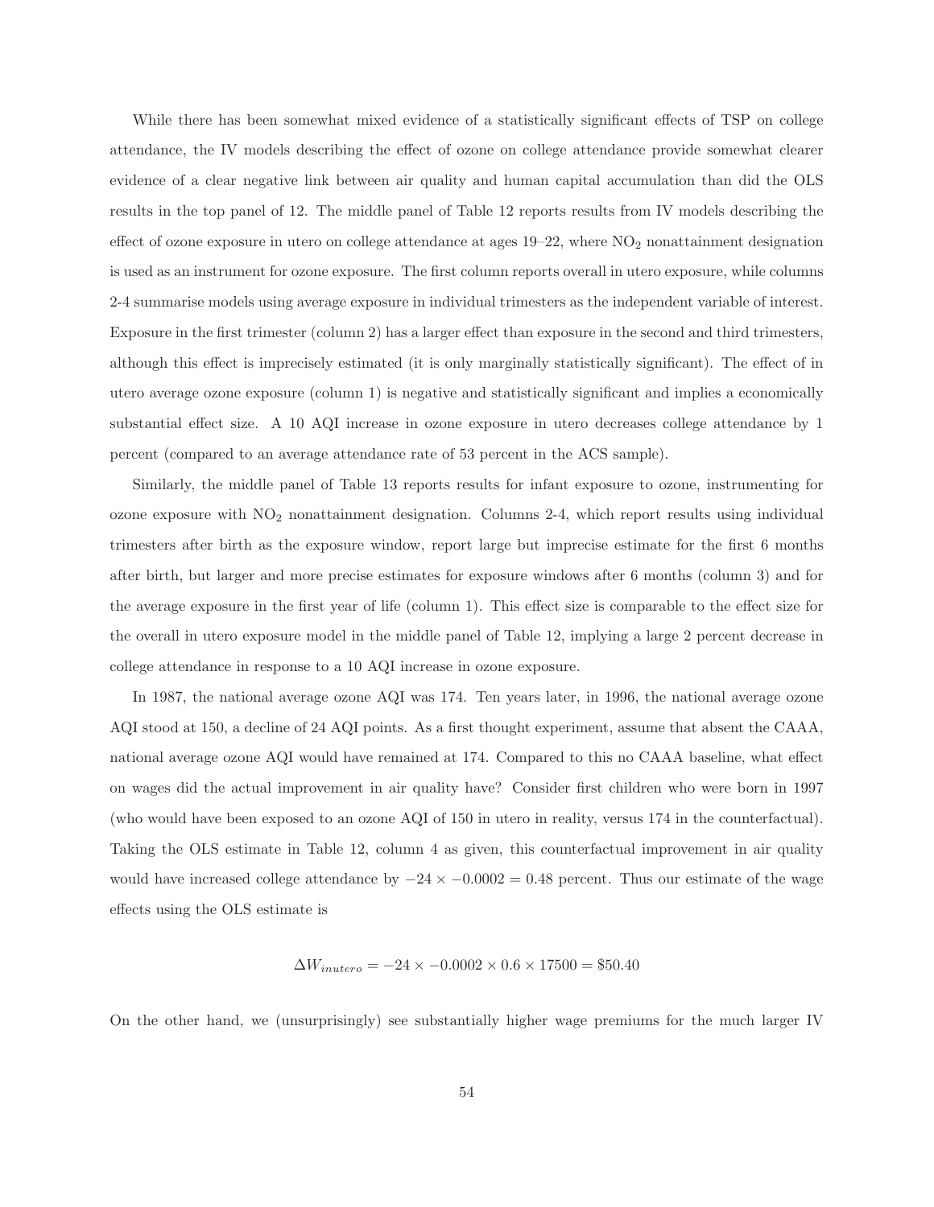While there has been somewhat mixed evidence of a statistically significant effects of TSP on college attendance, the IV models describing the effect of ozone on college attendance provide somewhat clearer evidence of a clear negative link between air quality and human capital accumulation than did the OLS results in the top panel of 12. The middle panel of Table 12 reports results from IV models describing the effect of ozone exposure in utero on college attendance at ages 19–22, where $NO_2$ nonattainment designation is used as an instrument for ozone exposure. The first column reports overall in utero exposure, while columns 2-4 summarise models using average exposure in individual trimesters as the independent variable of interest. Exposure in the first trimester (column 2) has a larger effect than exposure in the second and third trimesters, although this effect is imprecisely estimated (it is only marginally statistically significant). The effect of in utero average ozone exposure (column 1) is negative and statistically significant and implies a economically substantial effect size. A 10 AQI increase in ozone exposure in utero decreases college attendance by 1 percent (compared to an average attendance rate of 53 percent in the ACS sample).

Similarly, the middle panel of Table 13 reports results for infant exposure to ozone, instrumenting for ozone exposure with $NO_2$ nonattainment designation. Columns 2-4, which report results using individual trimesters after birth as the exposure window, report large but imprecise estimate for the first 6 months after birth, but larger and more precise estimates for exposure windows after 6 months (column 3) and for the average exposure in the first year of life (column 1). This effect size is comparable to the effect size for the overall in utero exposure model in the middle panel of Table 12, implying a large 2 percent decrease in college attendance in response to a 10 AQI increase in ozone exposure.

In 1987, the national average ozone AQI was 174. Ten years later, in 1996, the national average ozone AQI stood at 150, a decline of 24 AQI points. As a first thought experiment, assume that absent the CAAA, national average ozone AQI would have remained at 174. Compared to this no CAAA baseline, what effect on wages did the actual improvement in air quality have? Consider first children who were born in 1997 (who would have been exposed to an ozone AQI of 150 in utero in reality, versus 174 in the counterfactual). Taking the OLS estimate in Table 12, column 4 as given, this counterfactual improvement in air quality would have increased college attendance by $-24 \times -0.0002 = 0.48$ percent. Thus our estimate of the wage effects using the OLS estimate is

$$\Delta W_{inutero} = -24 \times -0.0002 \times 0.6 \times 17500 = \$50.40$$

On the other hand, we (unsurprisingly) see substantially higher wage premiums for the much larger IV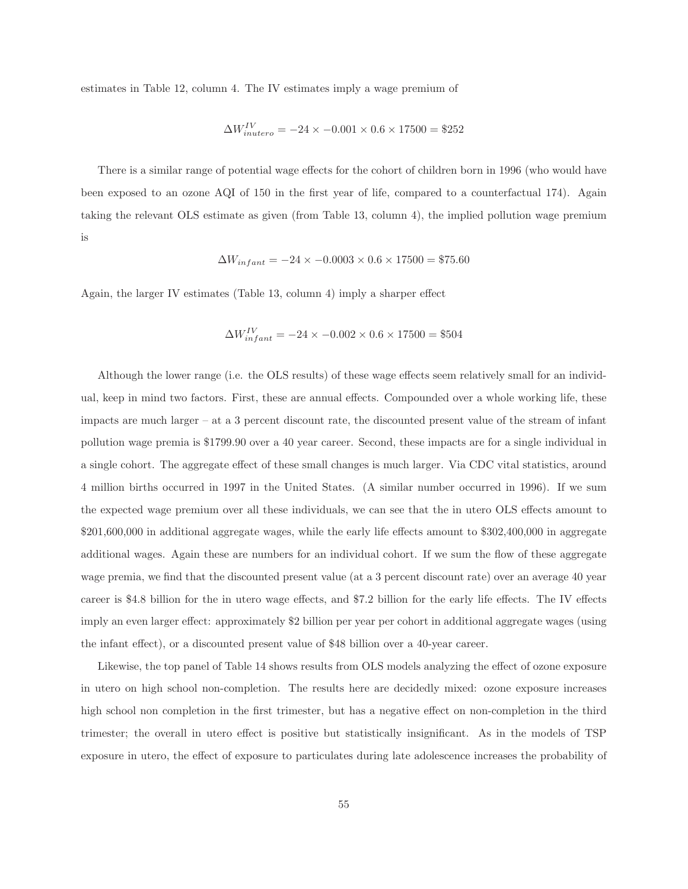estimates in Table 12, column 4. The IV estimates imply a wage premium of

$$\Delta W^{IV}_{inutero} = -24 \times -0.001 \times 0.6 \times 17500 = \$252$$

There is a similar range of potential wage effects for the cohort of children born in 1996 (who would have been exposed to an ozone AQI of 150 in the first year of life, compared to a counterfactual 174). Again taking the relevant OLS estimate as given (from Table 13, column 4), the implied pollution wage premium is

$$\Delta W_{infant} = -24 \times -0.0003 \times 0.6 \times 17500 = \$75.60$$

Again, the larger IV estimates (Table 13, column 4) imply a sharper effect

$$\Delta W^{IV}_{infant} = -24 \times -0.002 \times 0.6 \times 17500 = \$504$$

Although the lower range (i.e. the OLS results) of these wage effects seem relatively small for an individual, keep in mind two factors. First, these are annual effects. Compounded over a whole working life, these impacts are much larger – at a 3 percent discount rate, the discounted present value of the stream of infant pollution wage premia is $1799.90 over a 40 year career. Second, these impacts are for a single individual in a single cohort. The aggregate effect of these small changes is much larger. Via CDC vital statistics, around 4 million births occurred in 1997 in the United States. (A similar number occurred in 1996). If we sum the expected wage premium over all these individuals, we can see that the in utero OLS effects amount to $201,600,000 in additional aggregate wages, while the early life effects amount to $302,400,000 in aggregate additional wages. Again these are numbers for an individual cohort. If we sum the flow of these aggregate wage premia, we find that the discounted present value (at a 3 percent discount rate) over an average 40 year career is $4.8 billion for the in utero wage effects, and $7.2 billion for the early life effects. The IV effects imply an even larger effect: approximately $2 billion per year per cohort in additional aggregate wages (using the infant effect), or a discounted present value of $48 billion over a 40-year career.

Likewise, the top panel of Table 14 shows results from OLS models analyzing the effect of ozone exposure in utero on high school non-completion. The results here are decidedly mixed: ozone exposure increases high school non completion in the first trimester, but has a negative effect on non-completion in the third trimester; the overall in utero effect is positive but statistically insignificant. As in the models of TSP exposure in utero, the effect of exposure to particulates during late adolescence increases the probability of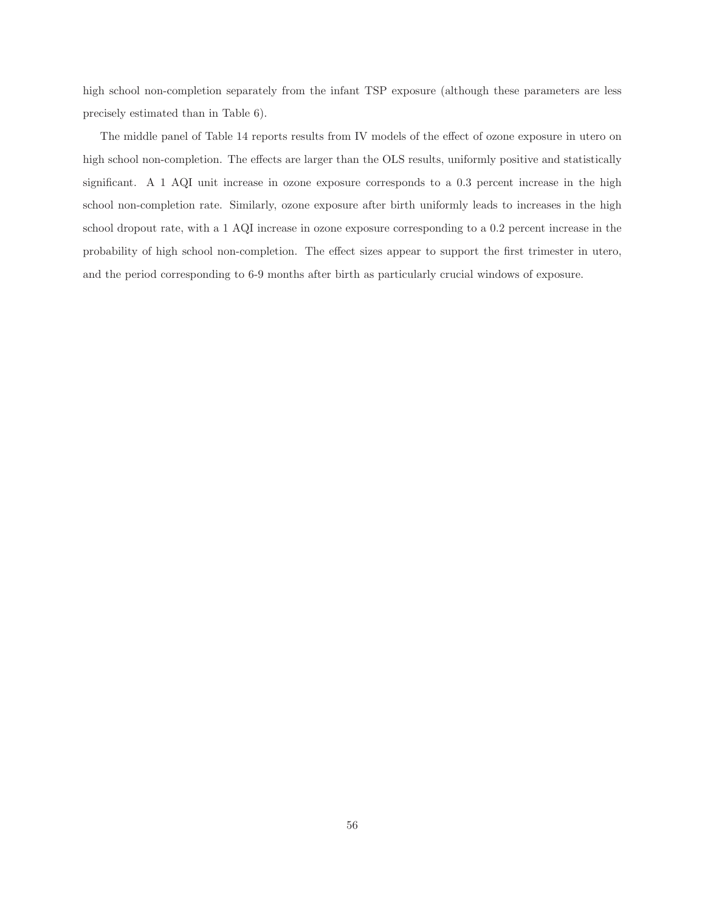high school non-completion separately from the infant TSP exposure (although these parameters are less precisely estimated than in Table 6).

The middle panel of Table 14 reports results from IV models of the effect of ozone exposure in utero on high school non-completion. The effects are larger than the OLS results, uniformly positive and statistically significant. A 1 AQI unit increase in ozone exposure corresponds to a 0.3 percent increase in the high school non-completion rate. Similarly, ozone exposure after birth uniformly leads to increases in the high school dropout rate, with a 1 AQI increase in ozone exposure corresponding to a 0.2 percent increase in the probability of high school non-completion. The effect sizes appear to support the first trimester in utero, and the period corresponding to 6-9 months after birth as particularly crucial windows of exposure.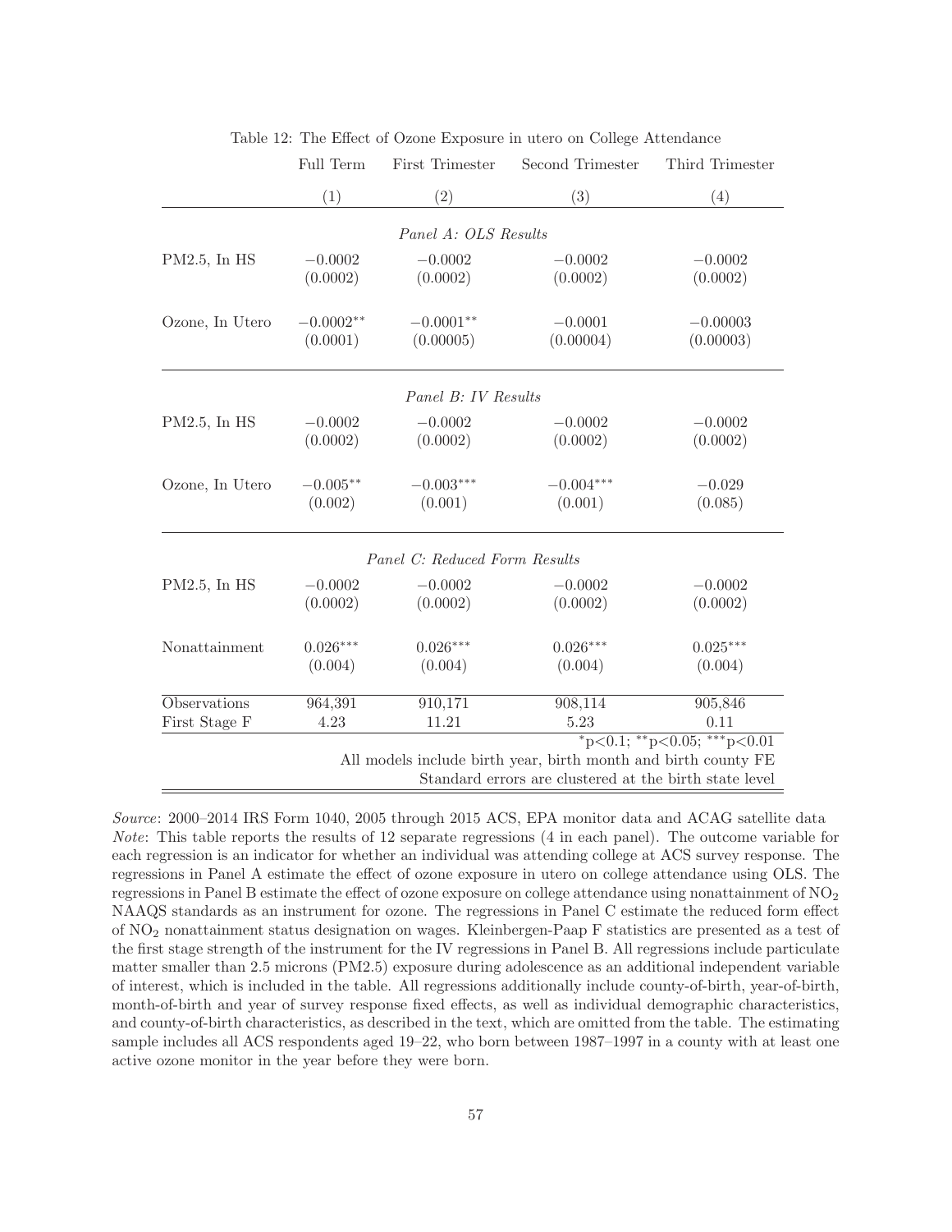Table 12: The Effect of Ozone Exposure in utero on College Attendance

| | Full Term | First Trimester | Second Trimester | Third Trimester |
|---|---|---|---|---|
| | (1) | (2) | (3) | (4) |
| *Panel A: OLS Results* | | | | |
| PM2.5, In HS | −0.0002 | −0.0002 | −0.0002 | −0.0002 |
| | (0.0002) | (0.0002) | (0.0002) | (0.0002) |
| Ozone, In Utero | $-0.0002^{**}$ | $-0.0001^{**}$ | −0.0001 | −0.00003 |
| | (0.0001) | (0.00005) | (0.00004) | (0.00003) |
| *Panel B: IV Results* | | | | |
| PM2.5, In HS | −0.0002 | −0.0002 | −0.0002 | −0.0002 |
| | (0.0002) | (0.0002) | (0.0002) | (0.0002) |
| Ozone, In Utero | $-0.005^{**}$ | $-0.003^{***}$ | $-0.004^{***}$ | −0.029 |
| | (0.002) | (0.001) | (0.001) | (0.085) |
| *Panel C: Reduced Form Results* | | | | |
| PM2.5, In HS | −0.0002 | −0.0002 | −0.0002 | −0.0002 |
| | (0.0002) | (0.0002) | (0.0002) | (0.0002) |
| Nonattainment | $0.026^{***}$ | $0.026^{***}$ | $0.026^{***}$ | $0.025^{***}$ |
| | (0.004) | (0.004) | (0.004) | (0.004) |
| Observations | 964,391 | 910,171 | 908,114 | 905,846 |
| First Stage F | 4.23 | 11.21 | 5.23 | 0.11 |

$^{*}$p<0.1; $^{**}$p<0.05; $^{***}$p<0.01

All models include birth year, birth month and birth county FE

Standard errors are clustered at the birth state level

*Source*: 2000–2014 IRS Form 1040, 2005 through 2015 ACS, EPA monitor data and ACAG satellite data
*Note*: This table reports the results of 12 separate regressions (4 in each panel). The outcome variable for each regression is an indicator for whether an individual was attending college at ACS survey response. The regressions in Panel A estimate the effect of ozone exposure in utero on college attendance using OLS. The regressions in Panel B estimate the effect of ozone exposure on college attendance using nonattainment of $NO_2$ NAAQS standards as an instrument for ozone. The regressions in Panel C estimate the reduced form effect of $NO_2$ nonattainment status designation on wages. Kleinbergen-Paap F statistics are presented as a test of the first stage strength of the instrument for the IV regressions in Panel B. All regressions include particulate matter smaller than 2.5 microns (PM2.5) exposure during adolescence as an additional independent variable of interest, which is included in the table. All regressions additionally include county-of-birth, year-of-birth, month-of-birth and year of survey response fixed effects, as well as individual demographic characteristics, and county-of-birth characteristics, as described in the text, which are omitted from the table. The estimating sample includes all ACS respondents aged 19–22, who born between 1987–1997 in a county with at least one active ozone monitor in the year before they were born.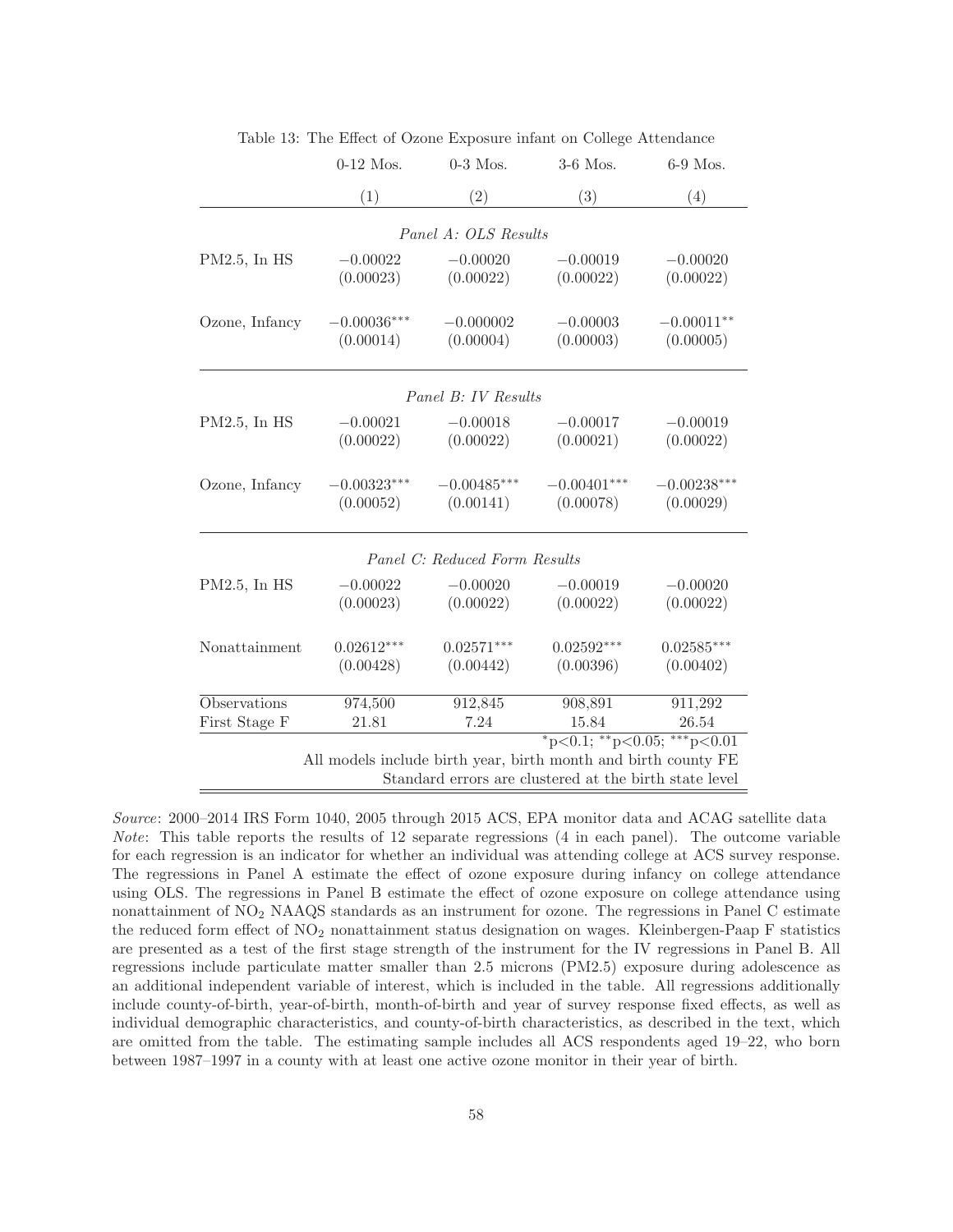Table 13: The Effect of Ozone Exposure infant on College Attendance

| | 0-12 Mos. | 0-3 Mos. | 3-6 Mos. | 6-9 Mos. |
|---|---|---|---|---|
| | (1) | (2) | (3) | (4) |
| | | *Panel A: OLS Results* | | |
| PM2.5, In HS | $-0.00022$ | $-0.00020$ | $-0.00019$ | $-0.00020$ |
| | (0.00023) | (0.00022) | (0.00022) | (0.00022) |
| Ozone, Infancy | $-0.00036^{***}$ | $-0.000002$ | $-0.00003$ | $-0.00011^{**}$ |
| | (0.00014) | (0.00004) | (0.00003) | (0.00005) |
| | | *Panel B: IV Results* | | |
| PM2.5, In HS | $-0.00021$ | $-0.00018$ | $-0.00017$ | $-0.00019$ |
| | (0.00022) | (0.00022) | (0.00021) | (0.00022) |
| Ozone, Infancy | $-0.00323^{***}$ | $-0.00485^{***}$ | $-0.00401^{***}$ | $-0.00238^{***}$ |
| | (0.00052) | (0.00141) | (0.00078) | (0.00029) |
| | | *Panel C: Reduced Form Results* | | |
| PM2.5, In HS | $-0.00022$ | $-0.00020$ | $-0.00019$ | $-0.00020$ |
| | (0.00023) | (0.00022) | (0.00022) | (0.00022) |
| Nonattainment | $0.02612^{***}$ | $0.02571^{***}$ | $0.02592^{***}$ | $0.02585^{***}$ |
| | (0.00428) | (0.00442) | (0.00396) | (0.00402) |
| Observations | 974,500 | 912,845 | 908,891 | 911,292 |
| First Stage F | 21.81 | 7.24 | 15.84 | 26.54 |

$^{*}$p<0.1; $^{**}$p<0.05; $^{***}$p<0.01

All models include birth year, birth month and birth county FE

Standard errors are clustered at the birth state level

*Source*: 2000–2014 IRS Form 1040, 2005 through 2015 ACS, EPA monitor data and ACAG satellite data
*Note*: This table reports the results of 12 separate regressions (4 in each panel). The outcome variable for each regression is an indicator for whether an individual was attending college at ACS survey response. The regressions in Panel A estimate the effect of ozone exposure during infancy on college attendance using OLS. The regressions in Panel B estimate the effect of ozone exposure on college attendance using nonattainment of $NO_2$ NAAQS standards as an instrument for ozone. The regressions in Panel C estimate the reduced form effect of $NO_2$ nonattainment status designation on wages. Kleinbergen-Paap F statistics are presented as a test of the first stage strength of the instrument for the IV regressions in Panel B. All regressions include particulate matter smaller than 2.5 microns (PM2.5) exposure during adolescence as an additional independent variable of interest, which is included in the table. All regressions additionally include county-of-birth, year-of-birth, month-of-birth and year of survey response fixed effects, as well as individual demographic characteristics, and county-of-birth characteristics, as described in the text, which are omitted from the table. The estimating sample includes all ACS respondents aged 19–22, who born between 1987–1997 in a county with at least one active ozone monitor in their year of birth.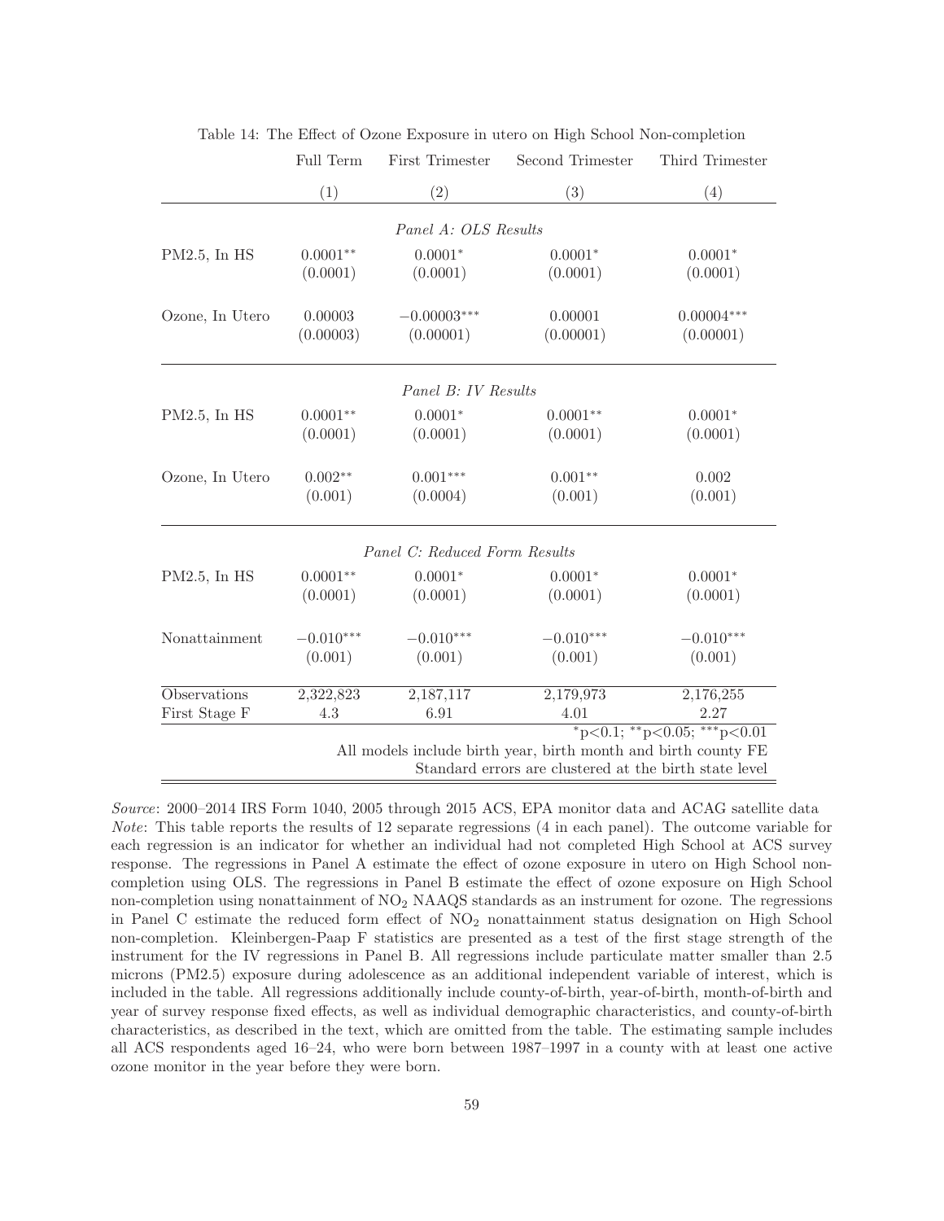Table 14: The Effect of Ozone Exposure in utero on High School Non-completion

| | Full Term | First Trimester | Second Trimester | Third Trimester |
|---|---|---|---|---|
| | (1) | (2) | (3) | (4) |
| *Panel A: OLS Results* | | | | |
| PM2.5, In HS | $0.0001^{**}$ | $0.0001^{*}$ | $0.0001^{*}$ | $0.0001^{*}$ |
| | (0.0001) | (0.0001) | (0.0001) | (0.0001) |
| Ozone, In Utero | 0.00003 | $-0.00003^{***}$ | 0.00001 | $0.00004^{***}$ |
| | (0.00003) | (0.00001) | (0.00001) | (0.00001) |
| *Panel B: IV Results* | | | | |
| PM2.5, In HS | $0.0001^{**}$ | $0.0001^{*}$ | $0.0001^{**}$ | $0.0001^{*}$ |
| | (0.0001) | (0.0001) | (0.0001) | (0.0001) |
| Ozone, In Utero | $0.002^{**}$ | $0.001^{***}$ | $0.001^{**}$ | 0.002 |
| | (0.001) | (0.0004) | (0.001) | (0.001) |
| *Panel C: Reduced Form Results* | | | | |
| PM2.5, In HS | $0.0001^{**}$ | $0.0001^{*}$ | $0.0001^{*}$ | $0.0001^{*}$ |
| | (0.0001) | (0.0001) | (0.0001) | (0.0001) |
| Nonattainment | $-0.010^{***}$ | $-0.010^{***}$ | $-0.010^{***}$ | $-0.010^{***}$ |
| | (0.001) | (0.001) | (0.001) | (0.001) |
| Observations | 2,322,823 | 2,187,117 | 2,179,973 | 2,176,255 |
| First Stage F | 4.3 | 6.91 | 4.01 | 2.27 |

$^{*}$p<0.1; $^{**}$p<0.05; $^{***}$p<0.01

All models include birth year, birth month and birth county FE

Standard errors are clustered at the birth state level

*Source*: 2000–2014 IRS Form 1040, 2005 through 2015 ACS, EPA monitor data and ACAG satellite data
*Note*: This table reports the results of 12 separate regressions (4 in each panel). The outcome variable for each regression is an indicator for whether an individual had not completed High School at ACS survey response. The regressions in Panel A estimate the effect of ozone exposure in utero on High School non-completion using OLS. The regressions in Panel B estimate the effect of ozone exposure on High School non-completion using nonattainment of $NO_2$ NAAQS standards as an instrument for ozone. The regressions in Panel C estimate the reduced form effect of $NO_2$ nonattainment status designation on High School non-completion. Kleinbergen-Paap F statistics are presented as a test of the first stage strength of the instrument for the IV regressions in Panel B. All regressions include particulate matter smaller than 2.5 microns (PM2.5) exposure during adolescence as an additional independent variable of interest, which is included in the table. All regressions additionally include county-of-birth, year-of-birth, month-of-birth and year of survey response fixed effects, as well as individual demographic characteristics, and county-of-birth characteristics, as described in the text, which are omitted from the table. The estimating sample includes all ACS respondents aged 16–24, who were born between 1987–1997 in a county with at least one active ozone monitor in the year before they were born.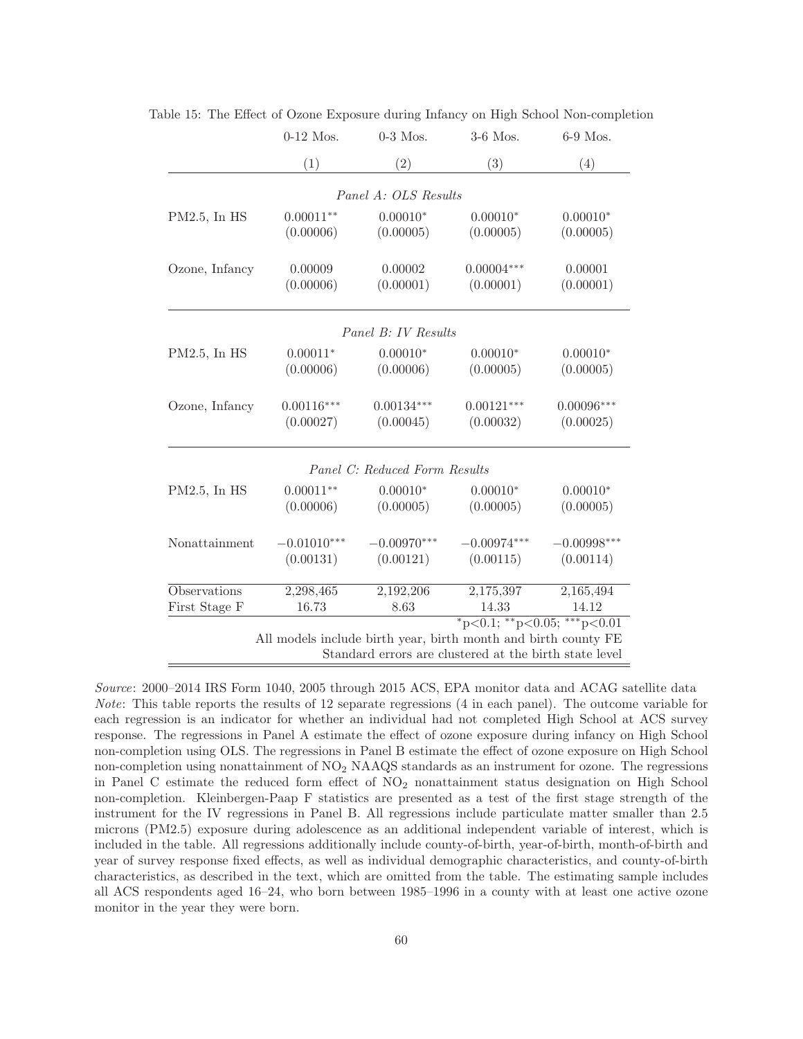Table 15: The Effect of Ozone Exposure during Infancy on High School Non-completion

| | 0-12 Mos. | 0-3 Mos. | 3-6 Mos. | 6-9 Mos. |
|---|---|---|---|---|
| | (1) | (2) | (3) | (4) |
| *Panel A: OLS Results* | | | | |
| PM2.5, In HS | 0.00011** | 0.00010* | 0.00010* | 0.00010* |
| | (0.00006) | (0.00005) | (0.00005) | (0.00005) |
| Ozone, Infancy | 0.00009 | 0.00002 | 0.00004*** | 0.00001 |
| | (0.00006) | (0.00001) | (0.00001) | (0.00001) |
| *Panel B: IV Results* | | | | |
| PM2.5, In HS | 0.00011* | 0.00010* | 0.00010* | 0.00010* |
| | (0.00006) | (0.00006) | (0.00005) | (0.00005) |
| Ozone, Infancy | 0.00116*** | 0.00134*** | 0.00121*** | 0.00096*** |
| | (0.00027) | (0.00045) | (0.00032) | (0.00025) |
| *Panel C: Reduced Form Results* | | | | |
| PM2.5, In HS | 0.00011** | 0.00010* | 0.00010* | 0.00010* |
| | (0.00006) | (0.00005) | (0.00005) | (0.00005) |
| Nonattainment | −0.01010*** | −0.00970*** | −0.00974*** | −0.00998*** |
| | (0.00131) | (0.00121) | (0.00115) | (0.00114) |
| Observations | 2,298,465 | 2,192,206 | 2,175,397 | 2,165,494 |
| First Stage F | 16.73 | 8.63 | 14.33 | 14.12 |

*p<0.1; **p<0.05; ***p<0.01

All models include birth year, birth month and birth county FE

Standard errors are clustered at the birth state level

*Source*: 2000–2014 IRS Form 1040, 2005 through 2015 ACS, EPA monitor data and ACAG satellite data
*Note*: This table reports the results of 12 separate regressions (4 in each panel). The outcome variable for each regression is an indicator for whether an individual had not completed High School at ACS survey response. The regressions in Panel A estimate the effect of ozone exposure during infancy on High School non-completion using OLS. The regressions in Panel B estimate the effect of ozone exposure on High School non-completion using nonattainment of $NO_2$ NAAQS standards as an instrument for ozone. The regressions in Panel C estimate the reduced form effect of $NO_2$ nonattainment status designation on High School non-completion. Kleinbergen-Paap F statistics are presented as a test of the first stage strength of the instrument for the IV regressions in Panel B. All regressions include particulate matter smaller than 2.5 microns (PM2.5) exposure during adolescence as an additional independent variable of interest, which is included in the table. All regressions additionally include county-of-birth, year-of-birth, month-of-birth and year of survey response fixed effects, as well as individual demographic characteristics, and county-of-birth characteristics, as described in the text, which are omitted from the table. The estimating sample includes all ACS respondents aged 16–24, who born between 1985–1996 in a county with at least one active ozone monitor in the year they were born.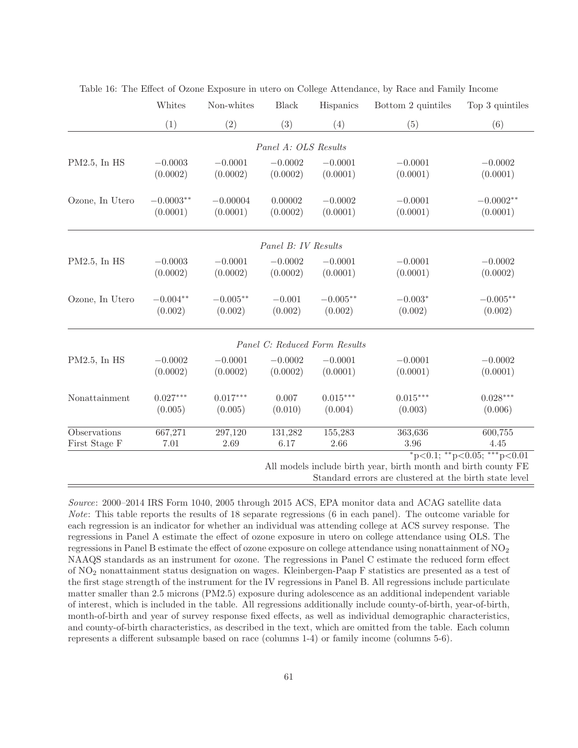Table 16: The Effect of Ozone Exposure in utero on College Attendance, by Race and Family Income

| | Whites | Non-whites | Black | Hispanics | Bottom 2 quintiles | Top 3 quintiles |
|---|---|---|---|---|---|---|
| | (1) | (2) | (3) | (4) | (5) | (6) |
| *Panel A: OLS Results* | | | | | | |
| PM2.5, In HS | $-0.0003$ | $-0.0001$ | $-0.0002$ | $-0.0001$ | $-0.0001$ | $-0.0002$ |
| | (0.0002) | (0.0002) | (0.0002) | (0.0001) | (0.0001) | (0.0001) |
| Ozone, In Utero | $-0.0003^{**}$ | $-0.00004$ | 0.00002 | $-0.0002$ | $-0.0001$ | $-0.0002^{**}$ |
| | (0.0001) | (0.0001) | (0.0002) | (0.0001) | (0.0001) | (0.0001) |
| *Panel B: IV Results* | | | | | | |
| PM2.5, In HS | $-0.0003$ | $-0.0001$ | $-0.0002$ | $-0.0001$ | $-0.0001$ | $-0.0002$ |
| | (0.0002) | (0.0002) | (0.0002) | (0.0001) | (0.0001) | (0.0002) |
| Ozone, In Utero | $-0.004^{**}$ | $-0.005^{**}$ | $-0.001$ | $-0.005^{**}$ | $-0.003^{*}$ | $-0.005^{**}$ |
| | (0.002) | (0.002) | (0.002) | (0.002) | (0.002) | (0.002) |
| *Panel C: Reduced Form Results* | | | | | | |
| PM2.5, In HS | $-0.0002$ | $-0.0001$ | $-0.0002$ | $-0.0001$ | $-0.0001$ | $-0.0002$ |
| | (0.0002) | (0.0002) | (0.0002) | (0.0001) | (0.0001) | (0.0001) |
| Nonattainment | $0.027^{***}$ | $0.017^{***}$ | 0.007 | $0.015^{***}$ | $0.015^{***}$ | $0.028^{***}$ |
| | (0.005) | (0.005) | (0.010) | (0.004) | (0.003) | (0.006) |
| Observations | 667,271 | 297,120 | 131,282 | 155,283 | 363,636 | 600,755 |
| First Stage F | 7.01 | 2.69 | 6.17 | 2.66 | 3.96 | 4.45 |

$^{*}$p<0.1; $^{**}$p<0.05; $^{***}$p<0.01
All models include birth year, birth month and birth county FE
Standard errors are clustered at the birth state level

*Source*: 2000–2014 IRS Form 1040, 2005 through 2015 ACS, EPA monitor data and ACAG satellite data
*Note*: This table reports the results of 18 separate regressions (6 in each panel). The outcome variable for each regression is an indicator for whether an individual was attending college at ACS survey response. The regressions in Panel A estimate the effect of ozone exposure in utero on college attendance using OLS. The regressions in Panel B estimate the effect of ozone exposure on college attendance using nonattainment of $NO_2$ NAAQS standards as an instrument for ozone. The regressions in Panel C estimate the reduced form effect of $NO_2$ nonattainment status designation on wages. Kleinbergen-Paap F statistics are presented as a test of the first stage strength of the instrument for the IV regressions in Panel B. All regressions include particulate matter smaller than 2.5 microns (PM2.5) exposure during adolescence as an additional independent variable of interest, which is included in the table. All regressions additionally include county-of-birth, year-of-birth, month-of-birth and year of survey response fixed effects, as well as individual demographic characteristics, and county-of-birth characteristics, as described in the text, which are omitted from the table. Each column represents a different subsample based on race (columns 1-4) or family income (columns 5-6).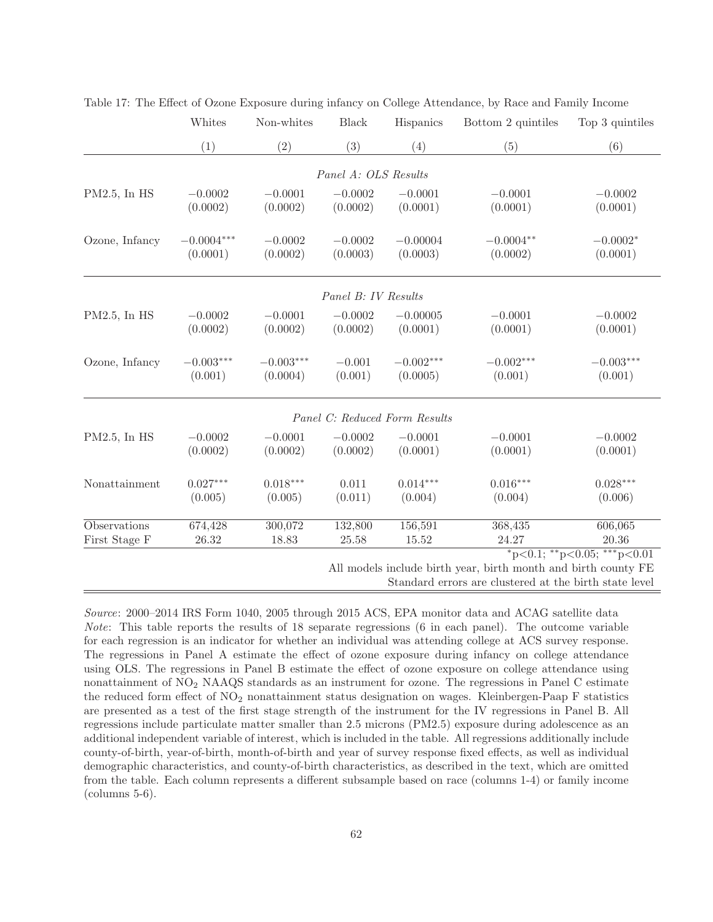Table 17: The Effect of Ozone Exposure during infancy on College Attendance, by Race and Family Income

| | Whites | Non-whites | Black | Hispanics | Bottom 2 quintiles | Top 3 quintiles |
|---|---|---|---|---|---|---|
| | (1) | (2) | (3) | (4) | (5) | (6) |
| | | | *Panel A: OLS Results* | | | |
| PM2.5, In HS | −0.0002 | −0.0001 | −0.0002 | −0.0001 | −0.0001 | −0.0002 |
| | (0.0002) | (0.0002) | (0.0002) | (0.0001) | (0.0001) | (0.0001) |
| Ozone, Infancy | $-0.0004^{***}$ | −0.0002 | −0.0002 | −0.00004 | $-0.0004^{**}$ | $-0.0002^{*}$ |
| | (0.0001) | (0.0002) | (0.0003) | (0.0003) | (0.0002) | (0.0001) |
| | | | *Panel B: IV Results* | | | |
| PM2.5, In HS | −0.0002 | −0.0001 | −0.0002 | −0.00005 | −0.0001 | −0.0002 |
| | (0.0002) | (0.0002) | (0.0002) | (0.0001) | (0.0001) | (0.0001) |
| Ozone, Infancy | $-0.003^{***}$ | $-0.003^{***}$ | −0.001 | $-0.002^{***}$ | $-0.002^{***}$ | $-0.003^{***}$ |
| | (0.001) | (0.0004) | (0.001) | (0.0005) | (0.001) | (0.001) |
| | | | *Panel C: Reduced Form Results* | | | |
| PM2.5, In HS | −0.0002 | −0.0001 | −0.0002 | −0.0001 | −0.0001 | −0.0002 |
| | (0.0002) | (0.0002) | (0.0002) | (0.0001) | (0.0001) | (0.0001) |
| Nonattainment | $0.027^{***}$ | $0.018^{***}$ | 0.011 | $0.014^{***}$ | $0.016^{***}$ | $0.028^{***}$ |
| | (0.005) | (0.005) | (0.011) | (0.004) | (0.004) | (0.006) |
| Observations | 674,428 | 300,072 | 132,800 | 156,591 | 368,435 | 606,065 |
| First Stage F | 26.32 | 18.83 | 25.58 | 15.52 | 24.27 | 20.36 |

$^{*}$p<0.1; $^{**}$p<0.05; $^{***}$p<0.01

All models include birth year, birth month and birth county FE

Standard errors are clustered at the birth state level

*Source*: 2000–2014 IRS Form 1040, 2005 through 2015 ACS, EPA monitor data and ACAG satellite data
*Note*: This table reports the results of 18 separate regressions (6 in each panel). The outcome variable for each regression is an indicator for whether an individual was attending college at ACS survey response. The regressions in Panel A estimate the effect of ozone exposure during infancy on college attendance using OLS. The regressions in Panel B estimate the effect of ozone exposure on college attendance using nonattainment of $NO_2$ NAAQS standards as an instrument for ozone. The regressions in Panel C estimate the reduced form effect of $NO_2$ nonattainment status designation on wages. Kleinbergen-Paap F statistics are presented as a test of the first stage strength of the instrument for the IV regressions in Panel B. All regressions include particulate matter smaller than 2.5 microns (PM2.5) exposure during adolescence as an additional independent variable of interest, which is included in the table. All regressions additionally include county-of-birth, year-of-birth, month-of-birth and year of survey response fixed effects, as well as individual demographic characteristics, and county-of-birth characteristics, as described in the text, which are omitted from the table. Each column represents a different subsample based on race (columns 1-4) or family income (columns 5-6).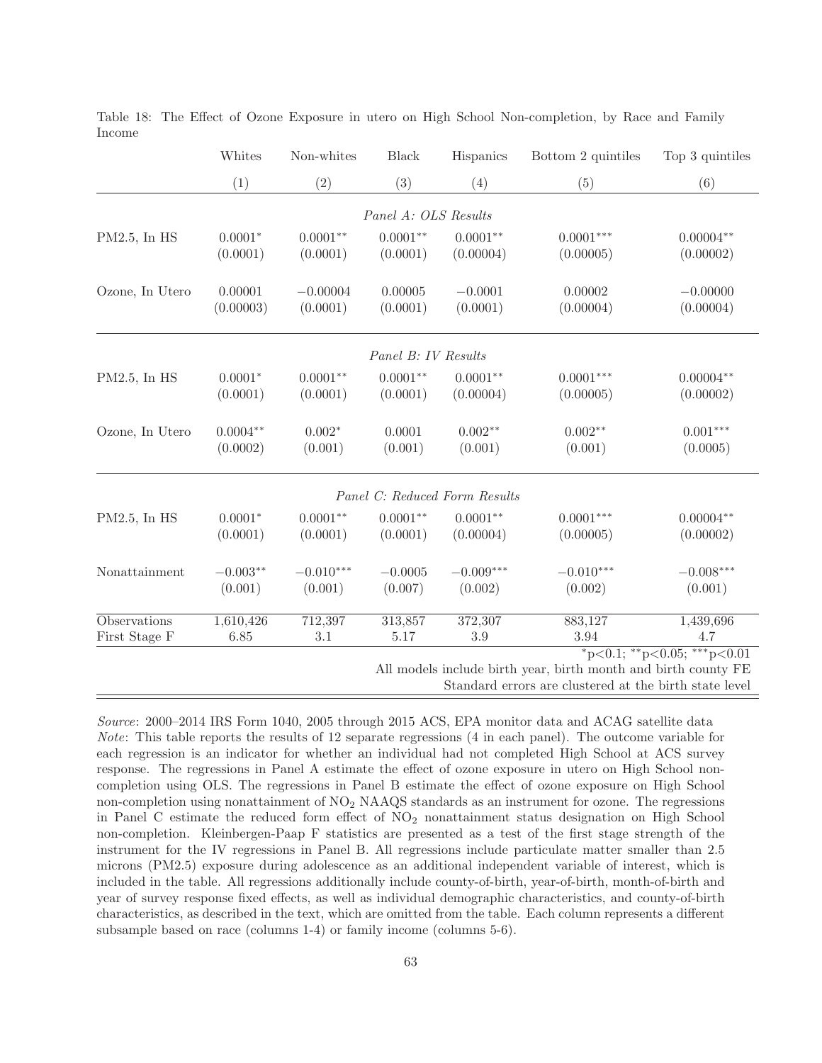Table 18: The Effect of Ozone Exposure in utero on High School Non-completion, by Race and Family Income

| | Whites | Non-whites | Black | Hispanics | Bottom 2 quintiles | Top 3 quintiles |
|---|---|---|---|---|---|---|
| | (1) | (2) | (3) | (4) | (5) | (6) |
| | | | *Panel A: OLS Results* | | | |
| PM2.5, In HS | $0.0001^{*}$ | $0.0001^{**}$ | $0.0001^{**}$ | $0.0001^{**}$ | $0.0001^{***}$ | $0.00004^{**}$ |
| | (0.0001) | (0.0001) | (0.0001) | (0.00004) | (0.00005) | (0.00002) |
| Ozone, In Utero | 0.00001 | −0.00004 | 0.00005 | −0.0001 | 0.00002 | −0.00000 |
| | (0.00003) | (0.0001) | (0.0001) | (0.0001) | (0.00004) | (0.00004) |
| | | | *Panel B: IV Results* | | | |
| PM2.5, In HS | $0.0001^{*}$ | $0.0001^{**}$ | $0.0001^{**}$ | $0.0001^{**}$ | $0.0001^{***}$ | $0.00004^{**}$ |
| | (0.0001) | (0.0001) | (0.0001) | (0.00004) | (0.00005) | (0.00002) |
| Ozone, In Utero | $0.0004^{**}$ | $0.002^{*}$ | 0.0001 | $0.002^{**}$ | $0.002^{**}$ | $0.001^{***}$ |
| | (0.0002) | (0.001) | (0.001) | (0.001) | (0.001) | (0.0005) |
| | | | *Panel C: Reduced Form Results* | | | |
| PM2.5, In HS | $0.0001^{*}$ | $0.0001^{**}$ | $0.0001^{**}$ | $0.0001^{**}$ | $0.0001^{***}$ | $0.00004^{**}$ |
| | (0.0001) | (0.0001) | (0.0001) | (0.00004) | (0.00005) | (0.00002) |
| Nonattainment | $-0.003^{**}$ | $-0.010^{***}$ | −0.0005 | $-0.009^{***}$ | $-0.010^{***}$ | $-0.008^{***}$ |
| | (0.001) | (0.001) | (0.007) | (0.002) | (0.002) | (0.001) |
| Observations | 1,610,426 | 712,397 | 313,857 | 372,307 | 883,127 | 1,439,696 |
| First Stage F | 6.85 | 3.1 | 5.17 | 3.9 | 3.94 | 4.7 |

$^{*}$p<0.1; $^{**}$p<0.05; $^{***}$p<0.01
All models include birth year, birth month and birth county FE
Standard errors are clustered at the birth state level

*Source*: 2000–2014 IRS Form 1040, 2005 through 2015 ACS, EPA monitor data and ACAG satellite data
*Note*: This table reports the results of 12 separate regressions (4 in each panel). The outcome variable for each regression is an indicator for whether an individual had not completed High School at ACS survey response. The regressions in Panel A estimate the effect of ozone exposure in utero on High School non-completion using OLS. The regressions in Panel B estimate the effect of ozone exposure on High School non-completion using nonattainment of $NO_2$ NAAQS standards as an instrument for ozone. The regressions in Panel C estimate the reduced form effect of $NO_2$ nonattainment status designation on High School non-completion. Kleinbergen-Paap F statistics are presented as a test of the first stage strength of the instrument for the IV regressions in Panel B. All regressions include particulate matter smaller than 2.5 microns (PM2.5) exposure during adolescence as an additional independent variable of interest, which is included in the table. All regressions additionally include county-of-birth, year-of-birth, month-of-birth and year of survey response fixed effects, as well as individual demographic characteristics, and county-of-birth characteristics, as described in the text, which are omitted from the table. Each column represents a different subsample based on race (columns 1-4) or family income (columns 5-6).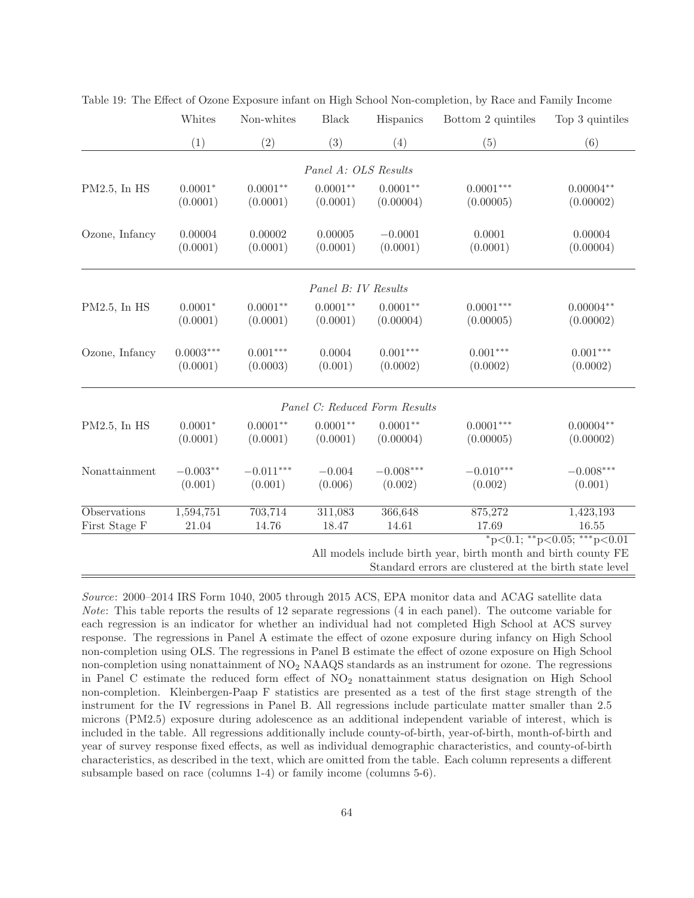Table 19: The Effect of Ozone Exposure infant on High School Non-completion, by Race and Family Income

| | Whites | Non-whites | Black | Hispanics | Bottom 2 quintiles | Top 3 quintiles |
|---|---|---|---|---|---|---|
| | (1) | (2) | (3) | (4) | (5) | (6) |
| | | | *Panel A: OLS Results* | | | |
| PM2.5, In HS | 0.0001* | 0.0001** | 0.0001** | 0.0001** | 0.0001*** | 0.00004** |
| | (0.0001) | (0.0001) | (0.0001) | (0.00004) | (0.00005) | (0.00002) |
| Ozone, Infancy | 0.00004 | 0.00002 | 0.00005 | −0.0001 | 0.0001 | 0.00004 |
| | (0.0001) | (0.0001) | (0.0001) | (0.0001) | (0.0001) | (0.00004) |
| | | | *Panel B: IV Results* | | | |
| PM2.5, In HS | 0.0001* | 0.0001** | 0.0001** | 0.0001** | 0.0001*** | 0.00004** |
| | (0.0001) | (0.0001) | (0.0001) | (0.00004) | (0.00005) | (0.00002) |
| Ozone, Infancy | 0.0003*** | 0.001*** | 0.0004 | 0.001*** | 0.001*** | 0.001*** |
| | (0.0001) | (0.0003) | (0.001) | (0.0002) | (0.0002) | (0.0002) |
| | | | *Panel C: Reduced Form Results* | | | |
| PM2.5, In HS | 0.0001* | 0.0001** | 0.0001** | 0.0001** | 0.0001*** | 0.00004** |
| | (0.0001) | (0.0001) | (0.0001) | (0.00004) | (0.00005) | (0.00002) |
| Nonattainment | −0.003** | −0.011*** | −0.004 | −0.008*** | −0.010*** | −0.008*** |
| | (0.001) | (0.001) | (0.006) | (0.002) | (0.002) | (0.001) |
| Observations | 1,594,751 | 703,714 | 311,083 | 366,648 | 875,272 | 1,423,193 |
| First Stage F | 21.04 | 14.76 | 18.47 | 14.61 | 17.69 | 16.55 |

*p<0.1; **p<0.05; ***p<0.01

All models include birth year, birth month and birth county FE

Standard errors are clustered at the birth state level

*Source*: 2000–2014 IRS Form 1040, 2005 through 2015 ACS, EPA monitor data and ACAG satellite data
*Note*: This table reports the results of 12 separate regressions (4 in each panel). The outcome variable for each regression is an indicator for whether an individual had not completed High School at ACS survey response. The regressions in Panel A estimate the effect of ozone exposure during infancy on High School non-completion using OLS. The regressions in Panel B estimate the effect of ozone exposure on High School non-completion using nonattainment of $NO_2$ NAAQS standards as an instrument for ozone. The regressions in Panel C estimate the reduced form effect of $NO_2$ nonattainment status designation on High School non-completion. Kleinbergen-Paap F statistics are presented as a test of the first stage strength of the instrument for the IV regressions in Panel B. All regressions include particulate matter smaller than 2.5 microns (PM2.5) exposure during adolescence as an additional independent variable of interest, which is included in the table. All regressions additionally include county-of-birth, year-of-birth, month-of-birth and year of survey response fixed effects, as well as individual demographic characteristics, and county-of-birth characteristics, as described in the text, which are omitted from the table. Each column represents a different subsample based on race (columns 1-4) or family income (columns 5-6).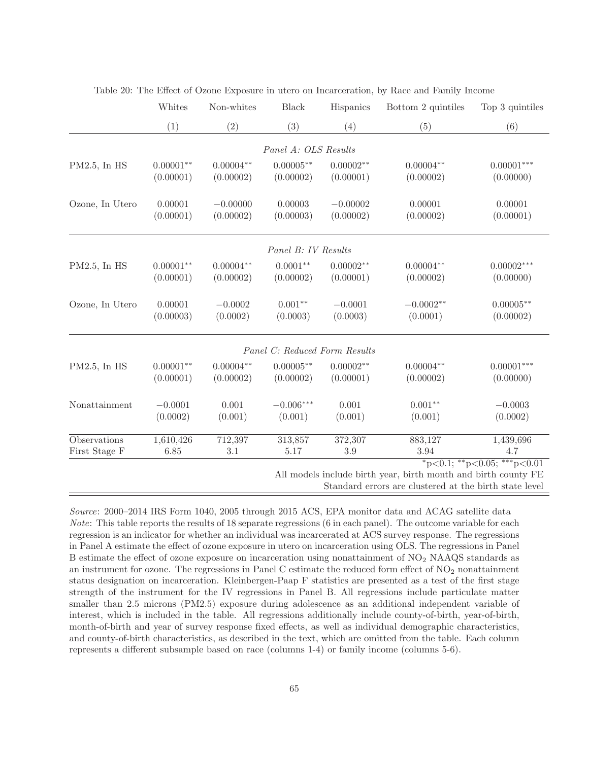Table 20: The Effect of Ozone Exposure in utero on Incarceration, by Race and Family Income

| | Whites | Non-whites | Black | Hispanics | Bottom 2 quintiles | Top 3 quintiles |
|---|---|---|---|---|---|---|
| | (1) | (2) | (3) | (4) | (5) | (6) |
| | | | *Panel A: OLS Results* | | | |
| PM2.5, In HS | $0.00001^{**}$ | $0.00004^{**}$ | $0.00005^{**}$ | $0.00002^{**}$ | $0.00004^{**}$ | $0.00001^{***}$ |
| | (0.00001) | (0.00002) | (0.00002) | (0.00001) | (0.00002) | (0.00000) |
| Ozone, In Utero | 0.00001 | −0.00000 | 0.00003 | −0.00002 | 0.00001 | 0.00001 |
| | (0.00001) | (0.00002) | (0.00003) | (0.00002) | (0.00002) | (0.00001) |
| | | | *Panel B: IV Results* | | | |
| PM2.5, In HS | $0.00001^{**}$ | $0.00004^{**}$ | $0.0001^{**}$ | $0.00002^{**}$ | $0.00004^{**}$ | $0.00002^{***}$ |
| | (0.00001) | (0.00002) | (0.00002) | (0.00001) | (0.00002) | (0.00000) |
| Ozone, In Utero | 0.00001 | −0.0002 | $0.001^{**}$ | −0.0001 | $-0.0002^{**}$ | $0.00005^{**}$ |
| | (0.00003) | (0.0002) | (0.0003) | (0.0003) | (0.0001) | (0.00002) |
| | | | *Panel C: Reduced Form Results* | | | |
| PM2.5, In HS | $0.00001^{**}$ | $0.00004^{**}$ | $0.00005^{**}$ | $0.00002^{**}$ | $0.00004^{**}$ | $0.00001^{***}$ |
| | (0.00001) | (0.00002) | (0.00002) | (0.00001) | (0.00002) | (0.00000) |
| Nonattainment | −0.0001 | 0.001 | $-0.006^{***}$ | 0.001 | $0.001^{**}$ | −0.0003 |
| | (0.0002) | (0.001) | (0.001) | (0.001) | (0.001) | (0.0002) |
| Observations | 1,610,426 | 712,397 | 313,857 | 372,307 | 883,127 | 1,439,696 |
| First Stage F | 6.85 | 3.1 | 5.17 | 3.9 | 3.94 | 4.7 |

$^{*}p<0.1$; $^{**}p<0.05$; $^{***}p<0.01$

All models include birth year, birth month and birth county FE

Standard errors are clustered at the birth state level

*Source*: 2000–2014 IRS Form 1040, 2005 through 2015 ACS, EPA monitor data and ACAG satellite data
*Note*: This table reports the results of 18 separate regressions (6 in each panel). The outcome variable for each regression is an indicator for whether an individual was incarcerated at ACS survey response. The regressions in Panel A estimate the effect of ozone exposure in utero on incarceration using OLS. The regressions in Panel B estimate the effect of ozone exposure on incarceration using nonattainment of $NO_2$ NAAQS standards as an instrument for ozone. The regressions in Panel C estimate the reduced form effect of $NO_2$ nonattainment status designation on incarceration. Kleinbergen-Paap F statistics are presented as a test of the first stage strength of the instrument for the IV regressions in Panel B. All regressions include particulate matter smaller than 2.5 microns (PM2.5) exposure during adolescence as an additional independent variable of interest, which is included in the table. All regressions additionally include county-of-birth, year-of-birth, month-of-birth and year of survey response fixed effects, as well as individual demographic characteristics, and county-of-birth characteristics, as described in the text, which are omitted from the table. Each column represents a different subsample based on race (columns 1-4) or family income (columns 5-6).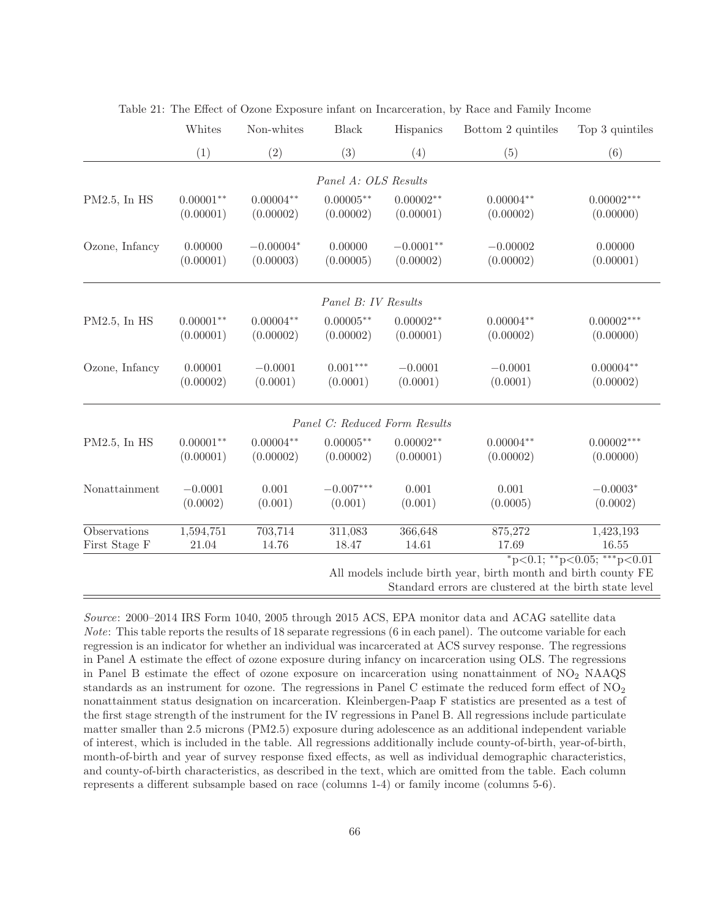Table 21: The Effect of Ozone Exposure infant on Incarceration, by Race and Family Income

| | Whites | Non-whites | Black | Hispanics | Bottom 2 quintiles | Top 3 quintiles |
|---|---|---|---|---|---|---|
| | (1) | (2) | (3) | (4) | (5) | (6) |
| | | | *Panel A: OLS Results* | | | |
| PM2.5, In HS | $0.00001^{**}$ | $0.00004^{**}$ | $0.00005^{**}$ | $0.00002^{**}$ | $0.00004^{**}$ | $0.00002^{***}$ |
| | (0.00001) | (0.00002) | (0.00002) | (0.00001) | (0.00002) | (0.00000) |
| Ozone, Infancy | 0.00000 | $-0.00004^{*}$ | 0.00000 | $-0.0001^{**}$ | $-0.00002$ | 0.00000 |
| | (0.00001) | (0.00003) | (0.00005) | (0.00002) | (0.00002) | (0.00001) |
| | | | *Panel B: IV Results* | | | |
| PM2.5, In HS | $0.00001^{**}$ | $0.00004^{**}$ | $0.00005^{**}$ | $0.00002^{**}$ | $0.00004^{**}$ | $0.00002^{***}$ |
| | (0.00001) | (0.00002) | (0.00002) | (0.00001) | (0.00002) | (0.00000) |
| Ozone, Infancy | 0.00001 | $-0.0001$ | $0.001^{***}$ | $-0.0001$ | $-0.0001$ | $0.00004^{**}$ |
| | (0.00002) | (0.0001) | (0.0001) | (0.0001) | (0.0001) | (0.00002) |
| | | | *Panel C: Reduced Form Results* | | | |
| PM2.5, In HS | $0.00001^{**}$ | $0.00004^{**}$ | $0.00005^{**}$ | $0.00002^{**}$ | $0.00004^{**}$ | $0.00002^{***}$ |
| | (0.00001) | (0.00002) | (0.00002) | (0.00001) | (0.00002) | (0.00000) |
| Nonattainment | $-0.0001$ | 0.001 | $-0.007^{***}$ | 0.001 | 0.001 | $-0.0003^{*}$ |
| | (0.0002) | (0.001) | (0.001) | (0.001) | (0.0005) | (0.0002) |
| Observations | 1,594,751 | 703,714 | 311,083 | 366,648 | 875,272 | 1,423,193 |
| First Stage F | 21.04 | 14.76 | 18.47 | 14.61 | 17.69 | 16.55 |

$^{*}$p<0.1; $^{**}$p<0.05; $^{***}$p<0.01
All models include birth year, birth month and birth county FE
Standard errors are clustered at the birth state level

*Source*: 2000–2014 IRS Form 1040, 2005 through 2015 ACS, EPA monitor data and ACAG satellite data
*Note*: This table reports the results of 18 separate regressions (6 in each panel). The outcome variable for each regression is an indicator for whether an individual was incarcerated at ACS survey response. The regressions in Panel A estimate the effect of ozone exposure during infancy on incarceration using OLS. The regressions in Panel B estimate the effect of ozone exposure on incarceration using nonattainment of $NO_2$ NAAQS standards as an instrument for ozone. The regressions in Panel C estimate the reduced form effect of $NO_2$ nonattainment status designation on incarceration. Kleinbergen-Paap F statistics are presented as a test of the first stage strength of the instrument for the IV regressions in Panel B. All regressions include particulate matter smaller than 2.5 microns (PM2.5) exposure during adolescence as an additional independent variable of interest, which is included in the table. All regressions additionally include county-of-birth, year-of-birth, month-of-birth and year of survey response fixed effects, as well as individual demographic characteristics, and county-of-birth characteristics, as described in the text, which are omitted from the table. Each column represents a different subsample based on race (columns 1-4) or family income (columns 5-6).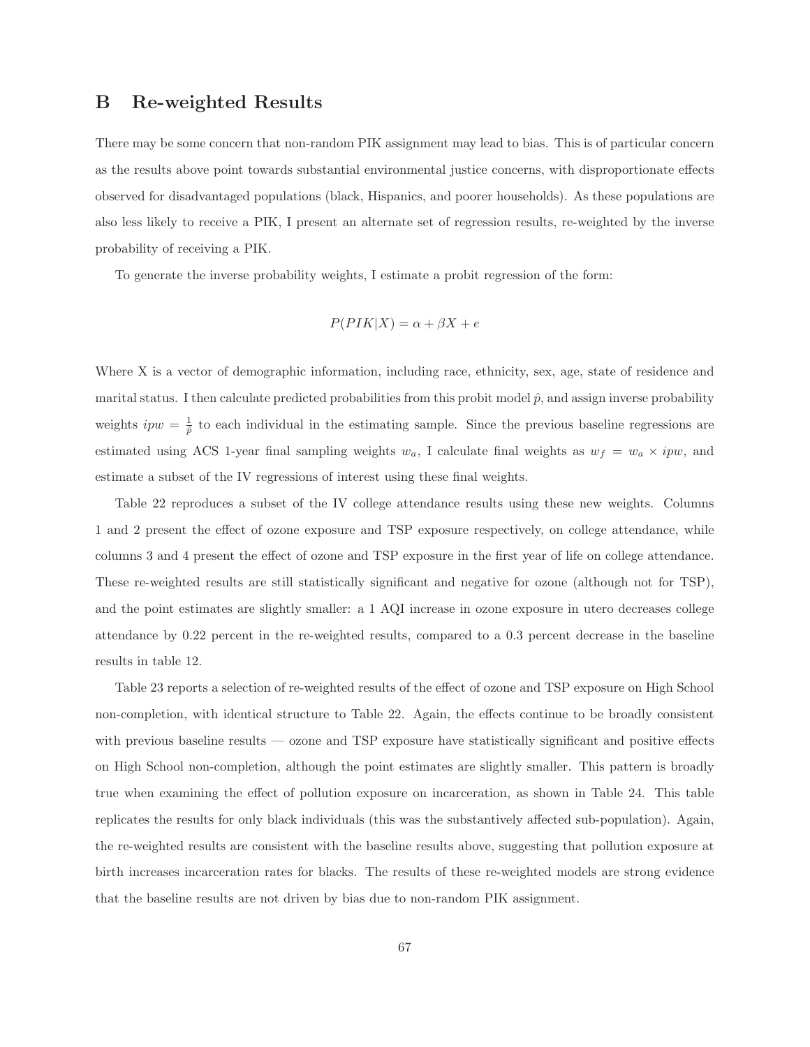# B Re-weighted Results

There may be some concern that non-random PIK assignment may lead to bias. This is of particular concern as the results above point towards substantial environmental justice concerns, with disproportionate effects observed for disadvantaged populations (black, Hispanics, and poorer households). As these populations are also less likely to receive a PIK, I present an alternate set of regression results, re-weighted by the inverse probability of receiving a PIK.

To generate the inverse probability weights, I estimate a probit regression of the form:

$$P(PIK|X) = \alpha + \beta X + e$$

Where X is a vector of demographic information, including race, ethnicity, sex, age, state of residence and marital status. I then calculate predicted probabilities from this probit model $\hat{p}$, and assign inverse probability weights $ipw = \frac{1}{\hat{p}}$ to each individual in the estimating sample. Since the previous baseline regressions are estimated using ACS 1-year final sampling weights $w_a$, I calculate final weights as $w_f = w_a \times ipw$, and estimate a subset of the IV regressions of interest using these final weights.

Table 22 reproduces a subset of the IV college attendance results using these new weights. Columns 1 and 2 present the effect of ozone exposure and TSP exposure respectively, on college attendance, while columns 3 and 4 present the effect of ozone and TSP exposure in the first year of life on college attendance. These re-weighted results are still statistically significant and negative for ozone (although not for TSP), and the point estimates are slightly smaller: a 1 AQI increase in ozone exposure in utero decreases college attendance by 0.22 percent in the re-weighted results, compared to a 0.3 percent decrease in the baseline results in table 12.

Table 23 reports a selection of re-weighted results of the effect of ozone and TSP exposure on High School non-completion, with identical structure to Table 22. Again, the effects continue to be broadly consistent with previous baseline results — ozone and TSP exposure have statistically significant and positive effects on High School non-completion, although the point estimates are slightly smaller. This pattern is broadly true when examining the effect of pollution exposure on incarceration, as shown in Table 24. This table replicates the results for only black individuals (this was the substantively affected sub-population). Again, the re-weighted results are consistent with the baseline results above, suggesting that pollution exposure at birth increases incarceration rates for blacks. The results of these re-weighted models are strong evidence that the baseline results are not driven by bias due to non-random PIK assignment.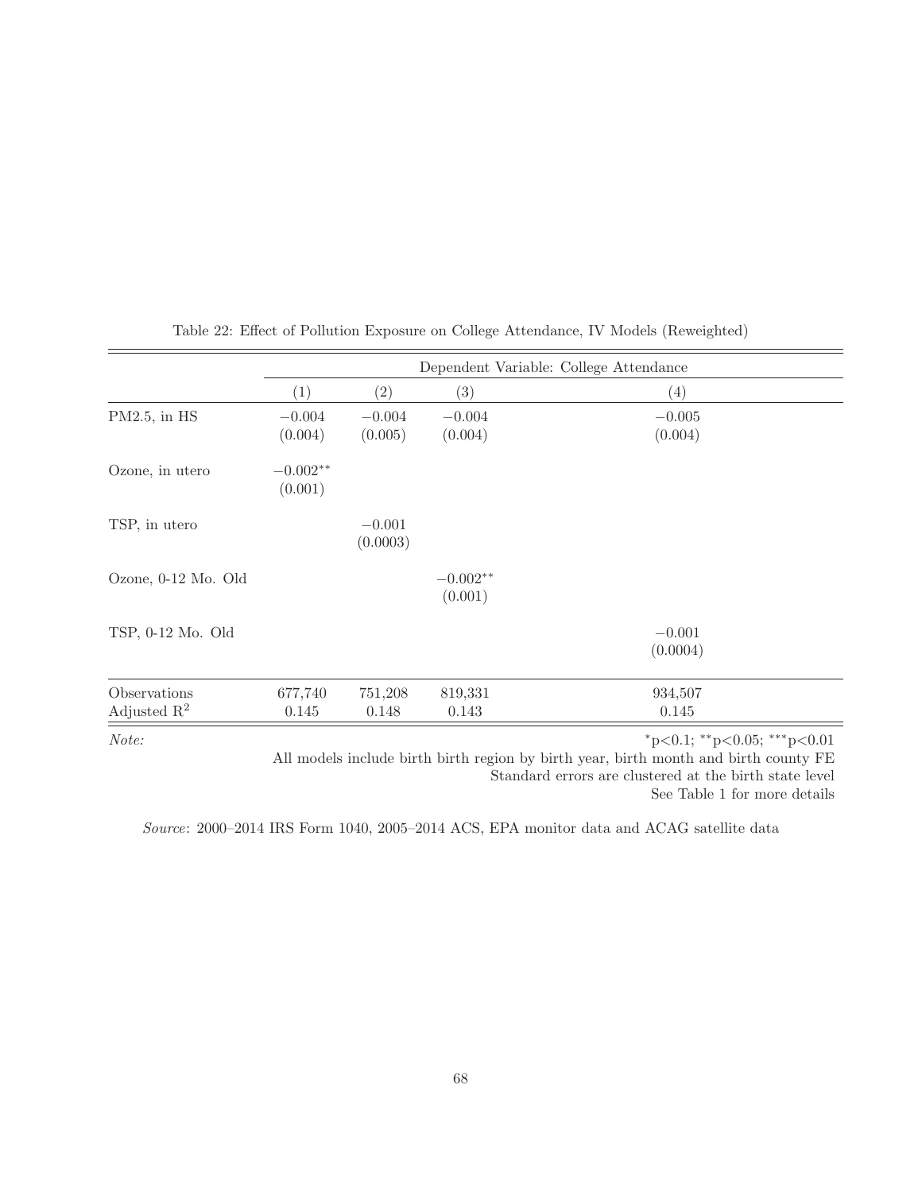Table 22: Effect of Pollution Exposure on College Attendance, IV Models (Reweighted)

| | Dependent Variable: College Attendance | | | |
|---|---|---|---|---|
| | (1) | (2) | (3) | (4) |
| PM2.5, in HS | −0.004 | −0.004 | −0.004 | −0.005 |
| | (0.004) | (0.005) | (0.004) | (0.004) |
| Ozone, in utero | $-0.002^{**}$ | | | |
| | (0.001) | | | |
| TSP, in utero | | −0.001 | | |
| | | (0.0003) | | |
| Ozone, 0-12 Mo. Old | | | $-0.002^{**}$ | |
| | | | (0.001) | |
| TSP, 0-12 Mo. Old | | | | −0.001 |
| | | | | (0.0004) |
| Observations | 677,740 | 751,208 | 819,331 | 934,507 |
| Adjusted $R^2$ | 0.145 | 0.148 | 0.143 | 0.145 |

*Note:* $^{*}$p<0.1; $^{**}$p<0.05; $^{***}$p<0.01
All models include birth birth region by birth year, birth month and birth county FE
Standard errors are clustered at the birth state level
See Table 1 for more details

*Source*: 2000–2014 IRS Form 1040, 2005–2014 ACS, EPA monitor data and ACAG satellite data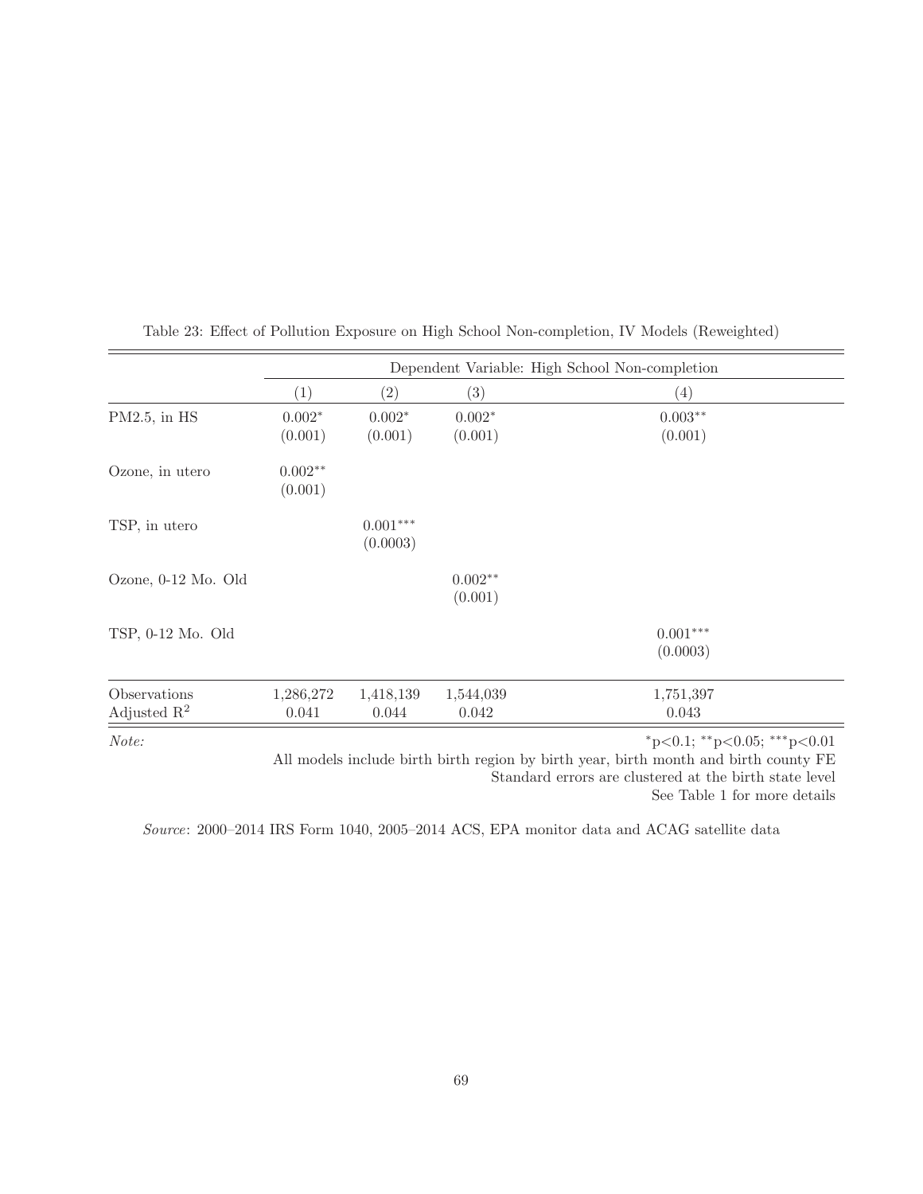Table 23: Effect of Pollution Exposure on High School Non-completion, IV Models (Reweighted)

| | Dependent Variable: High School Non-completion | | | |
|---|---|---|---|---|
| | (1) | (2) | (3) | (4) |
| PM2.5, in HS | 0.002* | 0.002* | 0.002* | 0.003** |
| | (0.001) | (0.001) | (0.001) | (0.001) |
| Ozone, in utero | 0.002** | | | |
| | (0.001) | | | |
| TSP, in utero | | 0.001*** | | |
| | | (0.0003) | | |
| Ozone, 0-12 Mo. Old | | | 0.002** | |
| | | | (0.001) | |
| TSP, 0-12 Mo. Old | | | | 0.001*** |
| | | | | (0.0003) |
| Observations | 1,286,272 | 1,418,139 | 1,544,039 | 1,751,397 |
| Adjusted $R^2$ | 0.041 | 0.044 | 0.042 | 0.043 |

*Note:* *p<0.1; **p<0.05; ***p<0.01

All models include birth birth region by birth year, birth month and birth county FE

Standard errors are clustered at the birth state level

See Table 1 for more details

*Source*: 2000–2014 IRS Form 1040, 2005–2014 ACS, EPA monitor data and ACAG satellite data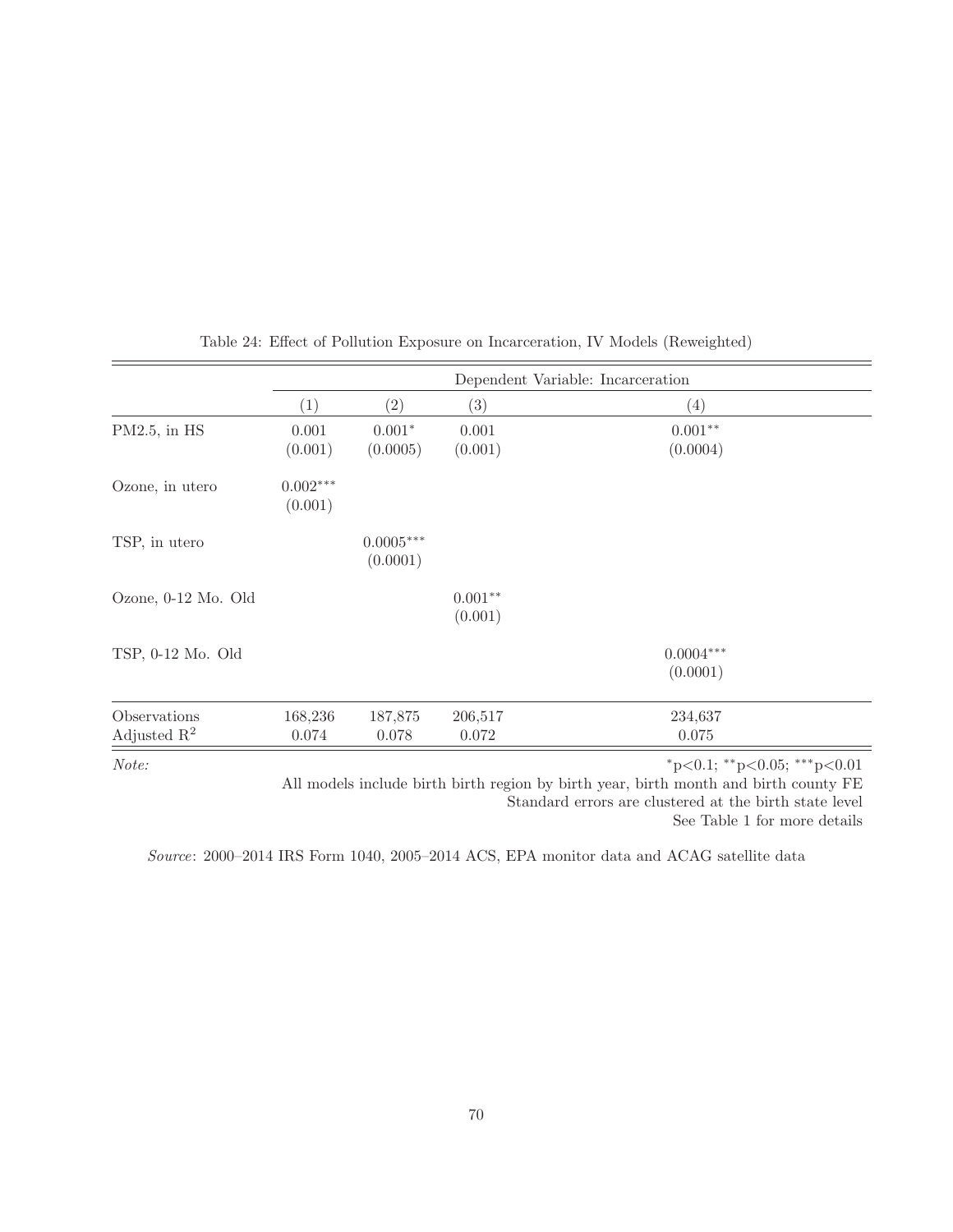Table 24: Effect of Pollution Exposure on Incarceration, IV Models (Reweighted)

| | Dependent Variable: Incarceration | | | |
|---|---|---|---|---|
| | (1) | (2) | (3) | (4) |
| PM2.5, in HS | 0.001 | $0.001^{*}$ | 0.001 | $0.001^{**}$ |
| | (0.001) | (0.0005) | (0.001) | (0.0004) |
| Ozone, in utero | $0.002^{***}$ | | | |
| | (0.001) | | | |
| TSP, in utero | | $0.0005^{***}$ | | |
| | | (0.0001) | | |
| Ozone, 0-12 Mo. Old | | | $0.001^{**}$ | |
| | | | (0.001) | |
| TSP, 0-12 Mo. Old | | | | $0.0004^{***}$ |
| | | | | (0.0001) |
| Observations | 168,236 | 187,875 | 206,517 | 234,637 |
| Adjusted $R^2$ | 0.074 | 0.078 | 0.072 | 0.075 |

*Note:* $^{*}$p<0.1; $^{**}$p<0.05; $^{***}$p<0.01

All models include birth birth region by birth year, birth month and birth county FE

Standard errors are clustered at the birth state level

See Table 1 for more details

*Source*: 2000–2014 IRS Form 1040, 2005–2014 ACS, EPA monitor data and ACAG satellite data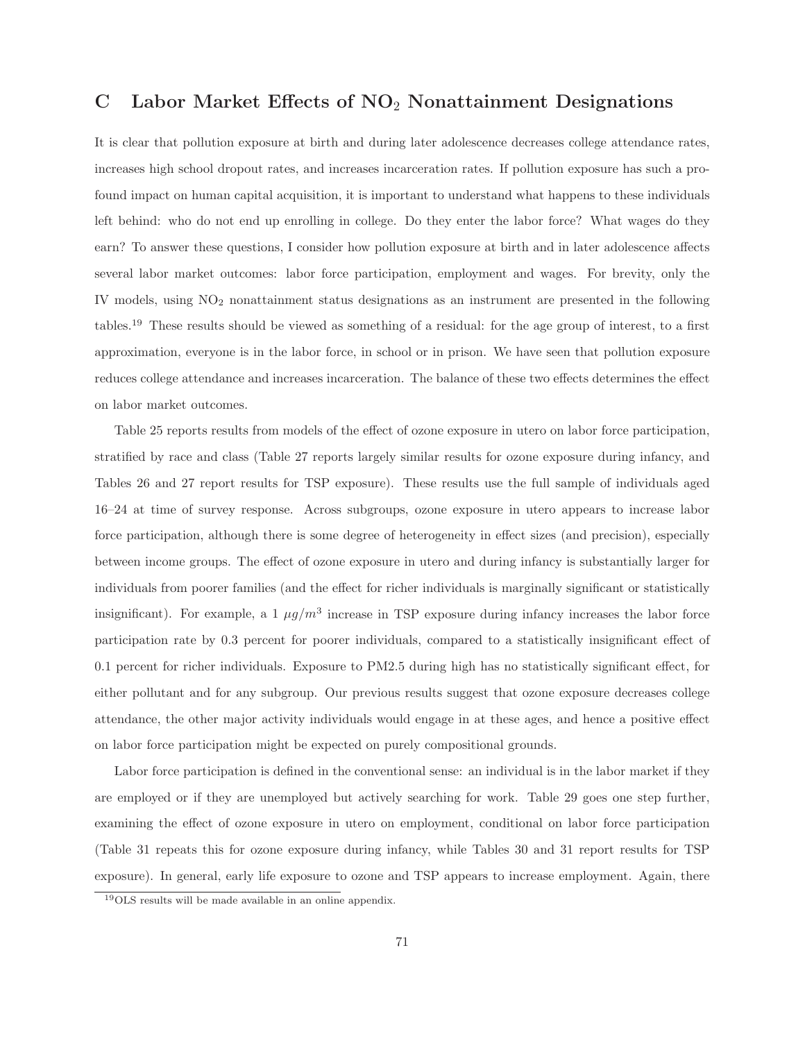# C Labor Market Effects of $NO_2$ Nonattainment Designations

It is clear that pollution exposure at birth and during later adolescence decreases college attendance rates, increases high school dropout rates, and increases incarceration rates. If pollution exposure has such a profound impact on human capital acquisition, it is important to understand what happens to these individuals left behind: who do not end up enrolling in college. Do they enter the labor force? What wages do they earn? To answer these questions, I consider how pollution exposure at birth and in later adolescence affects several labor market outcomes: labor force participation, employment and wages. For brevity, only the IV models, using $NO_2$ nonattainment status designations as an instrument are presented in the following tables.[19] These results should be viewed as something of a residual: for the age group of interest, to a first approximation, everyone is in the labor force, in school or in prison. We have seen that pollution exposure reduces college attendance and increases incarceration. The balance of these two effects determines the effect on labor market outcomes.

Table 25 reports results from models of the effect of ozone exposure in utero on labor force participation, stratified by race and class (Table 27 reports largely similar results for ozone exposure during infancy, and Tables 26 and 27 report results for TSP exposure). These results use the full sample of individuals aged 16–24 at time of survey response. Across subgroups, ozone exposure in utero appears to increase labor force participation, although there is some degree of heterogeneity in effect sizes (and precision), especially between income groups. The effect of ozone exposure in utero and during infancy is substantially larger for individuals from poorer families (and the effect for richer individuals is marginally significant or statistically insignificant). For example, a 1 $\mu g/m^3$ increase in TSP exposure during infancy increases the labor force participation rate by 0.3 percent for poorer individuals, compared to a statistically insignificant effect of 0.1 percent for richer individuals. Exposure to PM2.5 during high has no statistically significant effect, for either pollutant and for any subgroup. Our previous results suggest that ozone exposure decreases college attendance, the other major activity individuals would engage in at these ages, and hence a positive effect on labor force participation might be expected on purely compositional grounds.

Labor force participation is defined in the conventional sense: an individual is in the labor market if they are employed or if they are unemployed but actively searching for work. Table 29 goes one step further, examining the effect of ozone exposure in utero on employment, conditional on labor force participation (Table 31 repeats this for ozone exposure during infancy, while Tables 30 and 31 report results for TSP exposure). In general, early life exposure to ozone and TSP appears to increase employment. Again, there

[19] OLS results will be made available in an online appendix.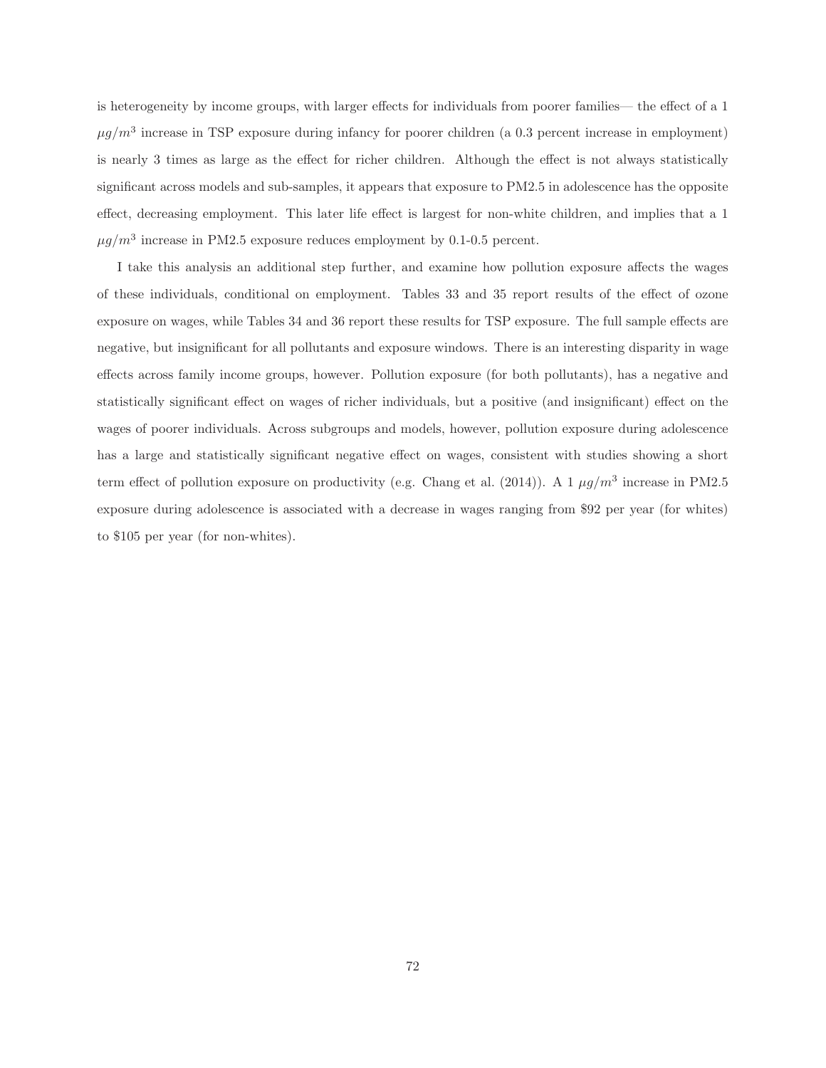is heterogeneity by income groups, with larger effects for individuals from poorer families— the effect of a 1 $\mu g/m^3$ increase in TSP exposure during infancy for poorer children (a 0.3 percent increase in employment) is nearly 3 times as large as the effect for richer children. Although the effect is not always statistically significant across models and sub-samples, it appears that exposure to PM2.5 in adolescence has the opposite effect, decreasing employment. This later life effect is largest for non-white children, and implies that a 1 $\mu g/m^3$ increase in PM2.5 exposure reduces employment by 0.1-0.5 percent.

I take this analysis an additional step further, and examine how pollution exposure affects the wages of these individuals, conditional on employment. Tables 33 and 35 report results of the effect of ozone exposure on wages, while Tables 34 and 36 report these results for TSP exposure. The full sample effects are negative, but insignificant for all pollutants and exposure windows. There is an interesting disparity in wage effects across family income groups, however. Pollution exposure (for both pollutants), has a negative and statistically significant effect on wages of richer individuals, but a positive (and insignificant) effect on the wages of poorer individuals. Across subgroups and models, however, pollution exposure during adolescence has a large and statistically significant negative effect on wages, consistent with studies showing a short term effect of pollution exposure on productivity (e.g. Chang et al. (2014)). A 1 $\mu g/m^3$ increase in PM2.5 exposure during adolescence is associated with a decrease in wages ranging from $92 per year (for whites) to $105 per year (for non-whites).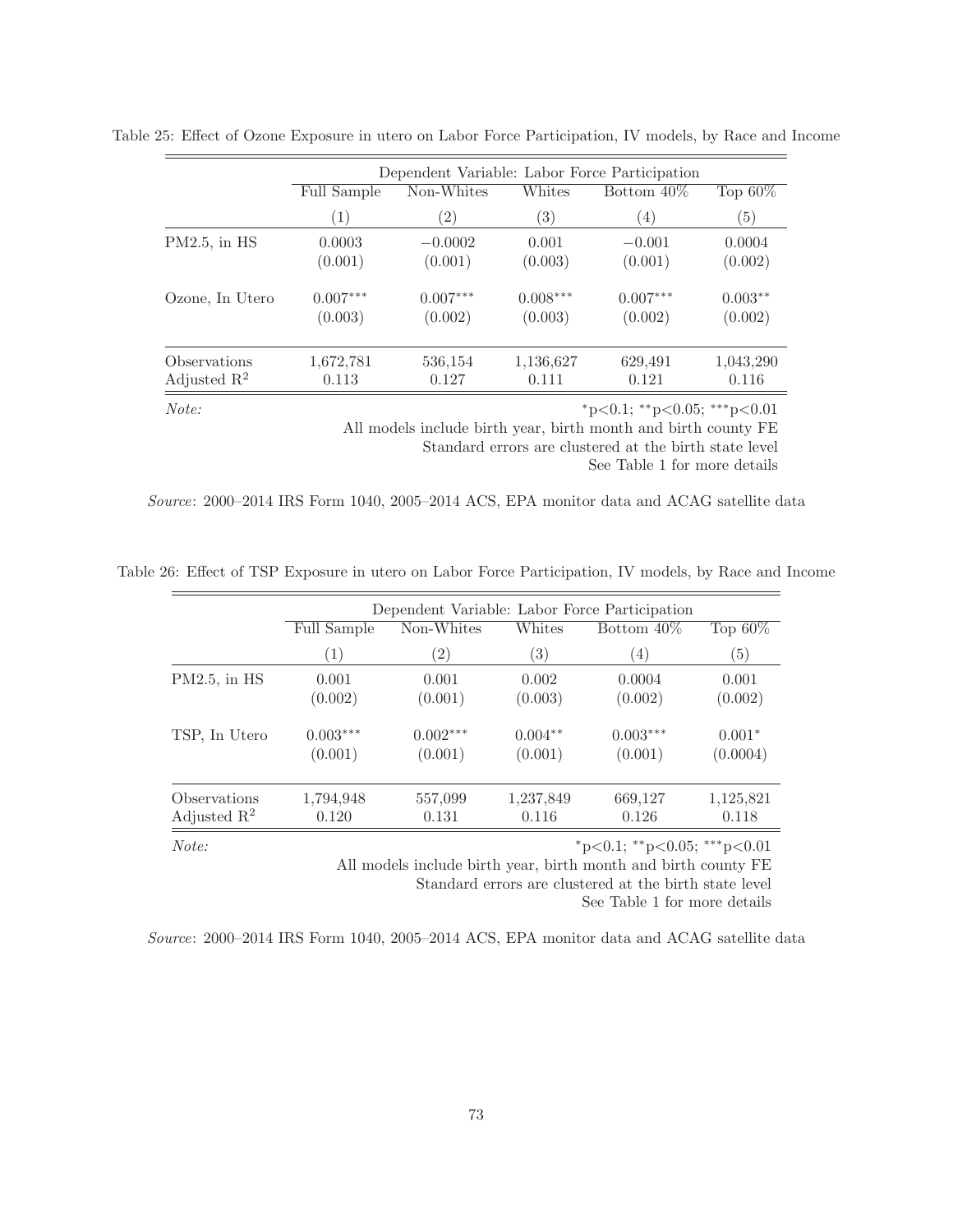Table 25: Effect of Ozone Exposure in utero on Labor Force Participation, IV models, by Race and Income

| | Dependent Variable: Labor Force Participation | | | | |
|---|---|---|---|---|---|
| | Full Sample | Non-Whites | Whites | Bottom 40% | Top 60% |
| | (1) | (2) | (3) | (4) | (5) |
| PM2.5, in HS | 0.0003 | −0.0002 | 0.001 | −0.001 | 0.0004 |
| | (0.001) | (0.001) | (0.003) | (0.001) | (0.002) |
| Ozone, In Utero | 0.007*** | 0.007*** | 0.008*** | 0.007*** | 0.003** |
| | (0.003) | (0.002) | (0.003) | (0.002) | (0.002) |
| Observations | 1,672,781 | 536,154 | 1,136,627 | 629,491 | 1,043,290 |
| Adjusted $R^2$ | 0.113 | 0.127 | 0.111 | 0.121 | 0.116 |

*Note:* *p<0.1; **p<0.05; ***p<0.01
All models include birth year, birth month and birth county FE
Standard errors are clustered at the birth state level
See Table 1 for more details

*Source*: 2000–2014 IRS Form 1040, 2005–2014 ACS, EPA monitor data and ACAG satellite data

Table 26: Effect of TSP Exposure in utero on Labor Force Participation, IV models, by Race and Income

| | Dependent Variable: Labor Force Participation | | | | |
|---|---|---|---|---|---|
| | Full Sample | Non-Whites | Whites | Bottom 40% | Top 60% |
| | (1) | (2) | (3) | (4) | (5) |
| PM2.5, in HS | 0.001 | 0.001 | 0.002 | 0.0004 | 0.001 |
| | (0.002) | (0.001) | (0.003) | (0.002) | (0.002) |
| TSP, In Utero | 0.003*** | 0.002*** | 0.004** | 0.003*** | 0.001* |
| | (0.001) | (0.001) | (0.001) | (0.001) | (0.0004) |
| Observations | 1,794,948 | 557,099 | 1,237,849 | 669,127 | 1,125,821 |
| Adjusted $R^2$ | 0.120 | 0.131 | 0.116 | 0.126 | 0.118 |

*Note:* *p<0.1; **p<0.05; ***p<0.01
All models include birth year, birth month and birth county FE
Standard errors are clustered at the birth state level
See Table 1 for more details

*Source*: 2000–2014 IRS Form 1040, 2005–2014 ACS, EPA monitor data and ACAG satellite data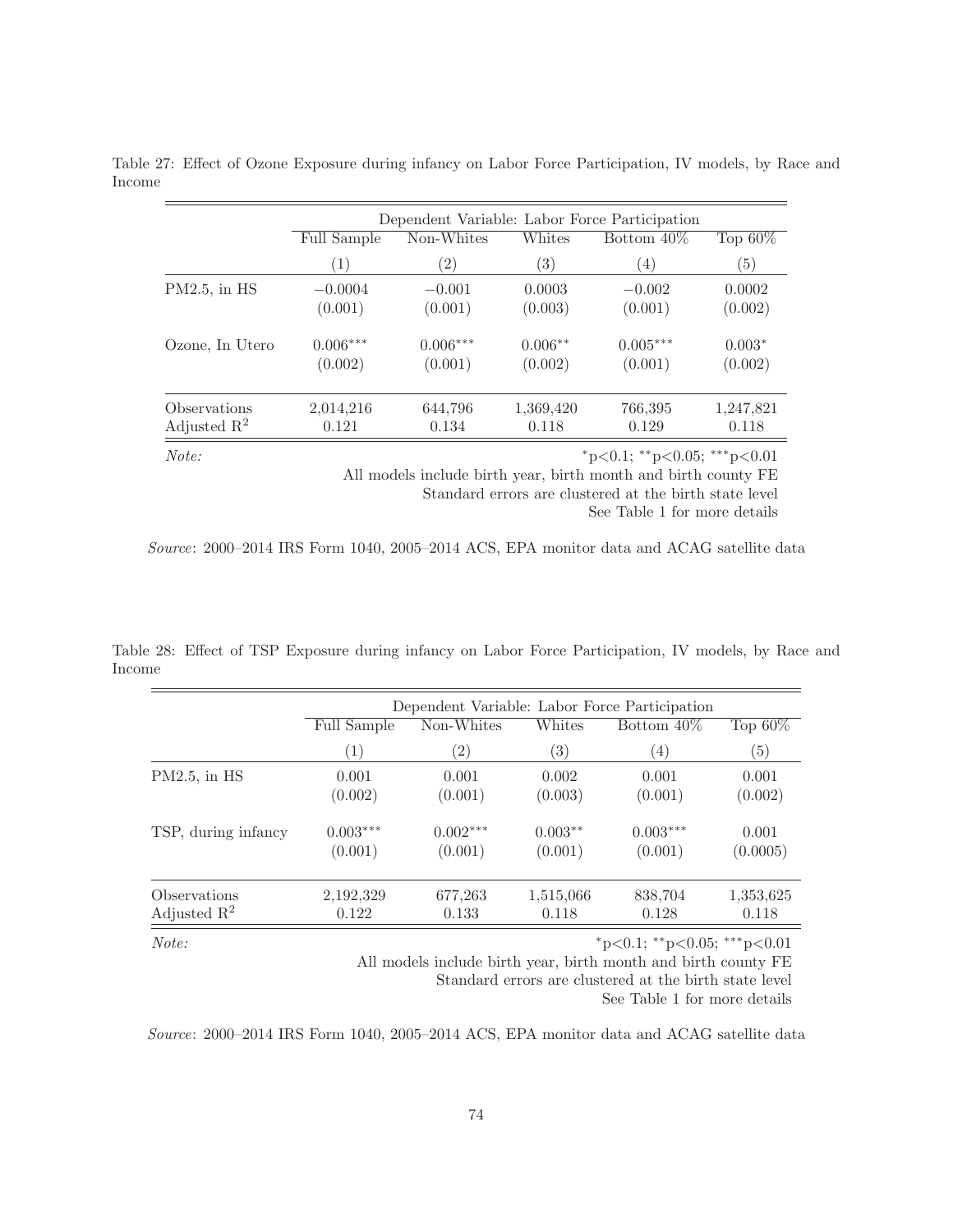Table 27: Effect of Ozone Exposure during infancy on Labor Force Participation, IV models, by Race and Income

| | Dependent Variable: Labor Force Participation | | | | |
|---|---|---|---|---|---|
| | Full Sample | Non-Whites | Whites | Bottom 40% | Top 60% |
| | (1) | (2) | (3) | (4) | (5) |
| PM2.5, in HS | −0.0004 | −0.001 | 0.0003 | −0.002 | 0.0002 |
| | (0.001) | (0.001) | (0.003) | (0.001) | (0.002) |
| Ozone, In Utero | 0.006*** | 0.006*** | 0.006** | 0.005*** | 0.003* |
| | (0.002) | (0.001) | (0.002) | (0.001) | (0.002) |
| Observations | 2,014,216 | 644,796 | 1,369,420 | 766,395 | 1,247,821 |
| Adjusted $R^2$ | 0.121 | 0.134 | 0.118 | 0.129 | 0.118 |

*Note:* *p<0.1; **p<0.05; ***p<0.01
All models include birth year, birth month and birth county FE
Standard errors are clustered at the birth state level
See Table 1 for more details

*Source*: 2000–2014 IRS Form 1040, 2005–2014 ACS, EPA monitor data and ACAG satellite data

Table 28: Effect of TSP Exposure during infancy on Labor Force Participation, IV models, by Race and Income

| | Dependent Variable: Labor Force Participation | | | | |
|---|---|---|---|---|---|
| | Full Sample | Non-Whites | Whites | Bottom 40% | Top 60% |
| | (1) | (2) | (3) | (4) | (5) |
| PM2.5, in HS | 0.001 | 0.001 | 0.002 | 0.001 | 0.001 |
| | (0.002) | (0.001) | (0.003) | (0.001) | (0.002) |
| TSP, during infancy | 0.003*** | 0.002*** | 0.003** | 0.003*** | 0.001 |
| | (0.001) | (0.001) | (0.001) | (0.001) | (0.0005) |
| Observations | 2,192,329 | 677,263 | 1,515,066 | 838,704 | 1,353,625 |
| Adjusted $R^2$ | 0.122 | 0.133 | 0.118 | 0.128 | 0.118 |

*Note:* *p<0.1; **p<0.05; ***p<0.01
All models include birth year, birth month and birth county FE
Standard errors are clustered at the birth state level
See Table 1 for more details

*Source*: 2000–2014 IRS Form 1040, 2005–2014 ACS, EPA monitor data and ACAG satellite data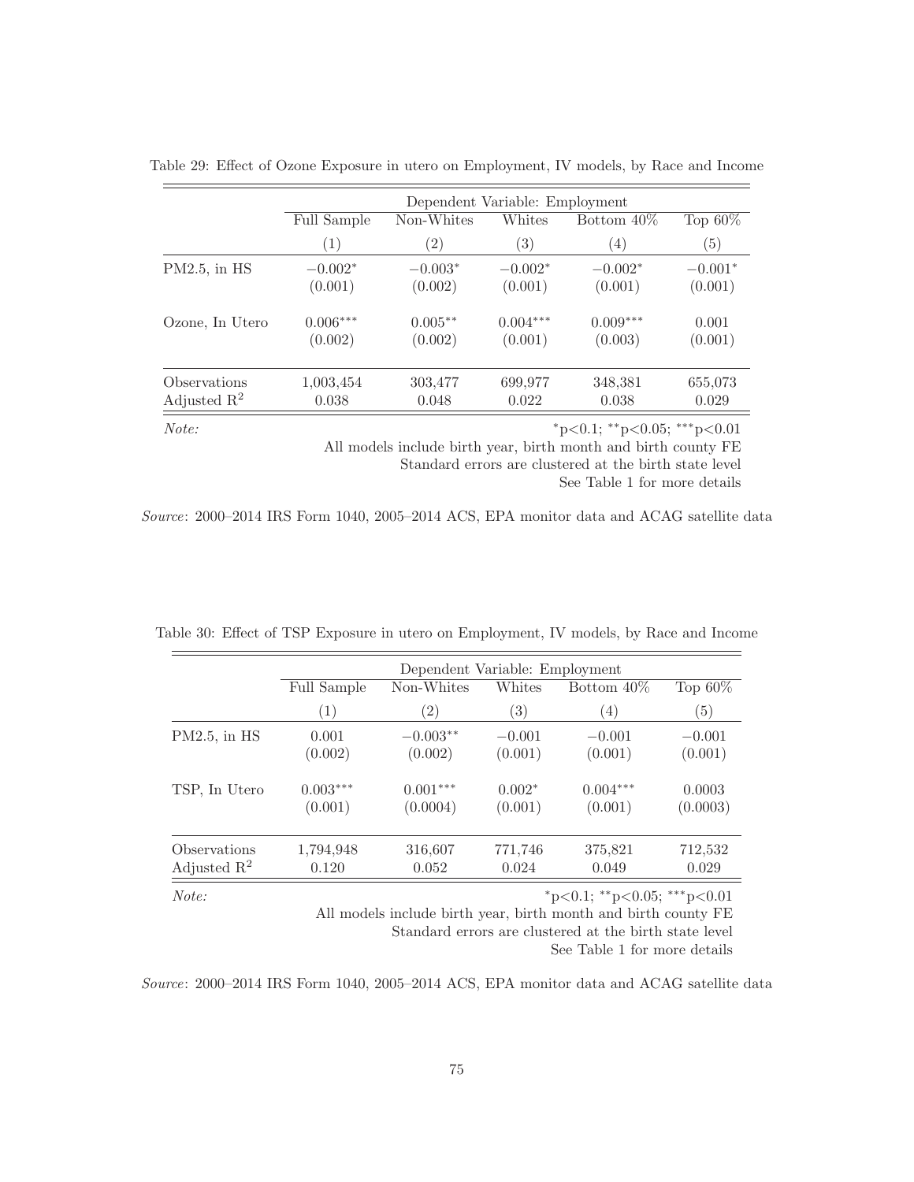Table 29: Effect of Ozone Exposure in utero on Employment, IV models, by Race and Income

| | Dependent Variable: Employment | | | | |
|---|---|---|---|---|---|
| | Full Sample | Non-Whites | Whites | Bottom 40% | Top 60% |
| | (1) | (2) | (3) | (4) | (5) |
| PM2.5, in HS | $-0.002^{*}$ | $-0.003^{*}$ | $-0.002^{*}$ | $-0.002^{*}$ | $-0.001^{*}$ |
| | (0.001) | (0.002) | (0.001) | (0.001) | (0.001) |
| Ozone, In Utero | $0.006^{***}$ | $0.005^{**}$ | $0.004^{***}$ | $0.009^{***}$ | 0.001 |
| | (0.002) | (0.002) | (0.001) | (0.003) | (0.001) |
| Observations | 1,003,454 | 303,477 | 699,977 | 348,381 | 655,073 |
| Adjusted $R^2$ | 0.038 | 0.048 | 0.022 | 0.038 | 0.029 |

*Note:* $^{*}$p<0.1; $^{**}$p<0.05; $^{***}$p<0.01
All models include birth year, birth month and birth county FE
Standard errors are clustered at the birth state level
See Table 1 for more details

*Source*: 2000–2014 IRS Form 1040, 2005–2014 ACS, EPA monitor data and ACAG satellite data

Table 30: Effect of TSP Exposure in utero on Employment, IV models, by Race and Income

| | Dependent Variable: Employment | | | | |
|---|---|---|---|---|---|
| | Full Sample | Non-Whites | Whites | Bottom 40% | Top 60% |
| | (1) | (2) | (3) | (4) | (5) |
| PM2.5, in HS | 0.001 | $-0.003^{**}$ | $-0.001$ | $-0.001$ | $-0.001$ |
| | (0.002) | (0.002) | (0.001) | (0.001) | (0.001) |
| TSP, In Utero | $0.003^{***}$ | $0.001^{***}$ | $0.002^{*}$ | $0.004^{***}$ | 0.0003 |
| | (0.001) | (0.0004) | (0.001) | (0.001) | (0.0003) |
| Observations | 1,794,948 | 316,607 | 771,746 | 375,821 | 712,532 |
| Adjusted $R^2$ | 0.120 | 0.052 | 0.024 | 0.049 | 0.029 |

*Note:* $^{*}$p<0.1; $^{**}$p<0.05; $^{***}$p<0.01
All models include birth year, birth month and birth county FE
Standard errors are clustered at the birth state level
See Table 1 for more details

*Source*: 2000–2014 IRS Form 1040, 2005–2014 ACS, EPA monitor data and ACAG satellite data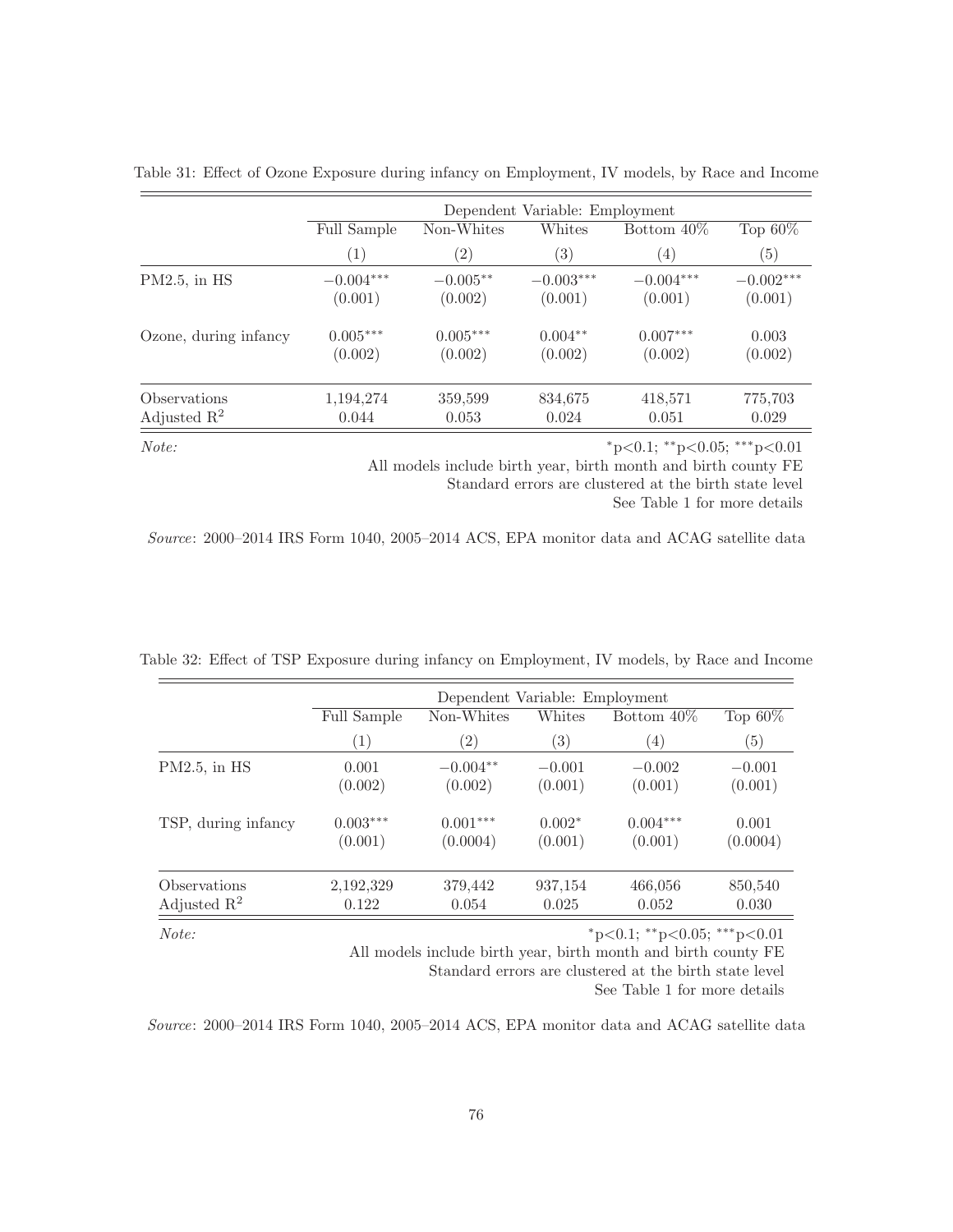Table 31: Effect of Ozone Exposure during infancy on Employment, IV models, by Race and Income

| | Dependent Variable: Employment | | | | |
|---|---|---|---|---|---|
| | Full Sample | Non-Whites | Whites | Bottom 40% | Top 60% |
| | (1) | (2) | (3) | (4) | (5) |
| PM2.5, in HS | $-0.004^{***}$ | $-0.005^{**}$ | $-0.003^{***}$ | $-0.004^{***}$ | $-0.002^{***}$ |
| | (0.001) | (0.002) | (0.001) | (0.001) | (0.001) |
| Ozone, during infancy | $0.005^{***}$ | $0.005^{***}$ | $0.004^{**}$ | $0.007^{***}$ | 0.003 |
| | (0.002) | (0.002) | (0.002) | (0.002) | (0.002) |
| Observations | 1,194,274 | 359,599 | 834,675 | 418,571 | 775,703 |
| Adjusted $R^2$ | 0.044 | 0.053 | 0.024 | 0.051 | 0.029 |

*Note:* $^{*}$p<0.1; $^{**}$p<0.05; $^{***}$p<0.01
All models include birth year, birth month and birth county FE
Standard errors are clustered at the birth state level
See Table 1 for more details

*Source*: 2000–2014 IRS Form 1040, 2005–2014 ACS, EPA monitor data and ACAG satellite data

Table 32: Effect of TSP Exposure during infancy on Employment, IV models, by Race and Income

| | Dependent Variable: Employment | | | | |
|---|---|---|---|---|---|
| | Full Sample | Non-Whites | Whites | Bottom 40% | Top 60% |
| | (1) | (2) | (3) | (4) | (5) |
| PM2.5, in HS | 0.001 | $-0.004^{**}$ | $-0.001$ | $-0.002$ | $-0.001$ |
| | (0.002) | (0.002) | (0.001) | (0.001) | (0.001) |
| TSP, during infancy | $0.003^{***}$ | $0.001^{***}$ | $0.002^{*}$ | $0.004^{***}$ | 0.001 |
| | (0.001) | (0.0004) | (0.001) | (0.001) | (0.0004) |
| Observations | 2,192,329 | 379,442 | 937,154 | 466,056 | 850,540 |
| Adjusted $R^2$ | 0.122 | 0.054 | 0.025 | 0.052 | 0.030 |

*Note:* $^{*}$p<0.1; $^{**}$p<0.05; $^{***}$p<0.01
All models include birth year, birth month and birth county FE
Standard errors are clustered at the birth state level
See Table 1 for more details

*Source*: 2000–2014 IRS Form 1040, 2005–2014 ACS, EPA monitor data and ACAG satellite data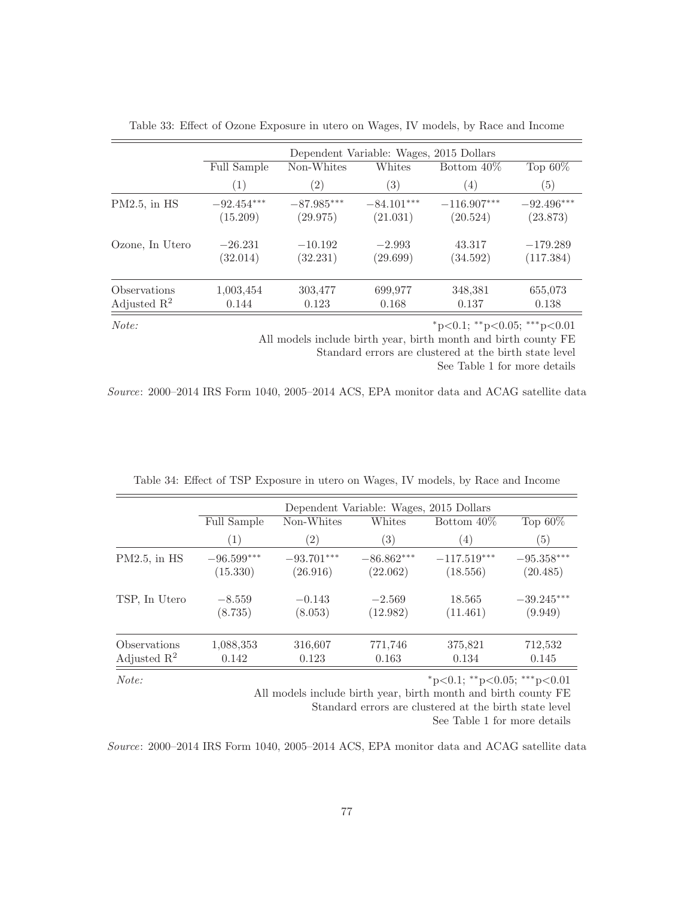Table 33: Effect of Ozone Exposure in utero on Wages, IV models, by Race and Income

| | Dependent Variable: Wages, 2015 Dollars | | | | |
|---|---|---|---|---|---|
| | Full Sample | Non-Whites | Whites | Bottom 40% | Top 60% |
| | (1) | (2) | (3) | (4) | (5) |
| PM2.5, in HS | $-92.454^{***}$ | $-87.985^{***}$ | $-84.101^{***}$ | $-116.907^{***}$ | $-92.496^{***}$ |
| | (15.209) | (29.975) | (21.031) | (20.524) | (23.873) |
| Ozone, In Utero | −26.231 | −10.192 | −2.993 | 43.317 | −179.289 |
| | (32.014) | (32.231) | (29.699) | (34.592) | (117.384) |
| Observations | 1,003,454 | 303,477 | 699,977 | 348,381 | 655,073 |
| Adjusted $R^2$ | 0.144 | 0.123 | 0.168 | 0.137 | 0.138 |

*Note:* $^{*}$p<0.1; $^{**}$p<0.05; $^{***}$p<0.01
All models include birth year, birth month and birth county FE
Standard errors are clustered at the birth state level
See Table 1 for more details

*Source*: 2000–2014 IRS Form 1040, 2005–2014 ACS, EPA monitor data and ACAG satellite data

Table 34: Effect of TSP Exposure in utero on Wages, IV models, by Race and Income

| | Dependent Variable: Wages, 2015 Dollars | | | | |
|---|---|---|---|---|---|
| | Full Sample | Non-Whites | Whites | Bottom 40% | Top 60% |
| | (1) | (2) | (3) | (4) | (5) |
| PM2.5, in HS | $-96.599^{***}$ | $-93.701^{***}$ | $-86.862^{***}$ | $-117.519^{***}$ | $-95.358^{***}$ |
| | (15.330) | (26.916) | (22.062) | (18.556) | (20.485) |
| TSP, In Utero | −8.559 | −0.143 | −2.569 | 18.565 | $-39.245^{***}$ |
| | (8.735) | (8.053) | (12.982) | (11.461) | (9.949) |
| Observations | 1,088,353 | 316,607 | 771,746 | 375,821 | 712,532 |
| Adjusted $R^2$ | 0.142 | 0.123 | 0.163 | 0.134 | 0.145 |

*Note:* $^{*}$p<0.1; $^{**}$p<0.05; $^{***}$p<0.01
All models include birth year, birth month and birth county FE
Standard errors are clustered at the birth state level
See Table 1 for more details

*Source*: 2000–2014 IRS Form 1040, 2005–2014 ACS, EPA monitor data and ACAG satellite data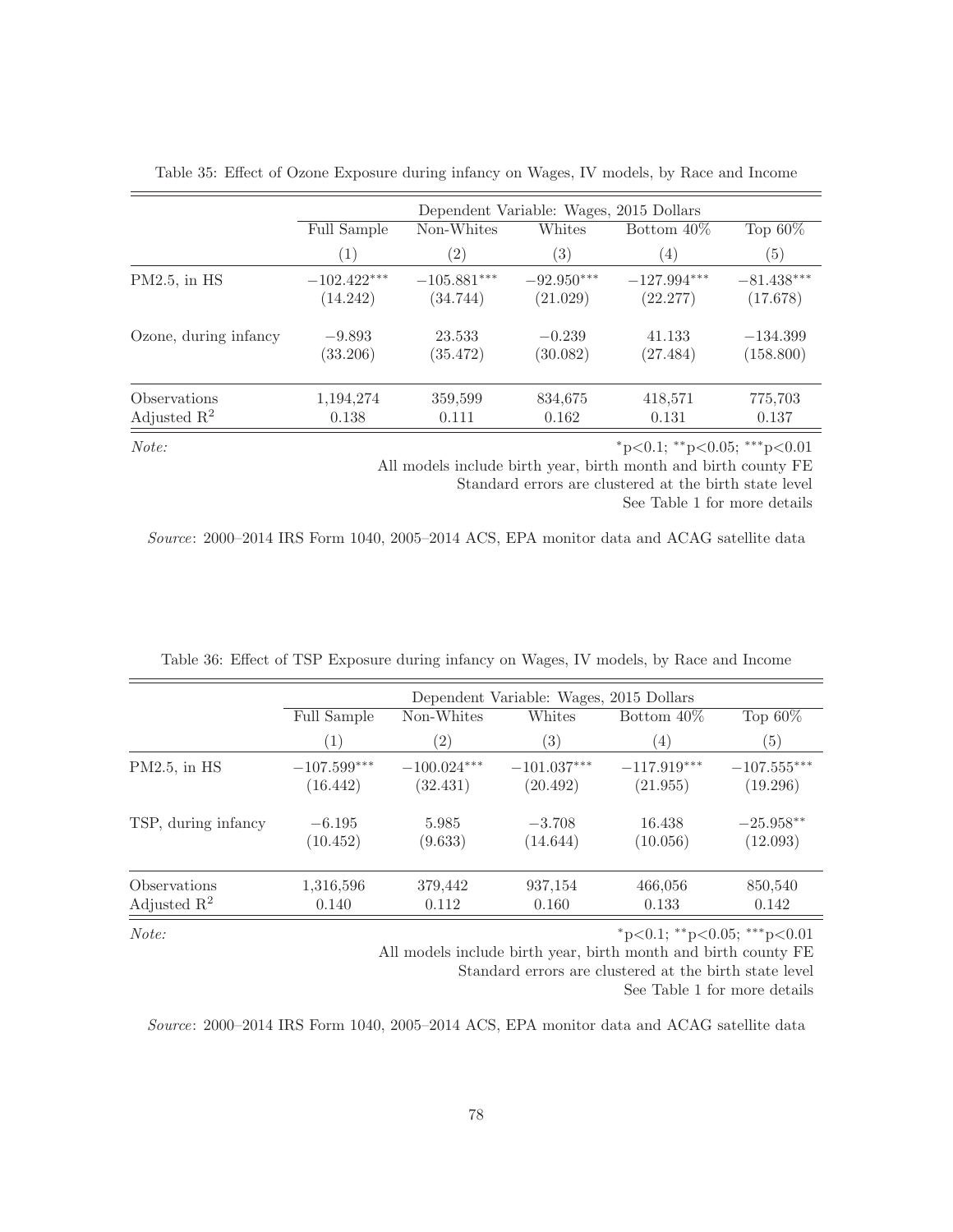Table 35: Effect of Ozone Exposure during infancy on Wages, IV models, by Race and Income

| | Dependent Variable: Wages, 2015 Dollars | | | | |
|---|---|---|---|---|---|
| | Full Sample | Non-Whites | Whites | Bottom 40% | Top 60% |
| | (1) | (2) | (3) | (4) | (5) |
| PM2.5, in HS | $-102.422^{***}$ | $-105.881^{***}$ | $-92.950^{***}$ | $-127.994^{***}$ | $-81.438^{***}$ |
| | (14.242) | (34.744) | (21.029) | (22.277) | (17.678) |
| Ozone, during infancy | $-9.893$ | 23.533 | $-0.239$ | 41.133 | $-134.399$ |
| | (33.206) | (35.472) | (30.082) | (27.484) | (158.800) |
| Observations | 1,194,274 | 359,599 | 834,675 | 418,571 | 775,703 |
| Adjusted $R^2$ | 0.138 | 0.111 | 0.162 | 0.131 | 0.137 |

*Note:* $^{*}$p<0.1; $^{**}$p<0.05; $^{***}$p<0.01

All models include birth year, birth month and birth county FE

Standard errors are clustered at the birth state level

See Table 1 for more details

*Source*: 2000–2014 IRS Form 1040, 2005–2014 ACS, EPA monitor data and ACAG satellite data

Table 36: Effect of TSP Exposure during infancy on Wages, IV models, by Race and Income

| | Dependent Variable: Wages, 2015 Dollars | | | | |
|---|---|---|---|---|---|
| | Full Sample | Non-Whites | Whites | Bottom 40% | Top 60% |
| | (1) | (2) | (3) | (4) | (5) |
| PM2.5, in HS | $-107.599^{***}$ | $-100.024^{***}$ | $-101.037^{***}$ | $-117.919^{***}$ | $-107.555^{***}$ |
| | (16.442) | (32.431) | (20.492) | (21.955) | (19.296) |
| TSP, during infancy | $-6.195$ | 5.985 | $-3.708$ | 16.438 | $-25.958^{**}$ |
| | (10.452) | (9.633) | (14.644) | (10.056) | (12.093) |
| Observations | 1,316,596 | 379,442 | 937,154 | 466,056 | 850,540 |
| Adjusted $R^2$ | 0.140 | 0.112 | 0.160 | 0.133 | 0.142 |

*Note:* $^{*}$p<0.1; $^{**}$p<0.05; $^{***}$p<0.01

All models include birth year, birth month and birth county FE

Standard errors are clustered at the birth state level

See Table 1 for more details

*Source*: 2000–2014 IRS Form 1040, 2005–2014 ACS, EPA monitor data and ACAG satellite data